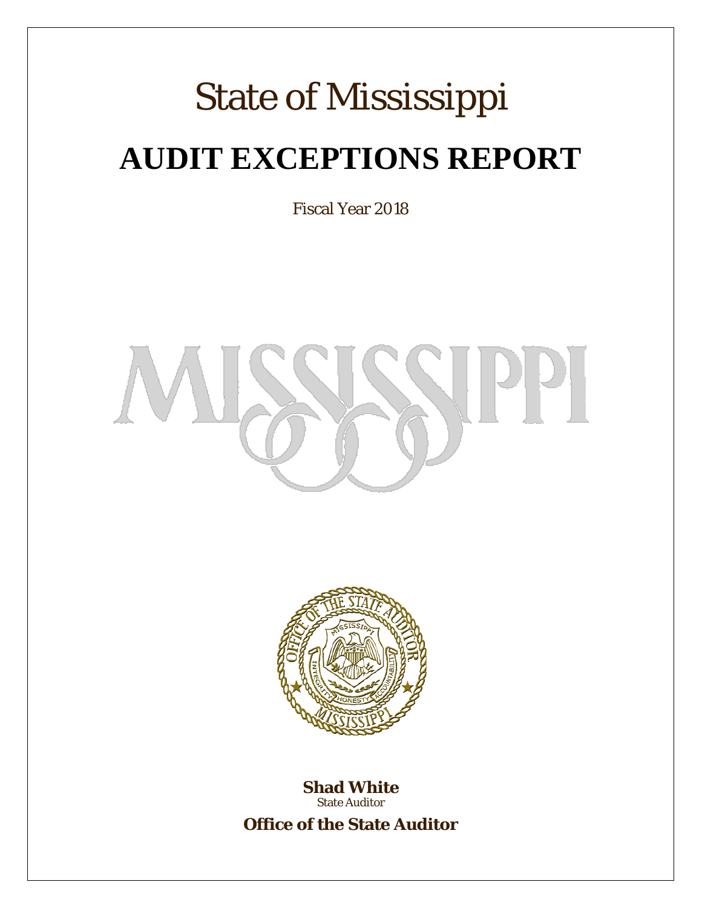# State of Mississippi

# AUDIT EXCEPTIONS REPORT

*Fiscal Year 2018*

**Shad White**
State Auditor

**Office of the State Auditor**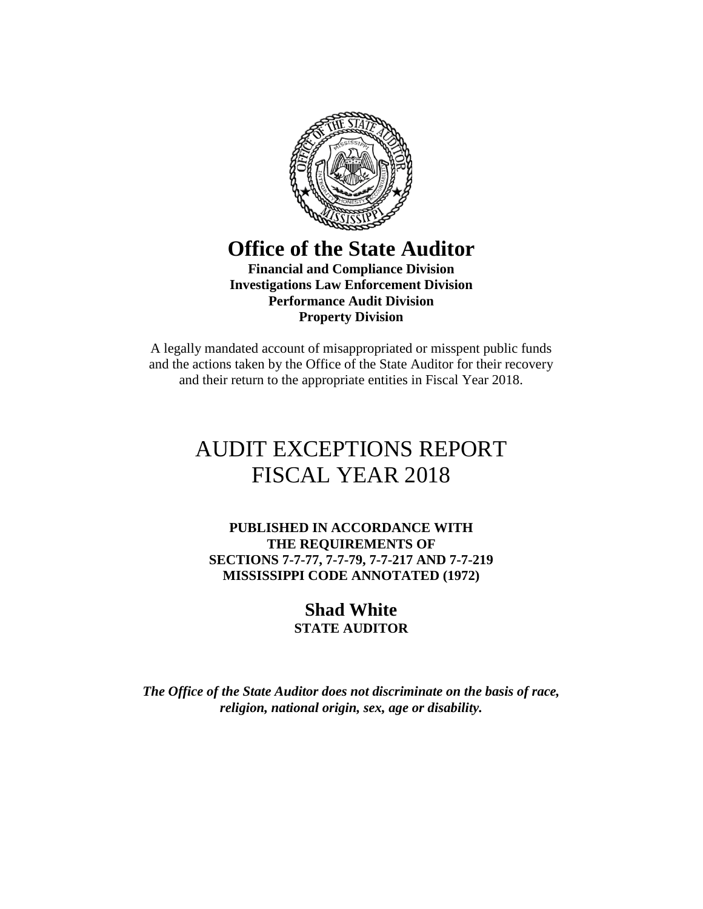# Office of the State Auditor

**Financial and Compliance Division**
**Investigations Law Enforcement Division**
**Performance Audit Division**
**Property Division**

A legally mandated account of misappropriated or misspent public funds and the actions taken by the Office of the State Auditor for their recovery and their return to the appropriate entities in Fiscal Year 2018.

# AUDIT EXCEPTIONS REPORT
# FISCAL YEAR 2018

**PUBLISHED IN ACCORDANCE WITH**
**THE REQUIREMENTS OF**
**SECTIONS 7-7-77, 7-7-79, 7-7-217 AND 7-7-219**
**MISSISSIPPI CODE ANNOTATED (1972)**

**Shad White**
**STATE AUDITOR**

***The Office of the State Auditor does not discriminate on the basis of race, religion, national origin, sex, age or disability.***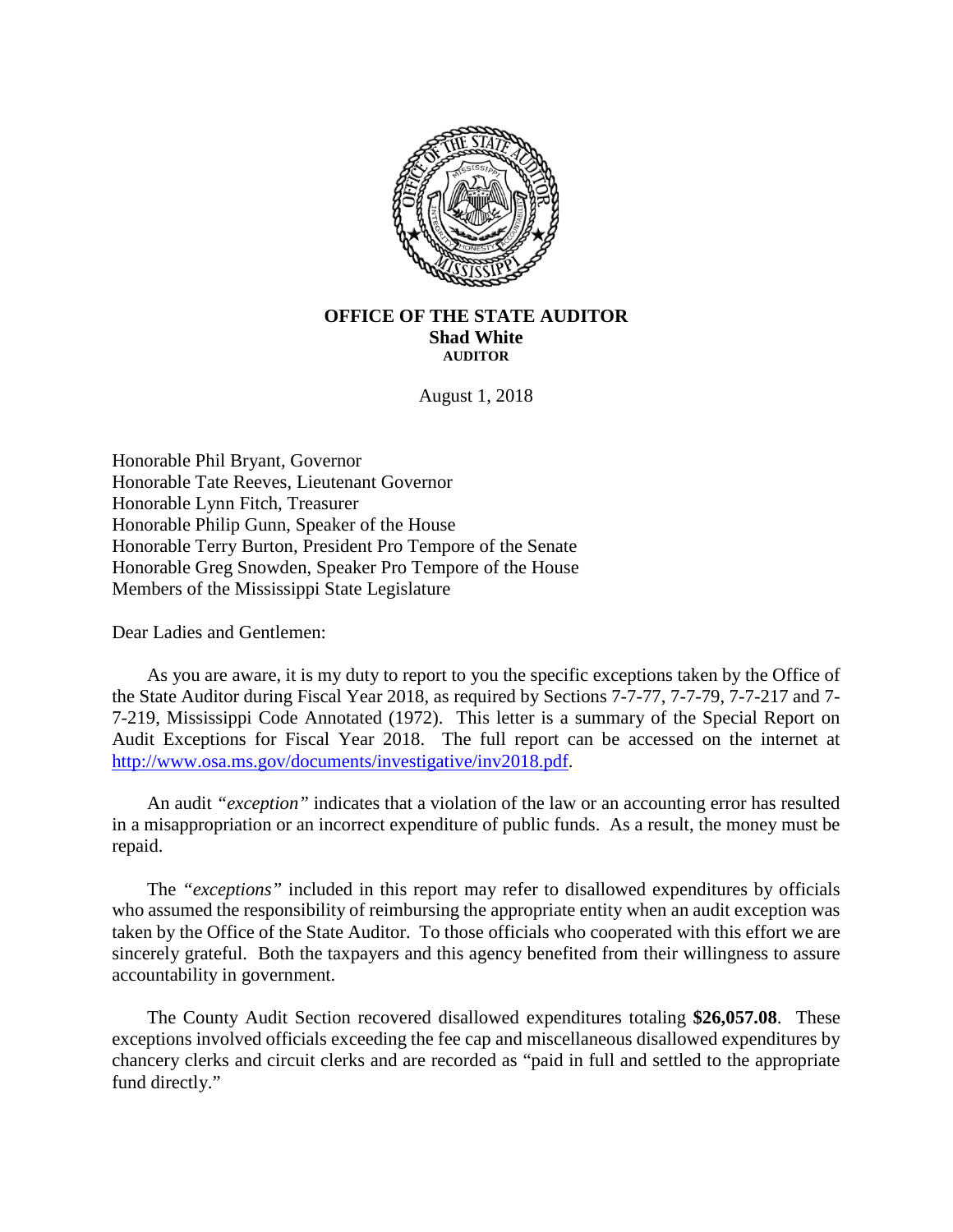**OFFICE OF THE STATE AUDITOR**
**Shad White**
**AUDITOR**

August 1, 2018

Honorable Phil Bryant, Governor
Honorable Tate Reeves, Lieutenant Governor
Honorable Lynn Fitch, Treasurer
Honorable Philip Gunn, Speaker of the House
Honorable Terry Burton, President Pro Tempore of the Senate
Honorable Greg Snowden, Speaker Pro Tempore of the House
Members of the Mississippi State Legislature

Dear Ladies and Gentlemen:

As you are aware, it is my duty to report to you the specific exceptions taken by the Office of the State Auditor during Fiscal Year 2018, as required by Sections 7-7-77, 7-7-79, 7-7-217 and 7-7-219, Mississippi Code Annotated (1972). This letter is a summary of the Special Report on Audit Exceptions for Fiscal Year 2018. The full report can be accessed on the internet at http://www.osa.ms.gov/documents/investigative/inv2018.pdf.

An audit *"exception"* indicates that a violation of the law or an accounting error has resulted in a misappropriation or an incorrect expenditure of public funds. As a result, the money must be repaid.

The *"exceptions"* included in this report may refer to disallowed expenditures by officials who assumed the responsibility of reimbursing the appropriate entity when an audit exception was taken by the Office of the State Auditor. To those officials who cooperated with this effort we are sincerely grateful. Both the taxpayers and this agency benefited from their willingness to assure accountability in government.

The County Audit Section recovered disallowed expenditures totaling **$26,057.08**. These exceptions involved officials exceeding the fee cap and miscellaneous disallowed expenditures by chancery clerks and circuit clerks and are recorded as "paid in full and settled to the appropriate fund directly."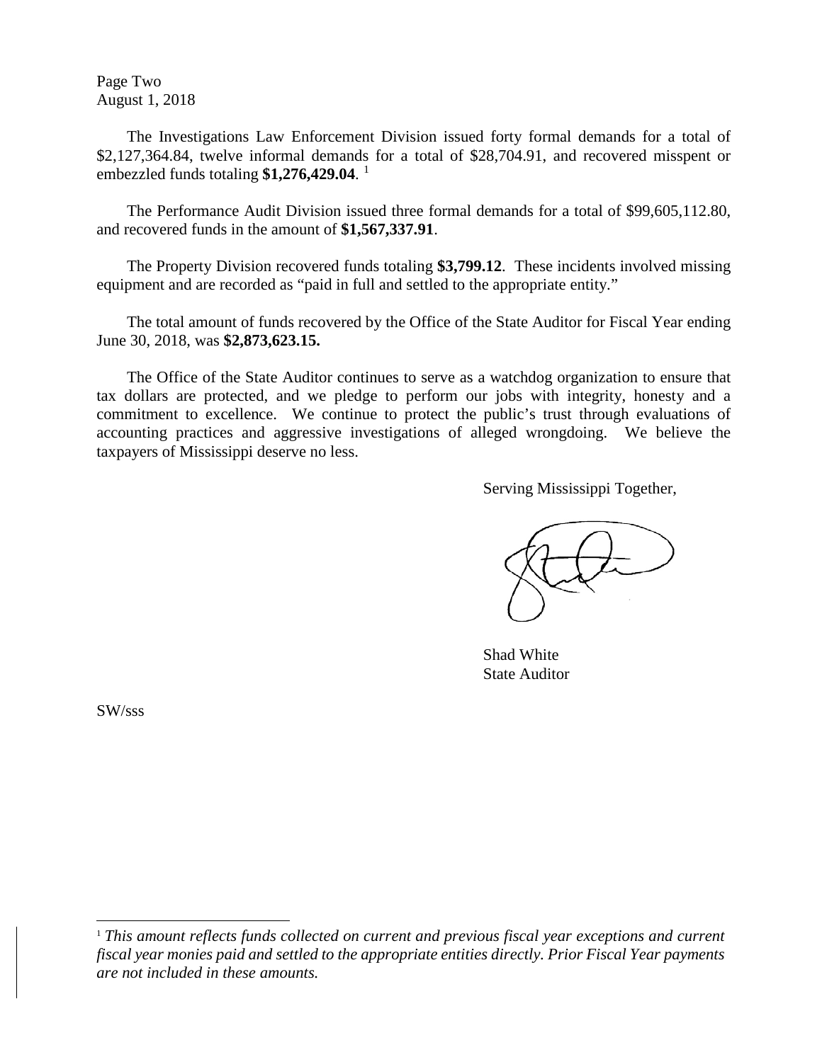Page Two
August 1, 2018

The Investigations Law Enforcement Division issued forty formal demands for a total of $2,127,364.84, twelve informal demands for a total of $28,704.91, and recovered misspent or embezzled funds totaling **$1,276,429.04**. [1]

The Performance Audit Division issued three formal demands for a total of $99,605,112.80, and recovered funds in the amount of **$1,567,337.91**.

The Property Division recovered funds totaling **$3,799.12**. These incidents involved missing equipment and are recorded as "paid in full and settled to the appropriate entity."

The total amount of funds recovered by the Office of the State Auditor for Fiscal Year ending June 30, 2018, was **$2,873,623.15.**

The Office of the State Auditor continues to serve as a watchdog organization to ensure that tax dollars are protected, and we pledge to perform our jobs with integrity, honesty and a commitment to excellence. We continue to protect the public's trust through evaluations of accounting practices and aggressive investigations of alleged wrongdoing. We believe the taxpayers of Mississippi deserve no less.

Serving Mississippi Together,

Shad White
State Auditor

SW/sss

[1] *This amount reflects funds collected on current and previous fiscal year exceptions and current fiscal year monies paid and settled to the appropriate entities directly. Prior Fiscal Year payments are not included in these amounts.*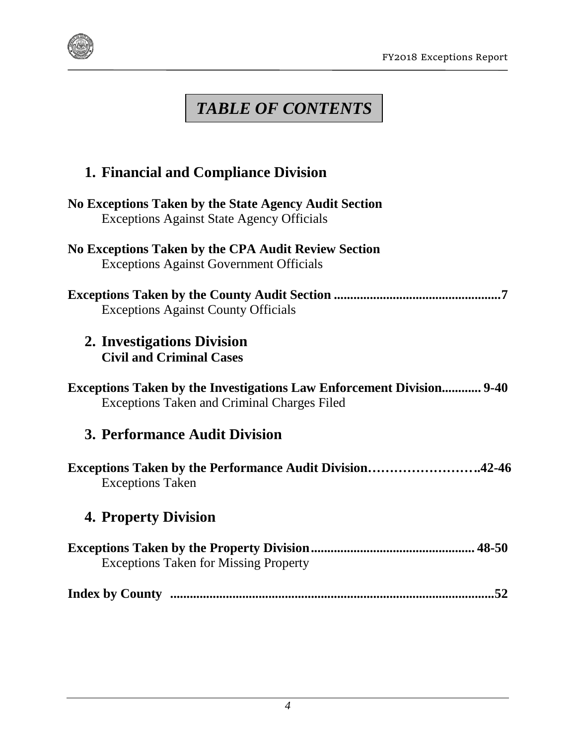# TABLE OF CONTENTS

## 1. Financial and Compliance Division

**No Exceptions Taken by the State Agency Audit Section**
Exceptions Against State Agency Officials

**No Exceptions Taken by the CPA Audit Review Section**
Exceptions Against Government Officials

**Exceptions Taken by the County Audit Section ..................................................7**
Exceptions Against County Officials

## 2. Investigations Division
**Civil and Criminal Cases**

**Exceptions Taken by the Investigations Law Enforcement Division............ 9-40**
Exceptions Taken and Criminal Charges Filed

## 3. Performance Audit Division

**Exceptions Taken by the Performance Audit Division…………………….42-46**
Exceptions Taken

## 4. Property Division

**Exceptions Taken by the Property Division................................................. 48-50**
Exceptions Taken for Missing Property

**Index by County ..................................................................................................52**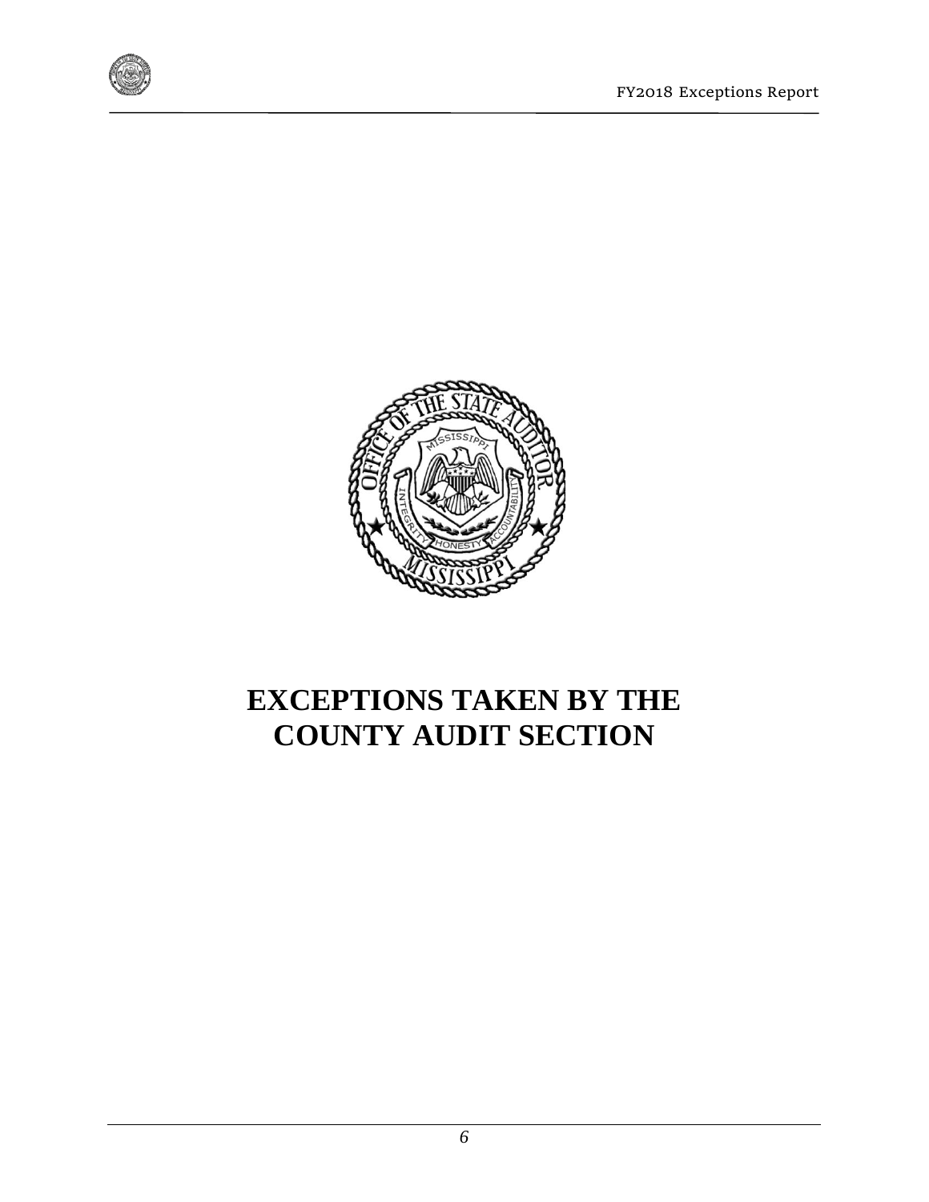# EXCEPTIONS TAKEN BY THE COUNTY AUDIT SECTION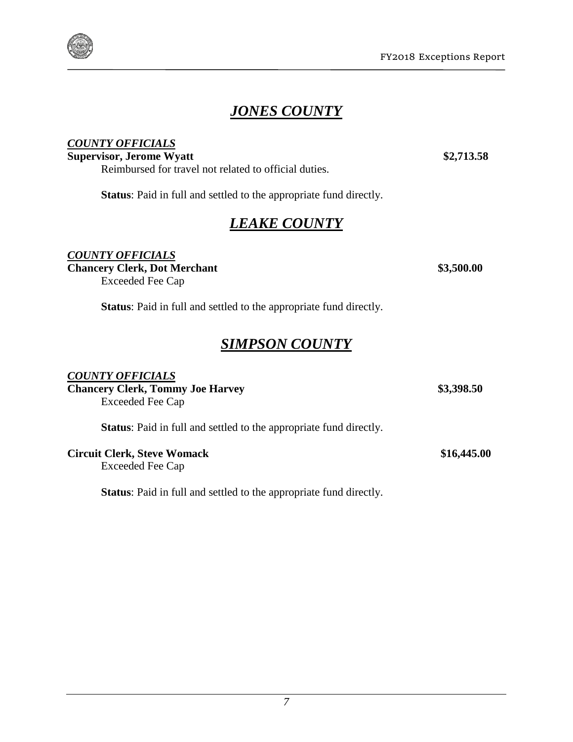## ***JONES COUNTY***

***COUNTY OFFICIALS***

**Supervisor, Jerome Wyatt** **$2,713.58**

Reimbursed for travel not related to official duties.

**Status**: Paid in full and settled to the appropriate fund directly.

## ***LEAKE COUNTY***

***COUNTY OFFICIALS***

**Chancery Clerk, Dot Merchant** **$3,500.00**

Exceeded Fee Cap

**Status**: Paid in full and settled to the appropriate fund directly.

## ***SIMPSON COUNTY***

***COUNTY OFFICIALS***

**Chancery Clerk, Tommy Joe Harvey** **$3,398.50**

Exceeded Fee Cap

**Status**: Paid in full and settled to the appropriate fund directly.

**Circuit Clerk, Steve Womack** **$16,445.00**

Exceeded Fee Cap

**Status**: Paid in full and settled to the appropriate fund directly.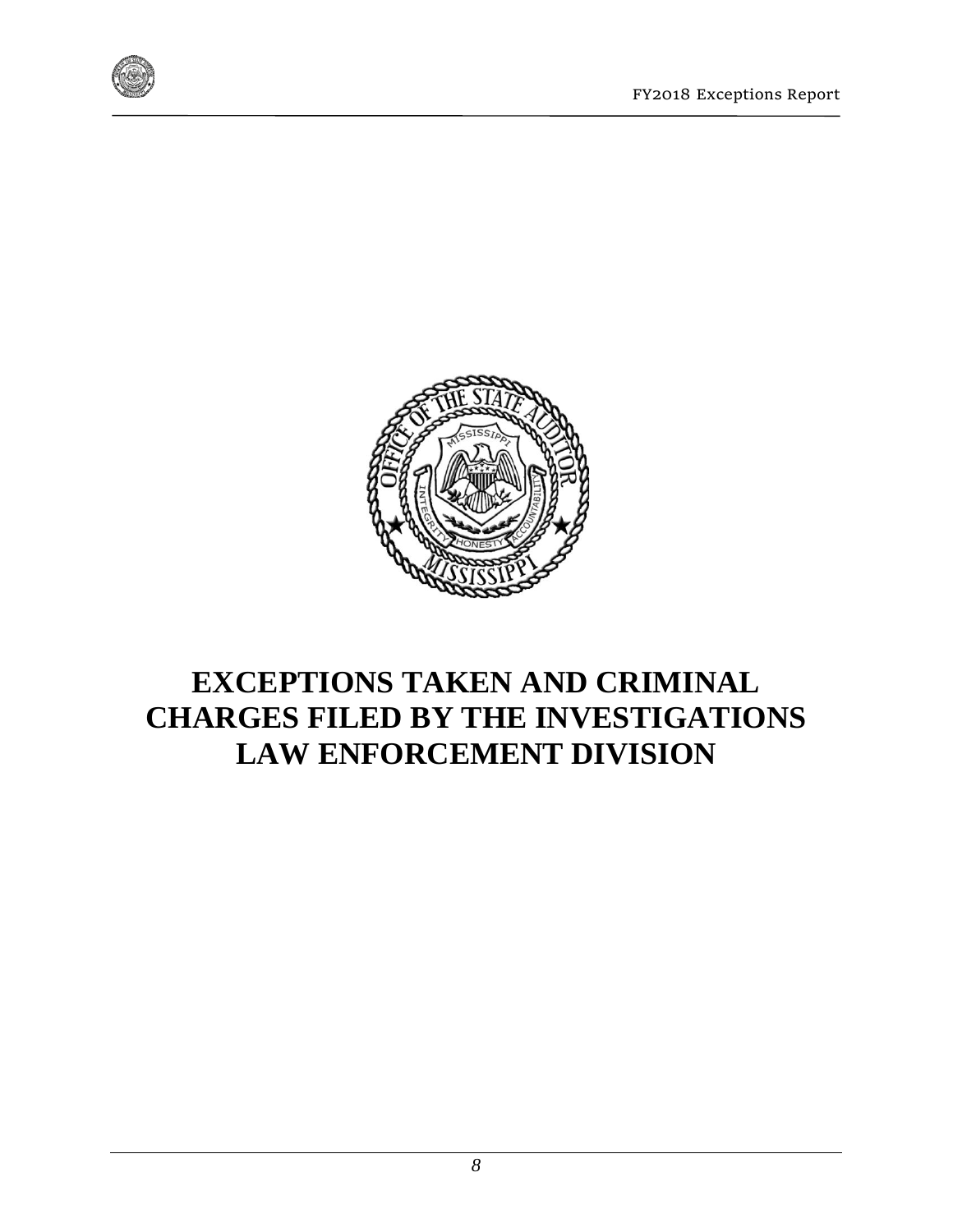# EXCEPTIONS TAKEN AND CRIMINAL CHARGES FILED BY THE INVESTIGATIONS LAW ENFORCEMENT DIVISION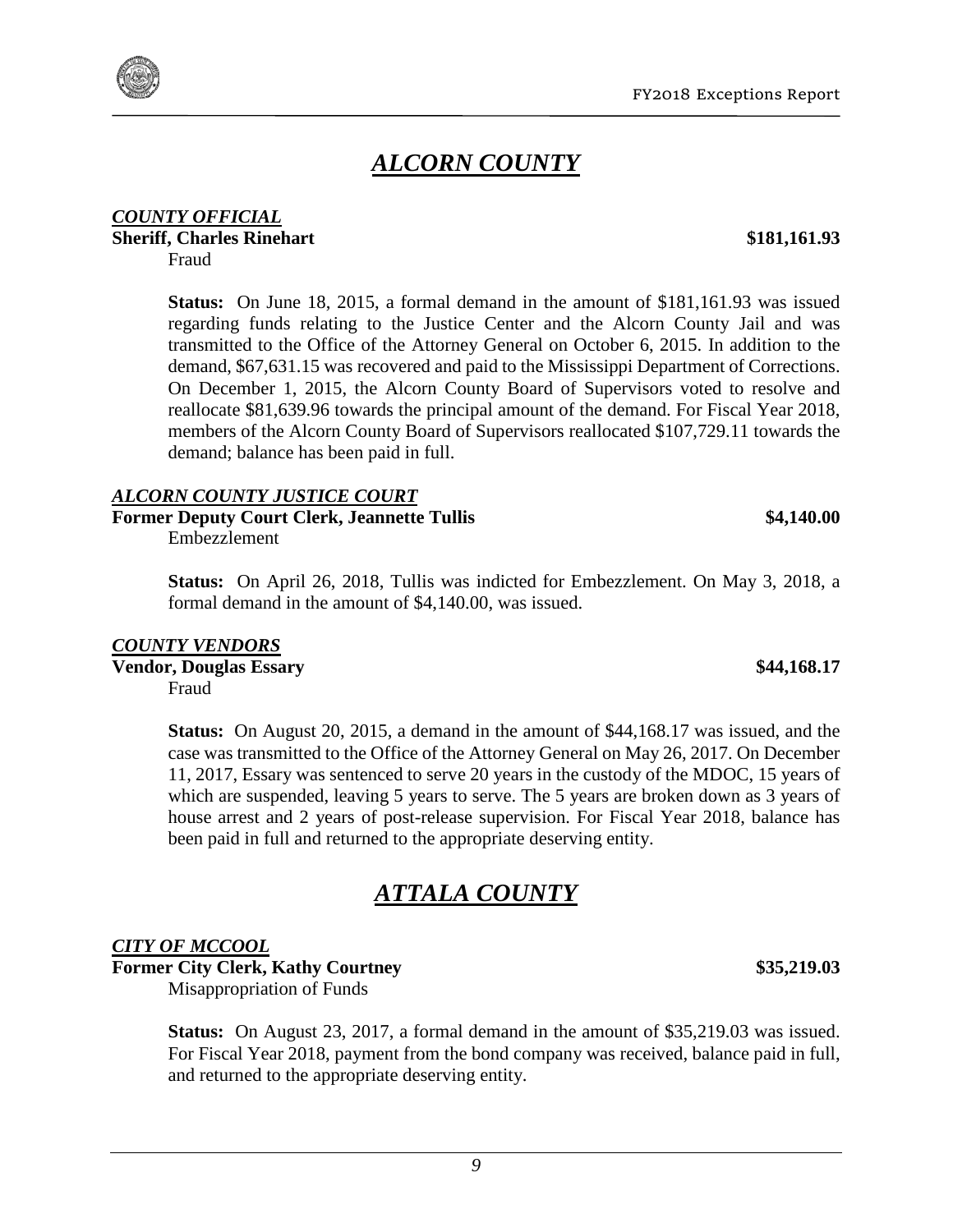# *ALCORN COUNTY*

***COUNTY OFFICIAL***

**Sheriff, Charles Rinehart** **$181,161.93**

Fraud

**Status:** On June 18, 2015, a formal demand in the amount of $181,161.93 was issued regarding funds relating to the Justice Center and the Alcorn County Jail and was transmitted to the Office of the Attorney General on October 6, 2015. In addition to the demand, $67,631.15 was recovered and paid to the Mississippi Department of Corrections. On December 1, 2015, the Alcorn County Board of Supervisors voted to resolve and reallocate $81,639.96 towards the principal amount of the demand. For Fiscal Year 2018, members of the Alcorn County Board of Supervisors reallocated $107,729.11 towards the demand; balance has been paid in full.

***ALCORN COUNTY JUSTICE COURT***

**Former Deputy Court Clerk, Jeannette Tullis** **$4,140.00**

Embezzlement

**Status:** On April 26, 2018, Tullis was indicted for Embezzlement. On May 3, 2018, a formal demand in the amount of $4,140.00, was issued.

***COUNTY VENDORS***

**Vendor, Douglas Essary** **$44,168.17**

Fraud

**Status:** On August 20, 2015, a demand in the amount of $44,168.17 was issued, and the case was transmitted to the Office of the Attorney General on May 26, 2017. On December 11, 2017, Essary was sentenced to serve 20 years in the custody of the MDOC, 15 years of which are suspended, leaving 5 years to serve. The 5 years are broken down as 3 years of house arrest and 2 years of post-release supervision. For Fiscal Year 2018, balance has been paid in full and returned to the appropriate deserving entity.

# *ATTALA COUNTY*

***CITY OF MCCOOL***

**Former City Clerk, Kathy Courtney** **$35,219.03**

Misappropriation of Funds

**Status:** On August 23, 2017, a formal demand in the amount of $35,219.03 was issued. For Fiscal Year 2018, payment from the bond company was received, balance paid in full, and returned to the appropriate deserving entity.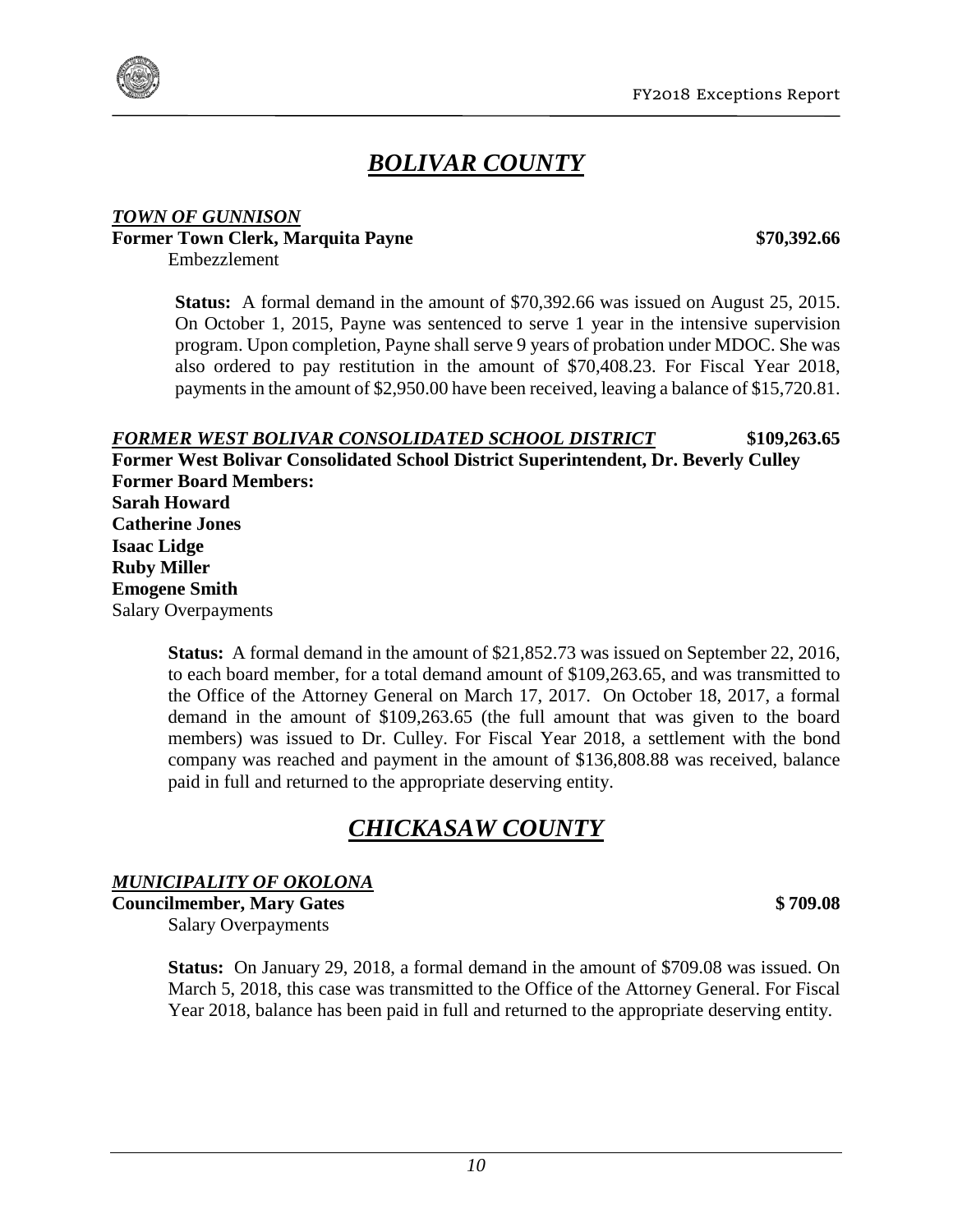# ***BOLIVAR COUNTY***

***TOWN OF GUNNISON***

**Former Town Clerk, Marquita Payne** **$70,392.66**

Embezzlement

**Status:** A formal demand in the amount of $70,392.66 was issued on August 25, 2015. On October 1, 2015, Payne was sentenced to serve 1 year in the intensive supervision program. Upon completion, Payne shall serve 9 years of probation under MDOC. She was also ordered to pay restitution in the amount of $70,408.23. For Fiscal Year 2018, payments in the amount of $2,950.00 have been received, leaving a balance of $15,720.81.

***FORMER WEST BOLIVAR CONSOLIDATED SCHOOL DISTRICT*** **$109,263.65**

**Former West Bolivar Consolidated School District Superintendent, Dr. Beverly Culley**
**Former Board Members:**
**Sarah Howard**
**Catherine Jones**
**Isaac Lidge**
**Ruby Miller**
**Emogene Smith**
Salary Overpayments

**Status:** A formal demand in the amount of $21,852.73 was issued on September 22, 2016, to each board member, for a total demand amount of $109,263.65, and was transmitted to the Office of the Attorney General on March 17, 2017. On October 18, 2017, a formal demand in the amount of $109,263.65 (the full amount that was given to the board members) was issued to Dr. Culley. For Fiscal Year 2018, a settlement with the bond company was reached and payment in the amount of $136,808.88 was received, balance paid in full and returned to the appropriate deserving entity.

# ***CHICKASAW COUNTY***

***MUNICIPALITY OF OKOLONA***

**Councilmember, Mary Gates** **$ 709.08**

Salary Overpayments

**Status:** On January 29, 2018, a formal demand in the amount of $709.08 was issued. On March 5, 2018, this case was transmitted to the Office of the Attorney General. For Fiscal Year 2018, balance has been paid in full and returned to the appropriate deserving entity.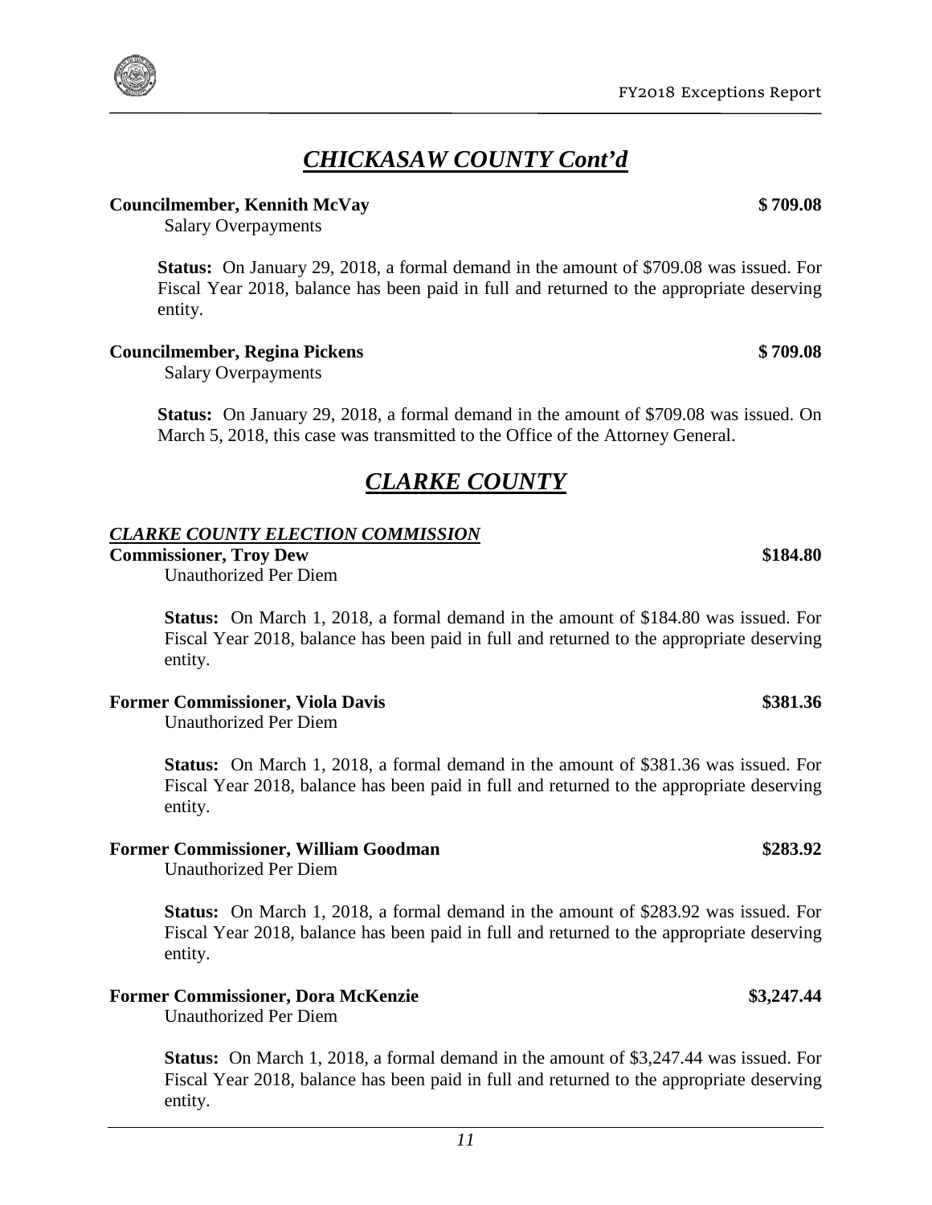## *CHICKASAW COUNTY Cont'd*

**Councilmember, Kennith McVay** **$ 709.08**

Salary Overpayments

**Status:** On January 29, 2018, a formal demand in the amount of $709.08 was issued. For Fiscal Year 2018, balance has been paid in full and returned to the appropriate deserving entity.

**Councilmember, Regina Pickens** **$ 709.08**

Salary Overpayments

**Status:** On January 29, 2018, a formal demand in the amount of $709.08 was issued. On March 5, 2018, this case was transmitted to the Office of the Attorney General.

## *CLARKE COUNTY*

### *CLARKE COUNTY ELECTION COMMISSION*

**Commissioner, Troy Dew** **$184.80**

Unauthorized Per Diem

**Status:** On March 1, 2018, a formal demand in the amount of $184.80 was issued. For Fiscal Year 2018, balance has been paid in full and returned to the appropriate deserving entity.

**Former Commissioner, Viola Davis** **$381.36**

Unauthorized Per Diem

**Status:** On March 1, 2018, a formal demand in the amount of $381.36 was issued. For Fiscal Year 2018, balance has been paid in full and returned to the appropriate deserving entity.

**Former Commissioner, William Goodman** **$283.92**

Unauthorized Per Diem

**Status:** On March 1, 2018, a formal demand in the amount of $283.92 was issued. For Fiscal Year 2018, balance has been paid in full and returned to the appropriate deserving entity.

**Former Commissioner, Dora McKenzie** **$3,247.44**

Unauthorized Per Diem

**Status:** On March 1, 2018, a formal demand in the amount of $3,247.44 was issued. For Fiscal Year 2018, balance has been paid in full and returned to the appropriate deserving entity.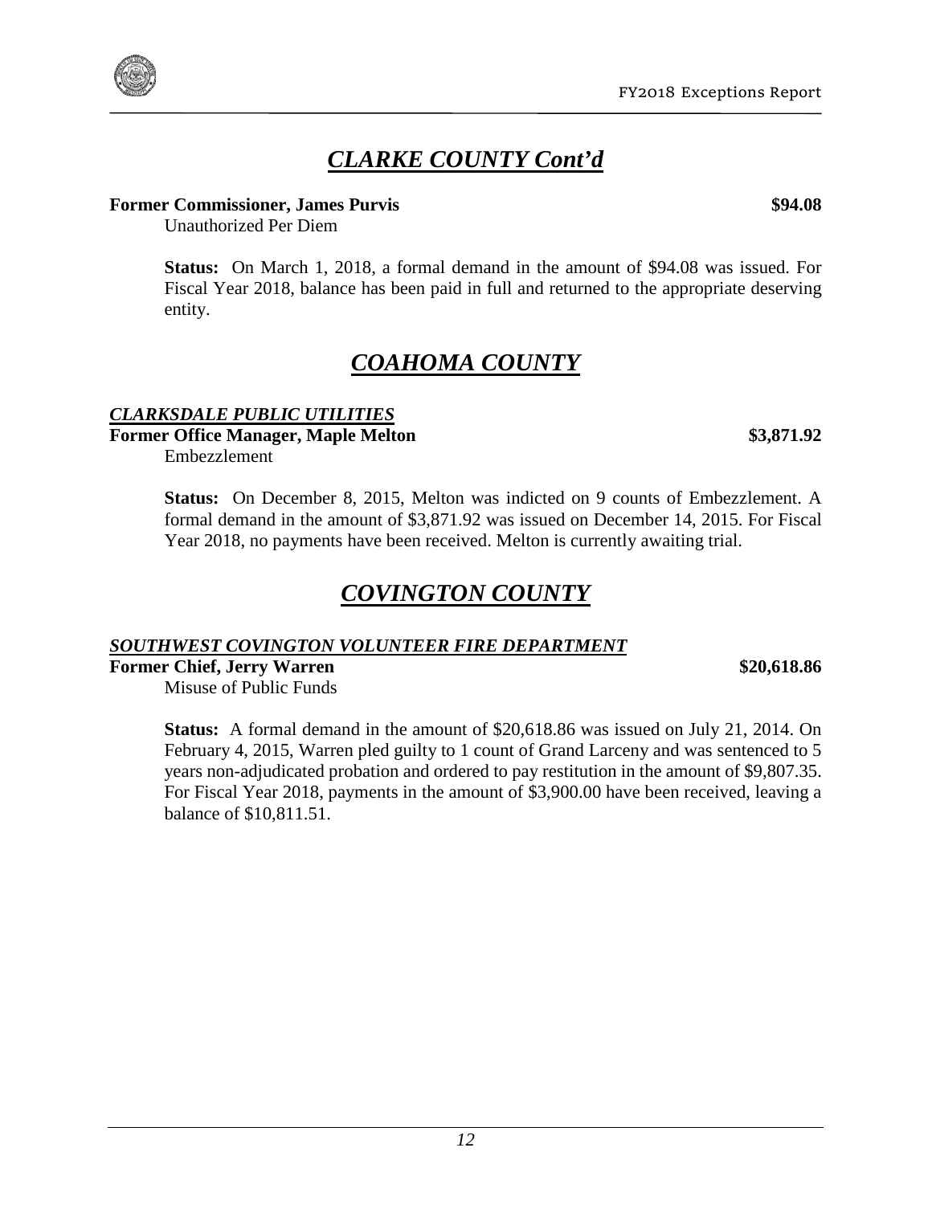## *CLARKE COUNTY Cont'd*

**Former Commissioner, James Purvis** **$94.08**

Unauthorized Per Diem

**Status:** On March 1, 2018, a formal demand in the amount of $94.08 was issued. For Fiscal Year 2018, balance has been paid in full and returned to the appropriate deserving entity.

## *COAHOMA COUNTY*

### *CLARKSDALE PUBLIC UTILITIES*

**Former Office Manager, Maple Melton** **$3,871.92**

Embezzlement

**Status:** On December 8, 2015, Melton was indicted on 9 counts of Embezzlement. A formal demand in the amount of $3,871.92 was issued on December 14, 2015. For Fiscal Year 2018, no payments have been received. Melton is currently awaiting trial.

## *COVINGTON COUNTY*

### *SOUTHWEST COVINGTON VOLUNTEER FIRE DEPARTMENT*

**Former Chief, Jerry Warren** **$20,618.86**

Misuse of Public Funds

**Status:** A formal demand in the amount of $20,618.86 was issued on July 21, 2014. On February 4, 2015, Warren pled guilty to 1 count of Grand Larceny and was sentenced to 5 years non-adjudicated probation and ordered to pay restitution in the amount of $9,807.35. For Fiscal Year 2018, payments in the amount of $3,900.00 have been received, leaving a balance of $10,811.51.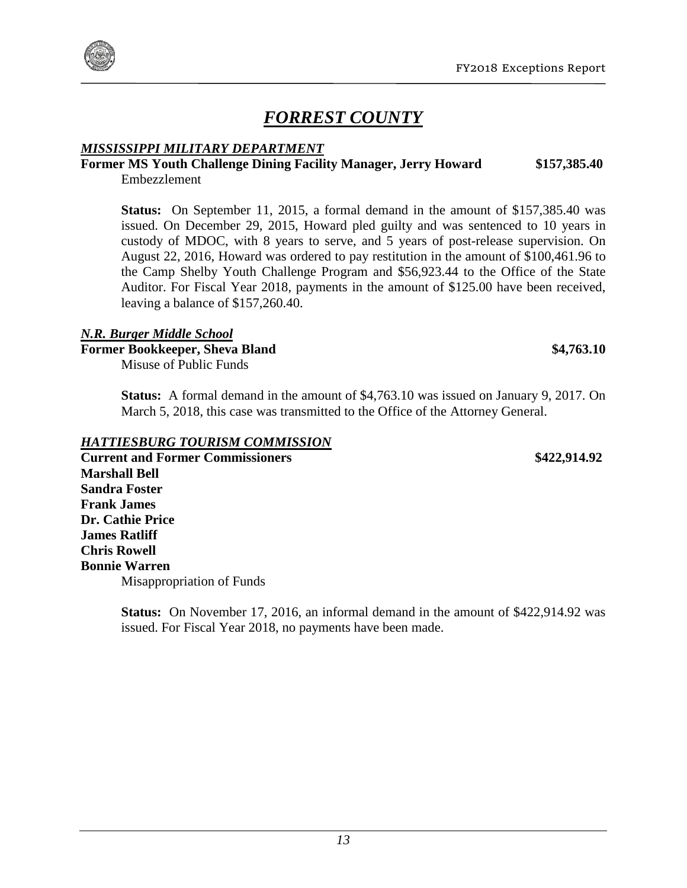# *FORREST COUNTY*

***MISSISSIPPI MILITARY DEPARTMENT***

**Former MS Youth Challenge Dining Facility Manager, Jerry Howard** **$157,385.40**

Embezzlement

**Status:** On September 11, 2015, a formal demand in the amount of $157,385.40 was issued. On December 29, 2015, Howard pled guilty and was sentenced to 10 years in custody of MDOC, with 8 years to serve, and 5 years of post-release supervision. On August 22, 2016, Howard was ordered to pay restitution in the amount of $100,461.96 to the Camp Shelby Youth Challenge Program and $56,923.44 to the Office of the State Auditor. For Fiscal Year 2018, payments in the amount of $125.00 have been received, leaving a balance of $157,260.40.

***N.R. Burger Middle School***

**Former Bookkeeper, Sheva Bland** **$4,763.10**

Misuse of Public Funds

**Status:** A formal demand in the amount of $4,763.10 was issued on January 9, 2017. On March 5, 2018, this case was transmitted to the Office of the Attorney General.

***HATTIESBURG TOURISM COMMISSION***

**Current and Former Commissioners** **$422,914.92**

**Marshall Bell**
**Sandra Foster**
**Frank James**
**Dr. Cathie Price**
**James Ratliff**
**Chris Rowell**
**Bonnie Warren**

Misappropriation of Funds

**Status:** On November 17, 2016, an informal demand in the amount of $422,914.92 was issued. For Fiscal Year 2018, no payments have been made.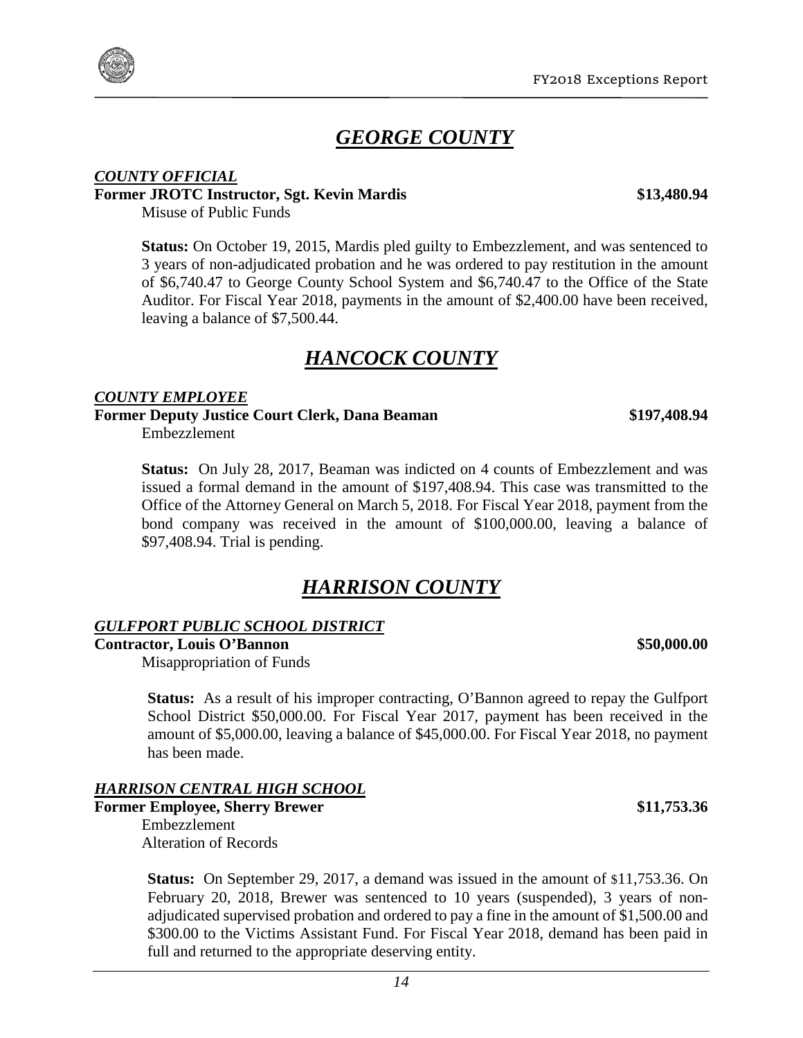## *GEORGE COUNTY*

***COUNTY OFFICIAL***

**Former JROTC Instructor, Sgt. Kevin Mardis** **$13,480.94**

Misuse of Public Funds

**Status:** On October 19, 2015, Mardis pled guilty to Embezzlement, and was sentenced to 3 years of non-adjudicated probation and he was ordered to pay restitution in the amount of $6,740.47 to George County School System and $6,740.47 to the Office of the State Auditor. For Fiscal Year 2018, payments in the amount of $2,400.00 have been received, leaving a balance of $7,500.44.

## *HANCOCK COUNTY*

***COUNTY EMPLOYEE***

**Former Deputy Justice Court Clerk, Dana Beaman** **$197,408.94**

Embezzlement

**Status:** On July 28, 2017, Beaman was indicted on 4 counts of Embezzlement and was issued a formal demand in the amount of $197,408.94. This case was transmitted to the Office of the Attorney General on March 5, 2018. For Fiscal Year 2018, payment from the bond company was received in the amount of $100,000.00, leaving a balance of $97,408.94. Trial is pending.

## *HARRISON COUNTY*

***GULFPORT PUBLIC SCHOOL DISTRICT***

**Contractor, Louis O'Bannon** **$50,000.00**

Misappropriation of Funds

**Status:** As a result of his improper contracting, O'Bannon agreed to repay the Gulfport School District $50,000.00. For Fiscal Year 2017, payment has been received in the amount of $5,000.00, leaving a balance of $45,000.00. For Fiscal Year 2018, no payment has been made.

***HARRISON CENTRAL HIGH SCHOOL***

**Former Employee, Sherry Brewer** **$11,753.36**

Embezzlement
Alteration of Records

**Status:** On September 29, 2017, a demand was issued in the amount of $11,753.36. On February 20, 2018, Brewer was sentenced to 10 years (suspended), 3 years of non-adjudicated supervised probation and ordered to pay a fine in the amount of $1,500.00 and $300.00 to the Victims Assistant Fund. For Fiscal Year 2018, demand has been paid in full and returned to the appropriate deserving entity.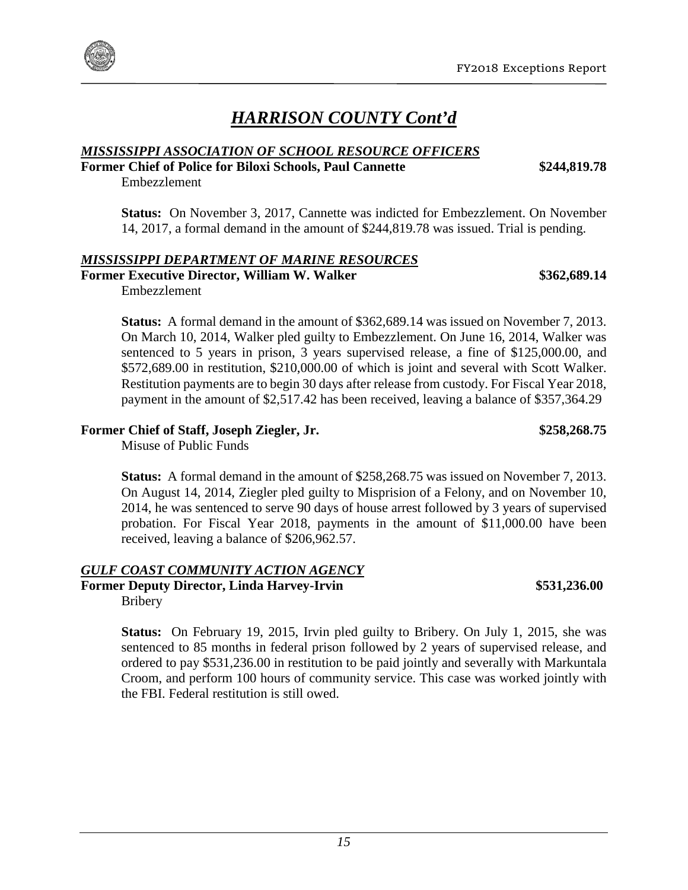# *HARRISON COUNTY Cont'd*

***MISSISSIPPI ASSOCIATION OF SCHOOL RESOURCE OFFICERS***

**Former Chief of Police for Biloxi Schools, Paul Cannette** **$244,819.78**

Embezzlement

**Status:** On November 3, 2017, Cannette was indicted for Embezzlement. On November 14, 2017, a formal demand in the amount of $244,819.78 was issued. Trial is pending.

***MISSISSIPPI DEPARTMENT OF MARINE RESOURCES***

**Former Executive Director, William W. Walker** **$362,689.14**

Embezzlement

**Status:** A formal demand in the amount of $362,689.14 was issued on November 7, 2013. On March 10, 2014, Walker pled guilty to Embezzlement. On June 16, 2014, Walker was sentenced to 5 years in prison, 3 years supervised release, a fine of $125,000.00, and $572,689.00 in restitution, $210,000.00 of which is joint and several with Scott Walker. Restitution payments are to begin 30 days after release from custody. For Fiscal Year 2018, payment in the amount of $2,517.42 has been received, leaving a balance of $357,364.29

**Former Chief of Staff, Joseph Ziegler, Jr.** **$258,268.75**

Misuse of Public Funds

**Status:** A formal demand in the amount of $258,268.75 was issued on November 7, 2013. On August 14, 2014, Ziegler pled guilty to Misprision of a Felony, and on November 10, 2014, he was sentenced to serve 90 days of house arrest followed by 3 years of supervised probation. For Fiscal Year 2018, payments in the amount of $11,000.00 have been received, leaving a balance of $206,962.57.

***GULF COAST COMMUNITY ACTION AGENCY***

**Former Deputy Director, Linda Harvey-Irvin** **$531,236.00**

Bribery

**Status:** On February 19, 2015, Irvin pled guilty to Bribery. On July 1, 2015, she was sentenced to 85 months in federal prison followed by 2 years of supervised release, and ordered to pay $531,236.00 in restitution to be paid jointly and severally with Markuntala Croom, and perform 100 hours of community service. This case was worked jointly with the FBI. Federal restitution is still owed.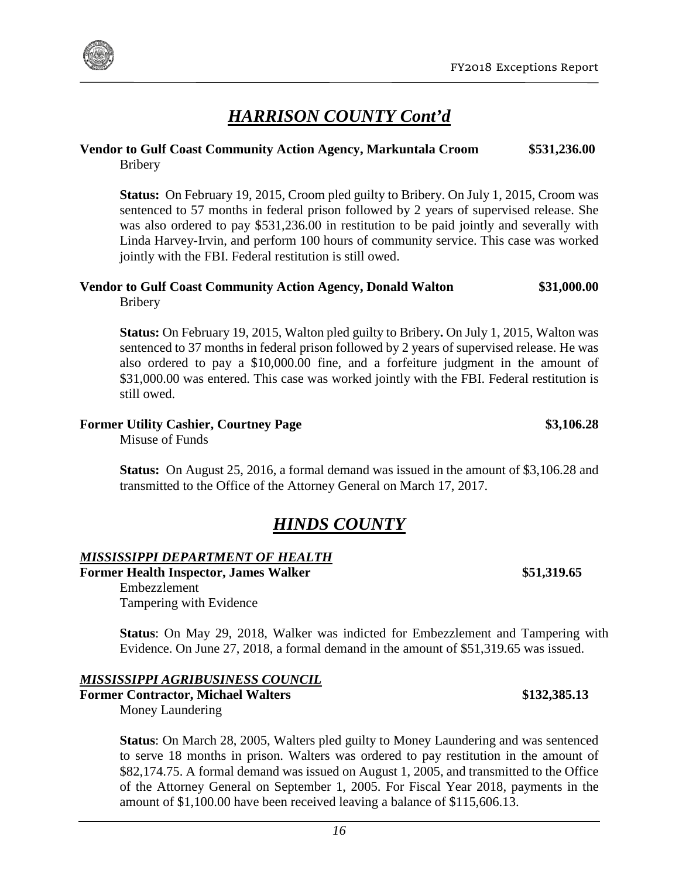## *HARRISON COUNTY Cont'd*

**Vendor to Gulf Coast Community Action Agency, Markuntala Croom** **$531,236.00**
Bribery

**Status:** On February 19, 2015, Croom pled guilty to Bribery. On July 1, 2015, Croom was sentenced to 57 months in federal prison followed by 2 years of supervised release. She was also ordered to pay $531,236.00 in restitution to be paid jointly and severally with Linda Harvey-Irvin, and perform 100 hours of community service. This case was worked jointly with the FBI. Federal restitution is still owed.

**Vendor to Gulf Coast Community Action Agency, Donald Walton** **$31,000.00**
Bribery

**Status:** On February 19, 2015, Walton pled guilty to Bribery**.** On July 1, 2015, Walton was sentenced to 37 months in federal prison followed by 2 years of supervised release. He was also ordered to pay a $10,000.00 fine, and a forfeiture judgment in the amount of $31,000.00 was entered. This case was worked jointly with the FBI. Federal restitution is still owed.

**Former Utility Cashier, Courtney Page** **$3,106.28**
Misuse of Funds

**Status:** On August 25, 2016, a formal demand was issued in the amount of $3,106.28 and transmitted to the Office of the Attorney General on March 17, 2017.

## *HINDS COUNTY*

### *MISSISSIPPI DEPARTMENT OF HEALTH*

**Former Health Inspector, James Walker** **$51,319.65**
Embezzlement
Tampering with Evidence

**Status**: On May 29, 2018, Walker was indicted for Embezzlement and Tampering with Evidence. On June 27, 2018, a formal demand in the amount of $51,319.65 was issued.

### *MISSISSIPPI AGRIBUSINESS COUNCIL*

**Former Contractor, Michael Walters** **$132,385.13**
Money Laundering

**Status**: On March 28, 2005, Walters pled guilty to Money Laundering and was sentenced to serve 18 months in prison. Walters was ordered to pay restitution in the amount of $82,174.75. A formal demand was issued on August 1, 2005, and transmitted to the Office of the Attorney General on September 1, 2005. For Fiscal Year 2018, payments in the amount of $1,100.00 have been received leaving a balance of $115,606.13.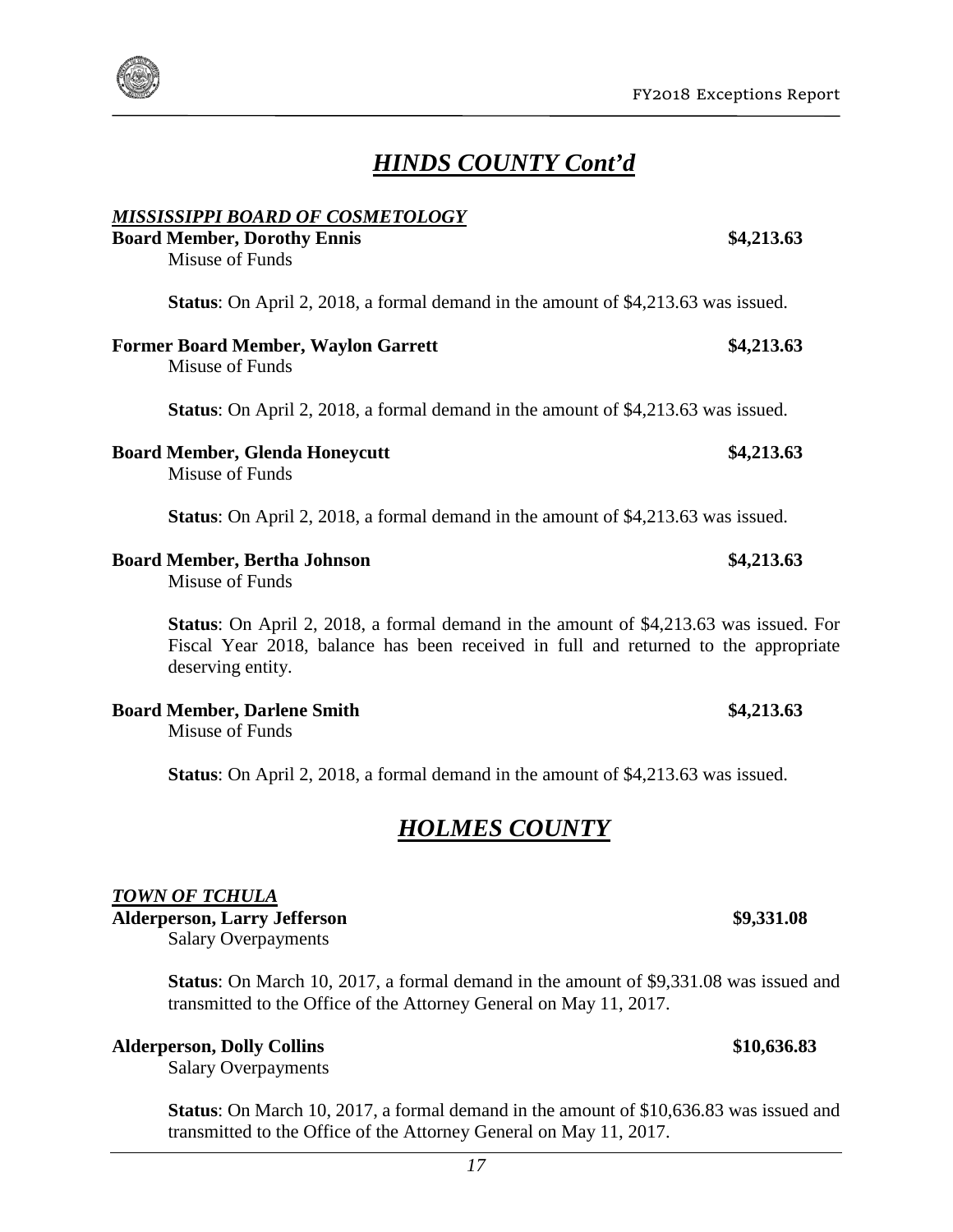## *HINDS COUNTY Cont'd*

***MISSISSIPPI BOARD OF COSMETOLOGY***

**Board Member, Dorothy Ennis** **$4,213.63**
Misuse of Funds

**Status**: On April 2, 2018, a formal demand in the amount of $4,213.63 was issued.

**Former Board Member, Waylon Garrett** **$4,213.63**
Misuse of Funds

**Status**: On April 2, 2018, a formal demand in the amount of $4,213.63 was issued.

**Board Member, Glenda Honeycutt** **$4,213.63**
Misuse of Funds

**Status**: On April 2, 2018, a formal demand in the amount of $4,213.63 was issued.

**Board Member, Bertha Johnson** **$4,213.63**
Misuse of Funds

**Status**: On April 2, 2018, a formal demand in the amount of $4,213.63 was issued. For Fiscal Year 2018, balance has been received in full and returned to the appropriate deserving entity.

**Board Member, Darlene Smith** **$4,213.63**
Misuse of Funds

**Status**: On April 2, 2018, a formal demand in the amount of $4,213.63 was issued.

## *HOLMES COUNTY*

***TOWN OF TCHULA***

**Alderperson, Larry Jefferson** **$9,331.08**
Salary Overpayments

**Status**: On March 10, 2017, a formal demand in the amount of $9,331.08 was issued and transmitted to the Office of the Attorney General on May 11, 2017.

**Alderperson, Dolly Collins** **$10,636.83**
Salary Overpayments

**Status**: On March 10, 2017, a formal demand in the amount of $10,636.83 was issued and transmitted to the Office of the Attorney General on May 11, 2017.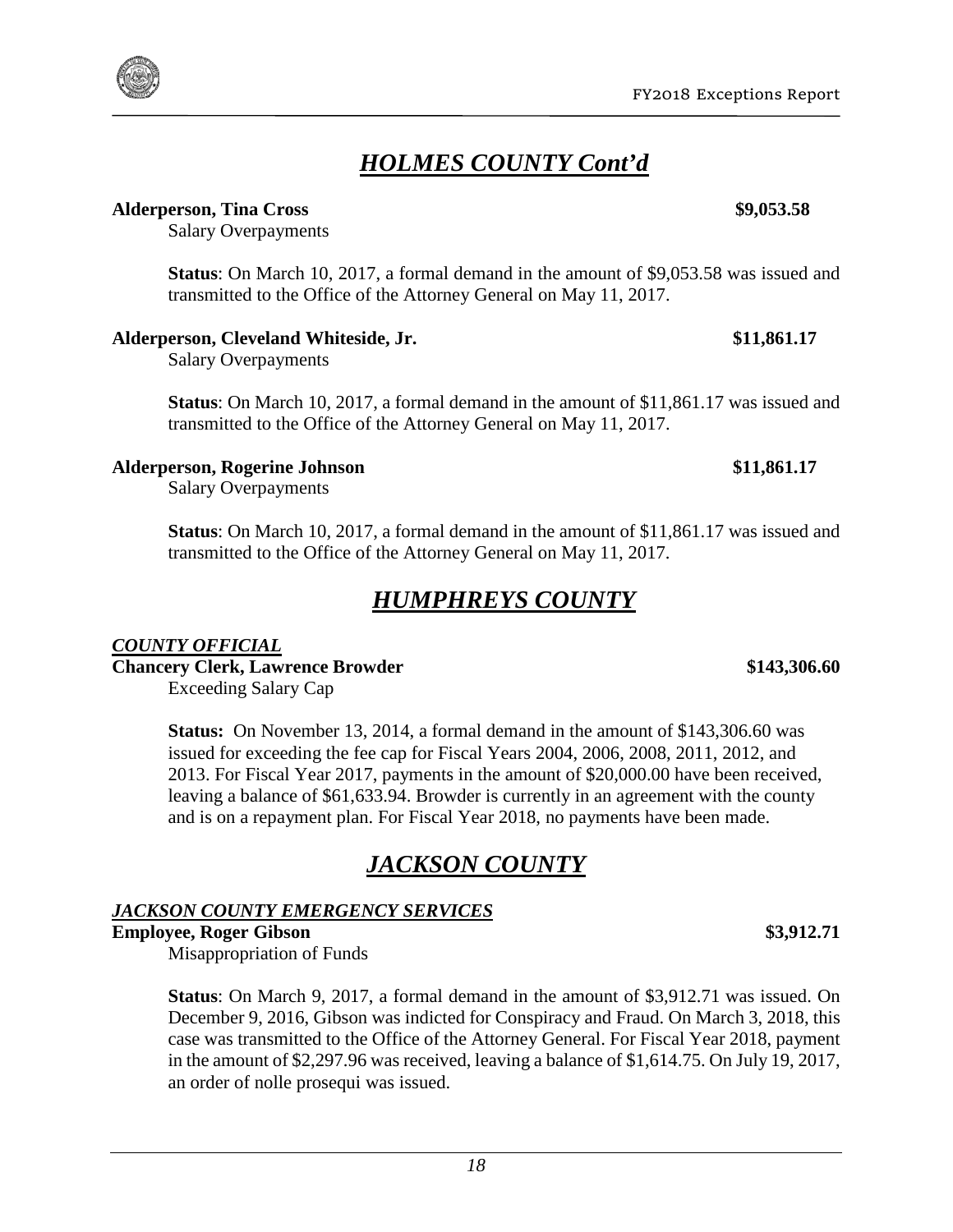## *HOLMES COUNTY Cont'd*

**Alderperson, Tina Cross** **$9,053.58**

Salary Overpayments

**Status**: On March 10, 2017, a formal demand in the amount of $9,053.58 was issued and transmitted to the Office of the Attorney General on May 11, 2017.

**Alderperson, Cleveland Whiteside, Jr.** **$11,861.17**

Salary Overpayments

**Status**: On March 10, 2017, a formal demand in the amount of $11,861.17 was issued and transmitted to the Office of the Attorney General on May 11, 2017.

**Alderperson, Rogerine Johnson** **$11,861.17**

Salary Overpayments

**Status**: On March 10, 2017, a formal demand in the amount of $11,861.17 was issued and transmitted to the Office of the Attorney General on May 11, 2017.

## *HUMPHREYS COUNTY*

***COUNTY OFFICIAL***

**Chancery Clerk, Lawrence Browder** **$143,306.60**

Exceeding Salary Cap

**Status:** On November 13, 2014, a formal demand in the amount of $143,306.60 was issued for exceeding the fee cap for Fiscal Years 2004, 2006, 2008, 2011, 2012, and 2013. For Fiscal Year 2017, payments in the amount of $20,000.00 have been received, leaving a balance of $61,633.94. Browder is currently in an agreement with the county and is on a repayment plan. For Fiscal Year 2018, no payments have been made.

## *JACKSON COUNTY*

***JACKSON COUNTY EMERGENCY SERVICES***

**Employee, Roger Gibson** **$3,912.71**

Misappropriation of Funds

**Status**: On March 9, 2017, a formal demand in the amount of $3,912.71 was issued. On December 9, 2016, Gibson was indicted for Conspiracy and Fraud. On March 3, 2018, this case was transmitted to the Office of the Attorney General. For Fiscal Year 2018, payment in the amount of $2,297.96 was received, leaving a balance of $1,614.75. On July 19, 2017, an order of nolle prosequi was issued.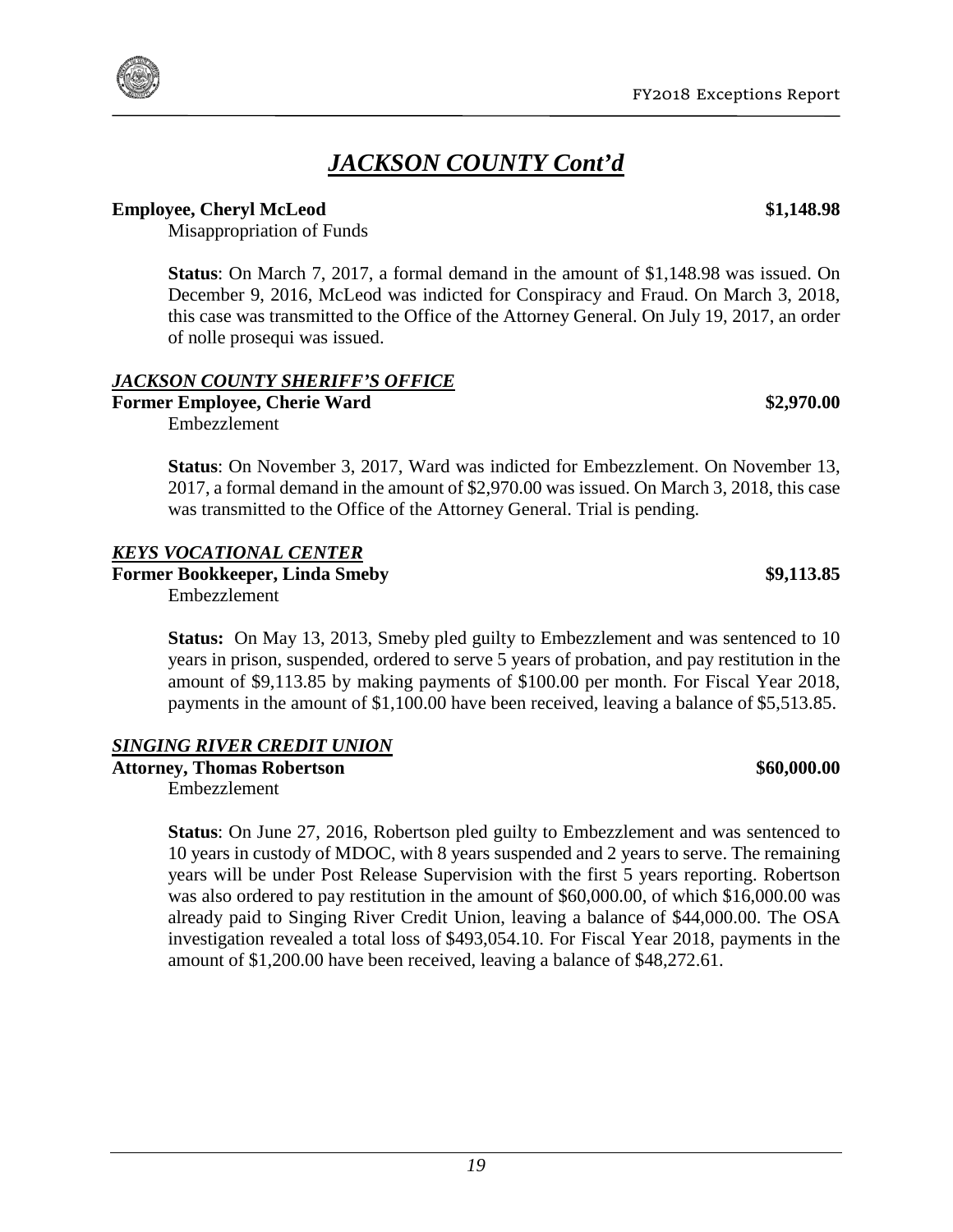# *JACKSON COUNTY Cont'd*

**Employee, Cheryl McLeod** **$1,148.98**

Misappropriation of Funds

**Status**: On March 7, 2017, a formal demand in the amount of $1,148.98 was issued. On December 9, 2016, McLeod was indicted for Conspiracy and Fraud. On March 3, 2018, this case was transmitted to the Office of the Attorney General. On July 19, 2017, an order of nolle prosequi was issued.

### *JACKSON COUNTY SHERIFF'S OFFICE*

**Former Employee, Cherie Ward** **$2,970.00**

Embezzlement

**Status**: On November 3, 2017, Ward was indicted for Embezzlement. On November 13, 2017, a formal demand in the amount of $2,970.00 was issued. On March 3, 2018, this case was transmitted to the Office of the Attorney General. Trial is pending.

### *KEYS VOCATIONAL CENTER*

**Former Bookkeeper, Linda Smeby** **$9,113.85**

Embezzlement

**Status:** On May 13, 2013, Smeby pled guilty to Embezzlement and was sentenced to 10 years in prison, suspended, ordered to serve 5 years of probation, and pay restitution in the amount of $9,113.85 by making payments of $100.00 per month. For Fiscal Year 2018, payments in the amount of $1,100.00 have been received, leaving a balance of $5,513.85.

### *SINGING RIVER CREDIT UNION*

**Attorney, Thomas Robertson** **$60,000.00**

Embezzlement

**Status**: On June 27, 2016, Robertson pled guilty to Embezzlement and was sentenced to 10 years in custody of MDOC, with 8 years suspended and 2 years to serve. The remaining years will be under Post Release Supervision with the first 5 years reporting. Robertson was also ordered to pay restitution in the amount of $60,000.00, of which $16,000.00 was already paid to Singing River Credit Union, leaving a balance of $44,000.00. The OSA investigation revealed a total loss of $493,054.10. For Fiscal Year 2018, payments in the amount of $1,200.00 have been received, leaving a balance of $48,272.61.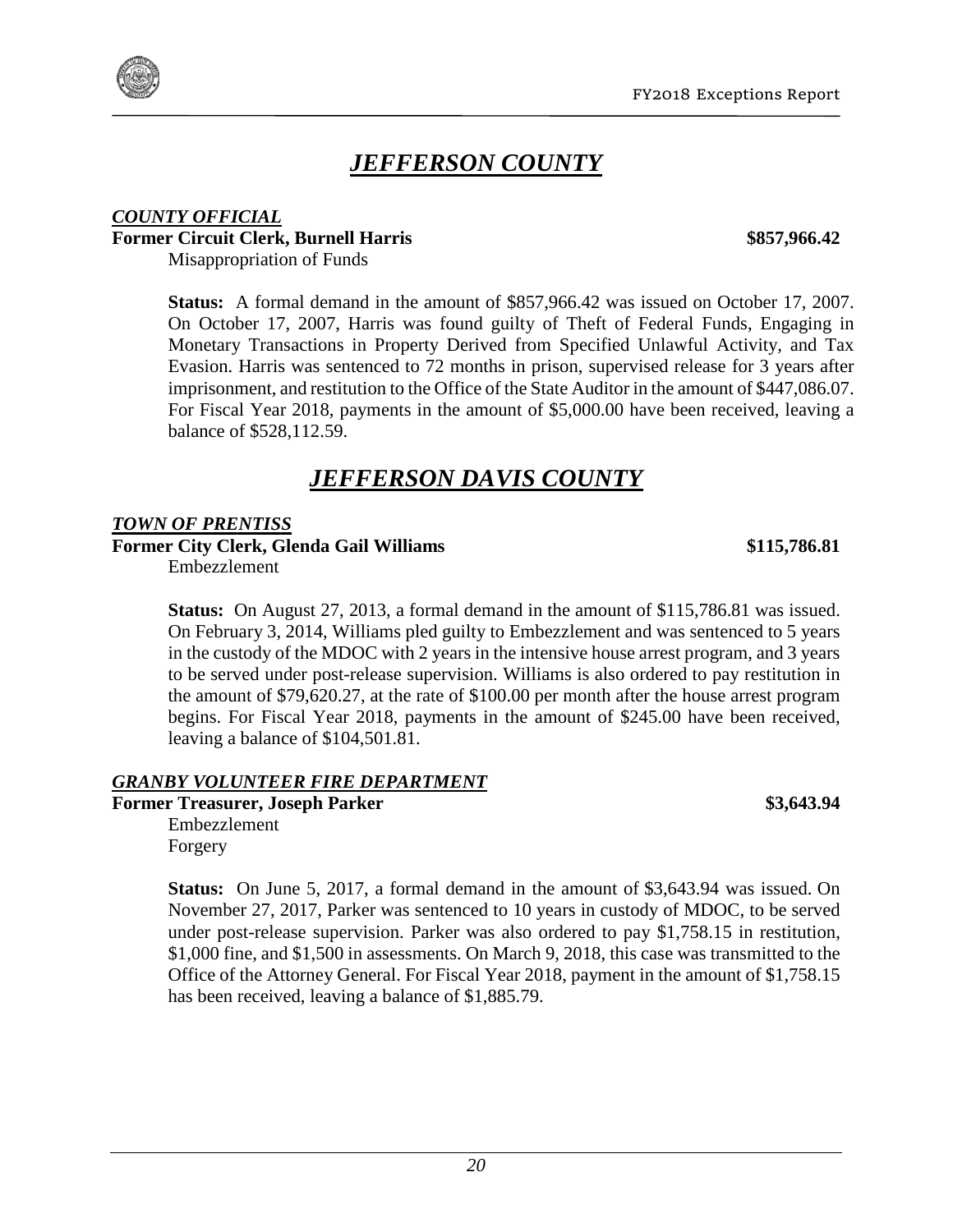# *JEFFERSON COUNTY*

### *COUNTY OFFICIAL*

**Former Circuit Clerk, Burnell Harris** **$857,966.42**

Misappropriation of Funds

**Status:** A formal demand in the amount of $857,966.42 was issued on October 17, 2007. On October 17, 2007, Harris was found guilty of Theft of Federal Funds, Engaging in Monetary Transactions in Property Derived from Specified Unlawful Activity, and Tax Evasion. Harris was sentenced to 72 months in prison, supervised release for 3 years after imprisonment, and restitution to the Office of the State Auditor in the amount of $447,086.07. For Fiscal Year 2018, payments in the amount of $5,000.00 have been received, leaving a balance of $528,112.59.

# *JEFFERSON DAVIS COUNTY*

### *TOWN OF PRENTISS*

**Former City Clerk, Glenda Gail Williams** **$115,786.81**

Embezzlement

**Status:** On August 27, 2013, a formal demand in the amount of $115,786.81 was issued. On February 3, 2014, Williams pled guilty to Embezzlement and was sentenced to 5 years in the custody of the MDOC with 2 years in the intensive house arrest program, and 3 years to be served under post-release supervision. Williams is also ordered to pay restitution in the amount of $79,620.27, at the rate of $100.00 per month after the house arrest program begins. For Fiscal Year 2018, payments in the amount of $245.00 have been received, leaving a balance of $104,501.81.

### *GRANBY VOLUNTEER FIRE DEPARTMENT*

**Former Treasurer, Joseph Parker** **$3,643.94**

Embezzlement
Forgery

**Status:** On June 5, 2017, a formal demand in the amount of $3,643.94 was issued. On November 27, 2017, Parker was sentenced to 10 years in custody of MDOC, to be served under post-release supervision. Parker was also ordered to pay $1,758.15 in restitution, $1,000 fine, and $1,500 in assessments. On March 9, 2018, this case was transmitted to the Office of the Attorney General. For Fiscal Year 2018, payment in the amount of $1,758.15 has been received, leaving a balance of $1,885.79.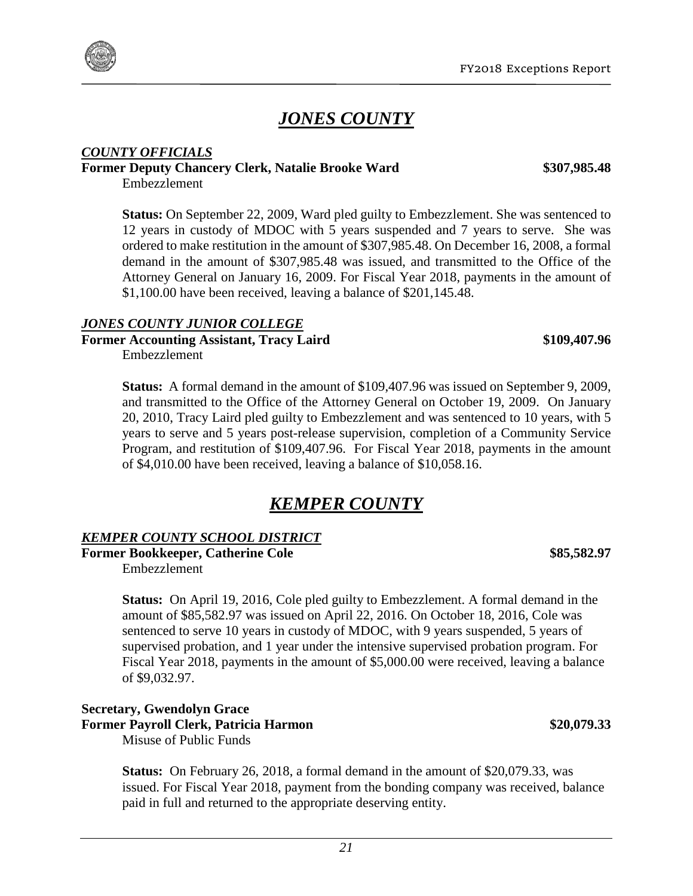# *JONES COUNTY*

***COUNTY OFFICIALS***

**Former Deputy Chancery Clerk, Natalie Brooke Ward** **$307,985.48**

Embezzlement

**Status:** On September 22, 2009, Ward pled guilty to Embezzlement. She was sentenced to 12 years in custody of MDOC with 5 years suspended and 7 years to serve. She was ordered to make restitution in the amount of $307,985.48. On December 16, 2008, a formal demand in the amount of $307,985.48 was issued, and transmitted to the Office of the Attorney General on January 16, 2009. For Fiscal Year 2018, payments in the amount of $1,100.00 have been received, leaving a balance of $201,145.48.

***JONES COUNTY JUNIOR COLLEGE***

**Former Accounting Assistant, Tracy Laird** **$109,407.96**

Embezzlement

**Status:** A formal demand in the amount of $109,407.96 was issued on September 9, 2009, and transmitted to the Office of the Attorney General on October 19, 2009. On January 20, 2010, Tracy Laird pled guilty to Embezzlement and was sentenced to 10 years, with 5 years to serve and 5 years post-release supervision, completion of a Community Service Program, and restitution of $109,407.96. For Fiscal Year 2018, payments in the amount of $4,010.00 have been received, leaving a balance of $10,058.16.

# *KEMPER COUNTY*

***KEMPER COUNTY SCHOOL DISTRICT***

**Former Bookkeeper, Catherine Cole** **$85,582.97**

Embezzlement

**Status:** On April 19, 2016, Cole pled guilty to Embezzlement. A formal demand in the amount of $85,582.97 was issued on April 22, 2016. On October 18, 2016, Cole was sentenced to serve 10 years in custody of MDOC, with 9 years suspended, 5 years of supervised probation, and 1 year under the intensive supervised probation program. For Fiscal Year 2018, payments in the amount of $5,000.00 were received, leaving a balance of $9,032.97.

**Secretary, Gwendolyn Grace**
**Former Payroll Clerk, Patricia Harmon** **$20,079.33**

Misuse of Public Funds

**Status:** On February 26, 2018, a formal demand in the amount of $20,079.33, was issued. For Fiscal Year 2018, payment from the bonding company was received, balance paid in full and returned to the appropriate deserving entity.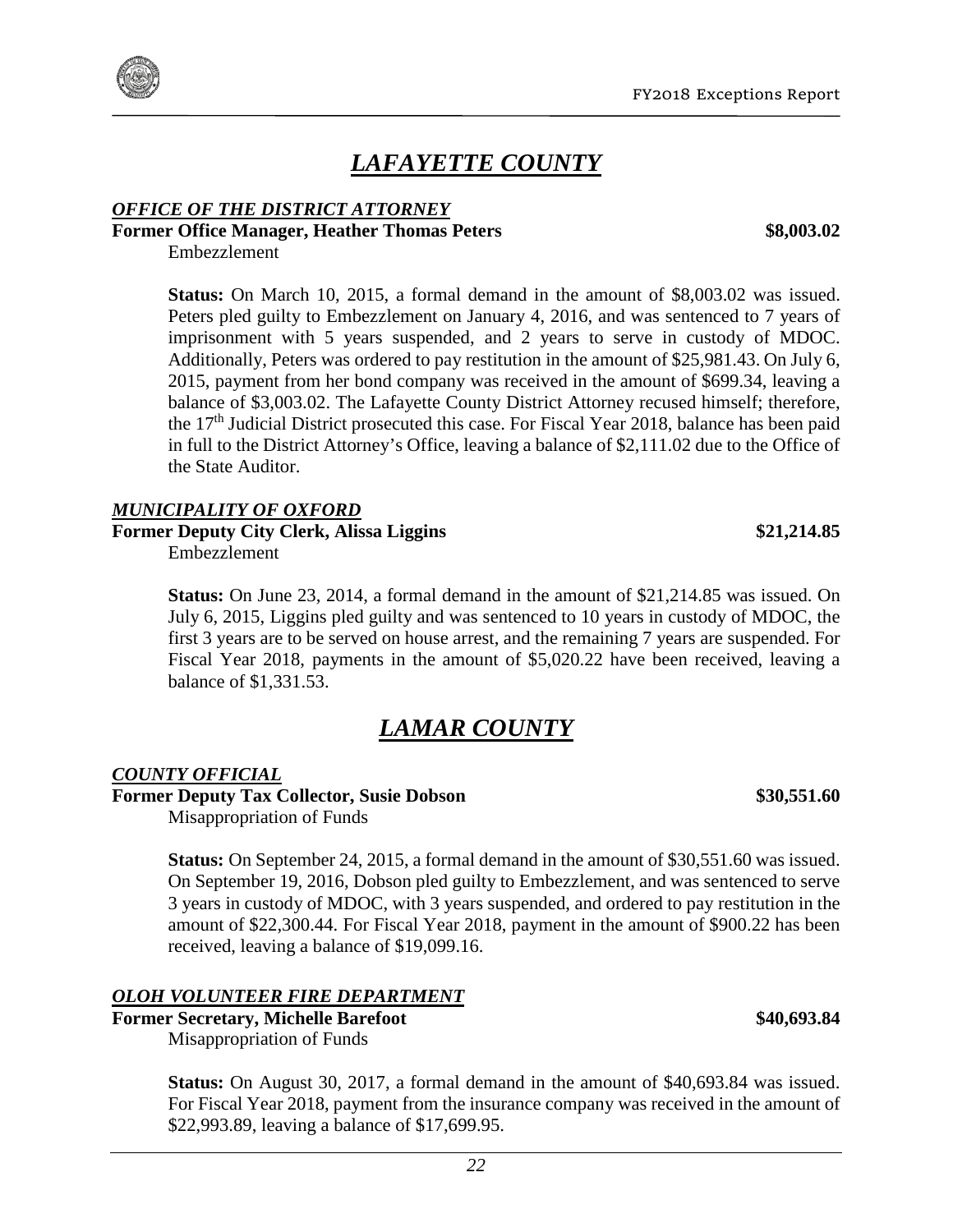# *LAFAYETTE COUNTY*

### *OFFICE OF THE DISTRICT ATTORNEY*

**Former Office Manager, Heather Thomas Peters** **$8,003.02**

Embezzlement

**Status:** On March 10, 2015, a formal demand in the amount of $8,003.02 was issued. Peters pled guilty to Embezzlement on January 4, 2016, and was sentenced to 7 years of imprisonment with 5 years suspended, and 2 years to serve in custody of MDOC. Additionally, Peters was ordered to pay restitution in the amount of $25,981.43. On July 6, 2015, payment from her bond company was received in the amount of $699.34, leaving a balance of $3,003.02. The Lafayette County District Attorney recused himself; therefore, the 17th Judicial District prosecuted this case. For Fiscal Year 2018, balance has been paid in full to the District Attorney's Office, leaving a balance of $2,111.02 due to the Office of the State Auditor.

### *MUNICIPALITY OF OXFORD*

**Former Deputy City Clerk, Alissa Liggins** **$21,214.85**

Embezzlement

**Status:** On June 23, 2014, a formal demand in the amount of $21,214.85 was issued. On July 6, 2015, Liggins pled guilty and was sentenced to 10 years in custody of MDOC, the first 3 years are to be served on house arrest, and the remaining 7 years are suspended. For Fiscal Year 2018, payments in the amount of $5,020.22 have been received, leaving a balance of $1,331.53.

# *LAMAR COUNTY*

### *COUNTY OFFICIAL*

**Former Deputy Tax Collector, Susie Dobson** **$30,551.60**

Misappropriation of Funds

**Status:** On September 24, 2015, a formal demand in the amount of $30,551.60 was issued. On September 19, 2016, Dobson pled guilty to Embezzlement, and was sentenced to serve 3 years in custody of MDOC, with 3 years suspended, and ordered to pay restitution in the amount of $22,300.44. For Fiscal Year 2018, payment in the amount of $900.22 has been received, leaving a balance of $19,099.16.

### *OLOH VOLUNTEER FIRE DEPARTMENT*

**Former Secretary, Michelle Barefoot** **$40,693.84**

Misappropriation of Funds

**Status:** On August 30, 2017, a formal demand in the amount of $40,693.84 was issued. For Fiscal Year 2018, payment from the insurance company was received in the amount of $22,993.89, leaving a balance of $17,699.95.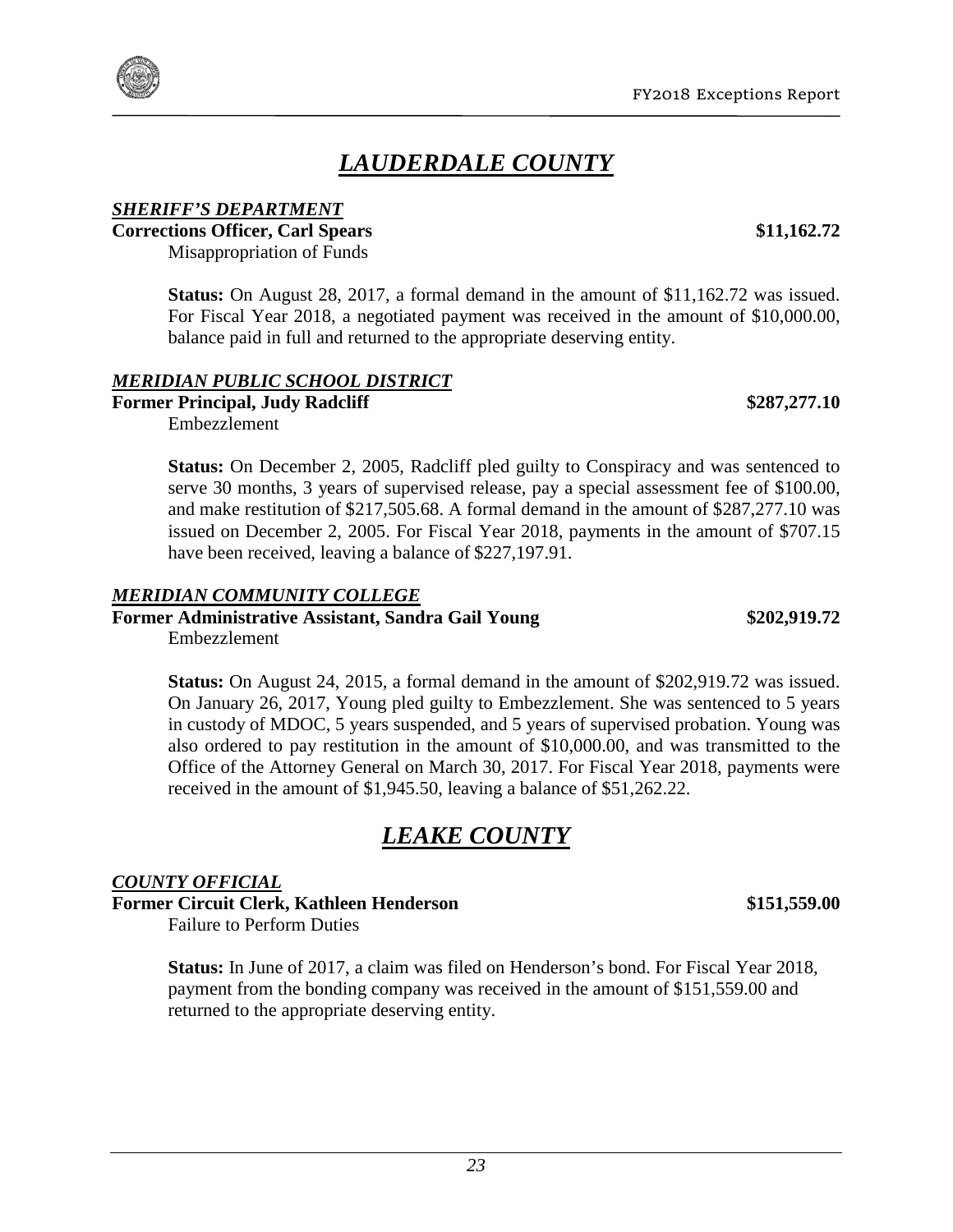# *LAUDERDALE COUNTY*

***SHERIFF'S DEPARTMENT***

**Corrections Officer, Carl Spears** **$11,162.72**

Misappropriation of Funds

**Status:** On August 28, 2017, a formal demand in the amount of $11,162.72 was issued. For Fiscal Year 2018, a negotiated payment was received in the amount of $10,000.00, balance paid in full and returned to the appropriate deserving entity.

***MERIDIAN PUBLIC SCHOOL DISTRICT***

**Former Principal, Judy Radcliff** **$287,277.10**

Embezzlement

**Status:** On December 2, 2005, Radcliff pled guilty to Conspiracy and was sentenced to serve 30 months, 3 years of supervised release, pay a special assessment fee of $100.00, and make restitution of $217,505.68. A formal demand in the amount of $287,277.10 was issued on December 2, 2005. For Fiscal Year 2018, payments in the amount of $707.15 have been received, leaving a balance of $227,197.91.

***MERIDIAN COMMUNITY COLLEGE***

**Former Administrative Assistant, Sandra Gail Young** **$202,919.72**

Embezzlement

**Status:** On August 24, 2015, a formal demand in the amount of $202,919.72 was issued. On January 26, 2017, Young pled guilty to Embezzlement. She was sentenced to 5 years in custody of MDOC, 5 years suspended, and 5 years of supervised probation. Young was also ordered to pay restitution in the amount of $10,000.00, and was transmitted to the Office of the Attorney General on March 30, 2017. For Fiscal Year 2018, payments were received in the amount of $1,945.50, leaving a balance of $51,262.22.

# *LEAKE COUNTY*

***COUNTY OFFICIAL***

**Former Circuit Clerk, Kathleen Henderson** **$151,559.00**

Failure to Perform Duties

**Status:** In June of 2017, a claim was filed on Henderson's bond. For Fiscal Year 2018, payment from the bonding company was received in the amount of $151,559.00 and returned to the appropriate deserving entity.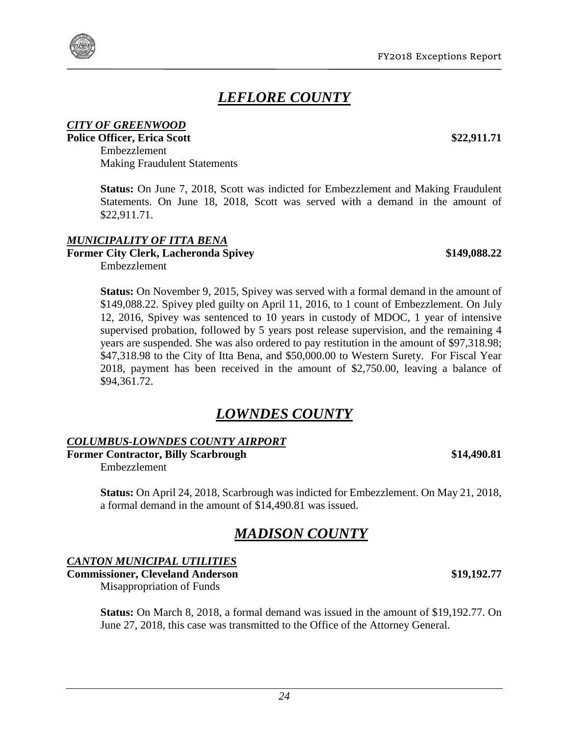# *LEFLORE COUNTY*

***CITY OF GREENWOOD***

**Police Officer, Erica Scott** **$22,911.71**

Embezzlement
Making Fraudulent Statements

**Status:** On June 7, 2018, Scott was indicted for Embezzlement and Making Fraudulent Statements. On June 18, 2018, Scott was served with a demand in the amount of $22,911.71.

***MUNICIPALITY OF ITTA BENA***

**Former City Clerk, Lacheronda Spivey** **$149,088.22**

Embezzlement

**Status:** On November 9, 2015, Spivey was served with a formal demand in the amount of $149,088.22. Spivey pled guilty on April 11, 2016, to 1 count of Embezzlement. On July 12, 2016, Spivey was sentenced to 10 years in custody of MDOC, 1 year of intensive supervised probation, followed by 5 years post release supervision, and the remaining 4 years are suspended. She was also ordered to pay restitution in the amount of $97,318.98; $47,318.98 to the City of Itta Bena, and $50,000.00 to Western Surety. For Fiscal Year 2018, payment has been received in the amount of $2,750.00, leaving a balance of $94,361.72.

# *LOWNDES COUNTY*

***COLUMBUS-LOWNDES COUNTY AIRPORT***

**Former Contractor, Billy Scarbrough** **$14,490.81**

Embezzlement

**Status:** On April 24, 2018, Scarbrough was indicted for Embezzlement. On May 21, 2018, a formal demand in the amount of $14,490.81 was issued.

# *MADISON COUNTY*

***CANTON MUNICIPAL UTILITIES***

**Commissioner, Cleveland Anderson** **$19,192.77**

Misappropriation of Funds

**Status:** On March 8, 2018, a formal demand was issued in the amount of $19,192.77. On June 27, 2018, this case was transmitted to the Office of the Attorney General.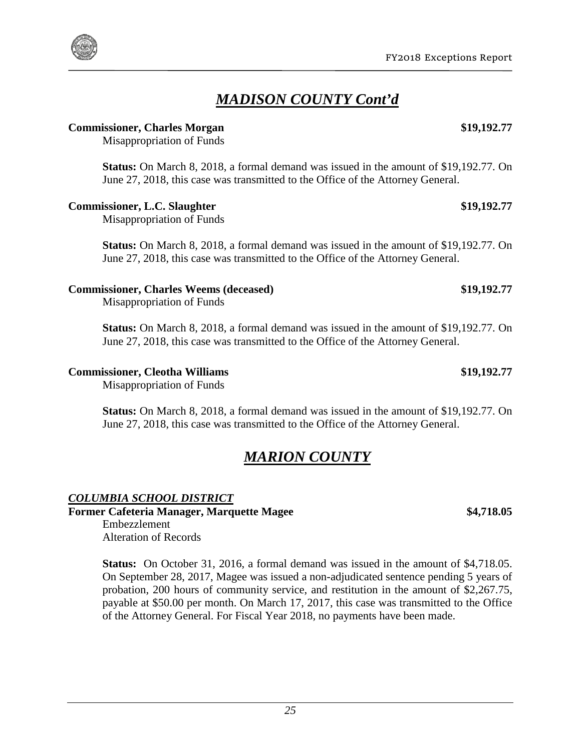# *MADISON COUNTY Cont'd*

**Commissioner, Charles Morgan** **$19,192.77**

Misappropriation of Funds

**Status:** On March 8, 2018, a formal demand was issued in the amount of $19,192.77. On June 27, 2018, this case was transmitted to the Office of the Attorney General.

**Commissioner, L.C. Slaughter** **$19,192.77**

Misappropriation of Funds

**Status:** On March 8, 2018, a formal demand was issued in the amount of $19,192.77. On June 27, 2018, this case was transmitted to the Office of the Attorney General.

**Commissioner, Charles Weems (deceased)** **$19,192.77**

Misappropriation of Funds

**Status:** On March 8, 2018, a formal demand was issued in the amount of $19,192.77. On June 27, 2018, this case was transmitted to the Office of the Attorney General.

**Commissioner, Cleotha Williams** **$19,192.77**

Misappropriation of Funds

**Status:** On March 8, 2018, a formal demand was issued in the amount of $19,192.77. On June 27, 2018, this case was transmitted to the Office of the Attorney General.

# *MARION COUNTY*

***COLUMBIA SCHOOL DISTRICT***

**Former Cafeteria Manager, Marquette Magee** **$4,718.05**

Embezzlement
Alteration of Records

**Status:** On October 31, 2016, a formal demand was issued in the amount of $4,718.05. On September 28, 2017, Magee was issued a non-adjudicated sentence pending 5 years of probation, 200 hours of community service, and restitution in the amount of $2,267.75, payable at $50.00 per month. On March 17, 2017, this case was transmitted to the Office of the Attorney General. For Fiscal Year 2018, no payments have been made.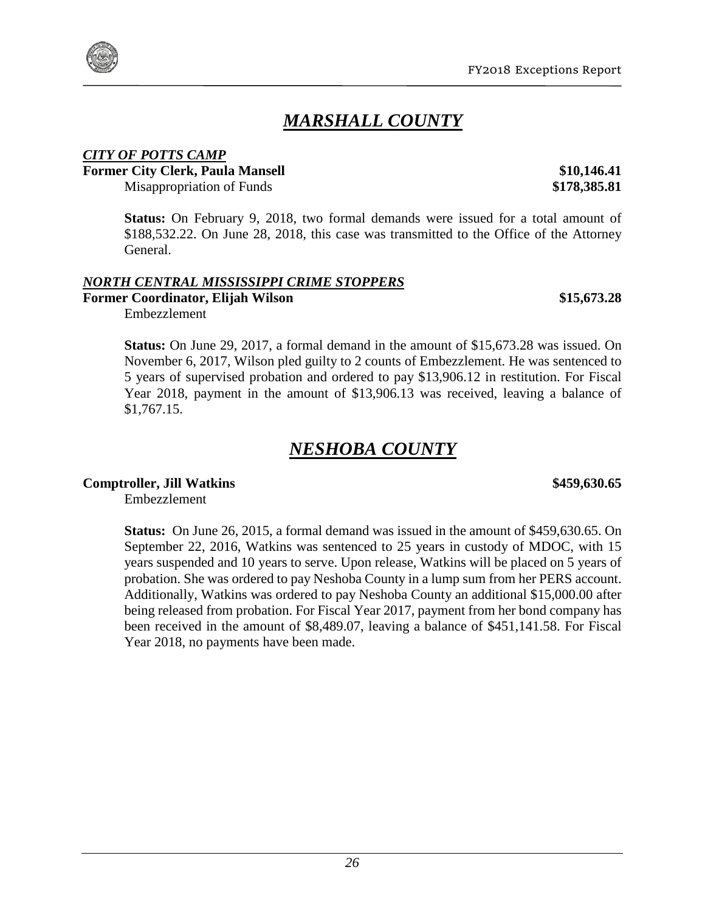# *MARSHALL COUNTY*

***CITY OF POTTS CAMP***

**Former City Clerk, Paula Mansell** **$10,146.41**

Misappropriation of Funds **$178,385.81**

**Status:** On February 9, 2018, two formal demands were issued for a total amount of $188,532.22. On June 28, 2018, this case was transmitted to the Office of the Attorney General.

***NORTH CENTRAL MISSISSIPPI CRIME STOPPERS***

**Former Coordinator, Elijah Wilson** **$15,673.28**

Embezzlement

**Status:** On June 29, 2017, a formal demand in the amount of $15,673.28 was issued. On November 6, 2017, Wilson pled guilty to 2 counts of Embezzlement. He was sentenced to 5 years of supervised probation and ordered to pay $13,906.12 in restitution. For Fiscal Year 2018, payment in the amount of $13,906.13 was received, leaving a balance of $1,767.15.

# *NESHOBA COUNTY*

**Comptroller, Jill Watkins** **$459,630.65**

Embezzlement

**Status:** On June 26, 2015, a formal demand was issued in the amount of $459,630.65. On September 22, 2016, Watkins was sentenced to 25 years in custody of MDOC, with 15 years suspended and 10 years to serve. Upon release, Watkins will be placed on 5 years of probation. She was ordered to pay Neshoba County in a lump sum from her PERS account. Additionally, Watkins was ordered to pay Neshoba County an additional $15,000.00 after being released from probation. For Fiscal Year 2017, payment from her bond company has been received in the amount of $8,489.07, leaving a balance of $451,141.58. For Fiscal Year 2018, no payments have been made.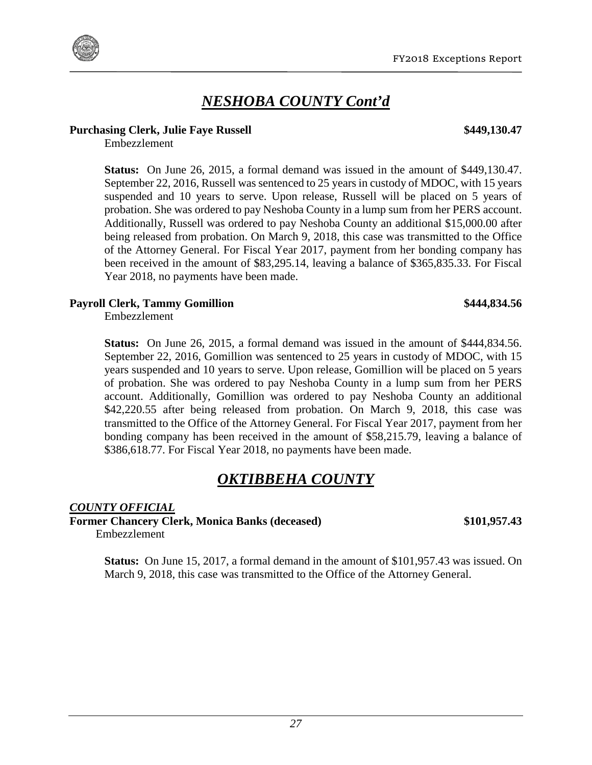## *NESHOBA COUNTY Cont'd*

**Purchasing Clerk, Julie Faye Russell** **$449,130.47**

Embezzlement

**Status:** On June 26, 2015, a formal demand was issued in the amount of $449,130.47. September 22, 2016, Russell was sentenced to 25 years in custody of MDOC, with 15 years suspended and 10 years to serve. Upon release, Russell will be placed on 5 years of probation. She was ordered to pay Neshoba County in a lump sum from her PERS account. Additionally, Russell was ordered to pay Neshoba County an additional $15,000.00 after being released from probation. On March 9, 2018, this case was transmitted to the Office of the Attorney General. For Fiscal Year 2017, payment from her bonding company has been received in the amount of $83,295.14, leaving a balance of $365,835.33. For Fiscal Year 2018, no payments have been made.

**Payroll Clerk, Tammy Gomillion** **$444,834.56**

Embezzlement

**Status:** On June 26, 2015, a formal demand was issued in the amount of $444,834.56. September 22, 2016, Gomillion was sentenced to 25 years in custody of MDOC, with 15 years suspended and 10 years to serve. Upon release, Gomillion will be placed on 5 years of probation. She was ordered to pay Neshoba County in a lump sum from her PERS account. Additionally, Gomillion was ordered to pay Neshoba County an additional $42,220.55 after being released from probation. On March 9, 2018, this case was transmitted to the Office of the Attorney General. For Fiscal Year 2017, payment from her bonding company has been received in the amount of $58,215.79, leaving a balance of $386,618.77. For Fiscal Year 2018, no payments have been made.

## *OKTIBBEHA COUNTY*

***COUNTY OFFICIAL***

**Former Chancery Clerk, Monica Banks (deceased)** **$101,957.43**

Embezzlement

**Status:** On June 15, 2017, a formal demand in the amount of $101,957.43 was issued. On March 9, 2018, this case was transmitted to the Office of the Attorney General.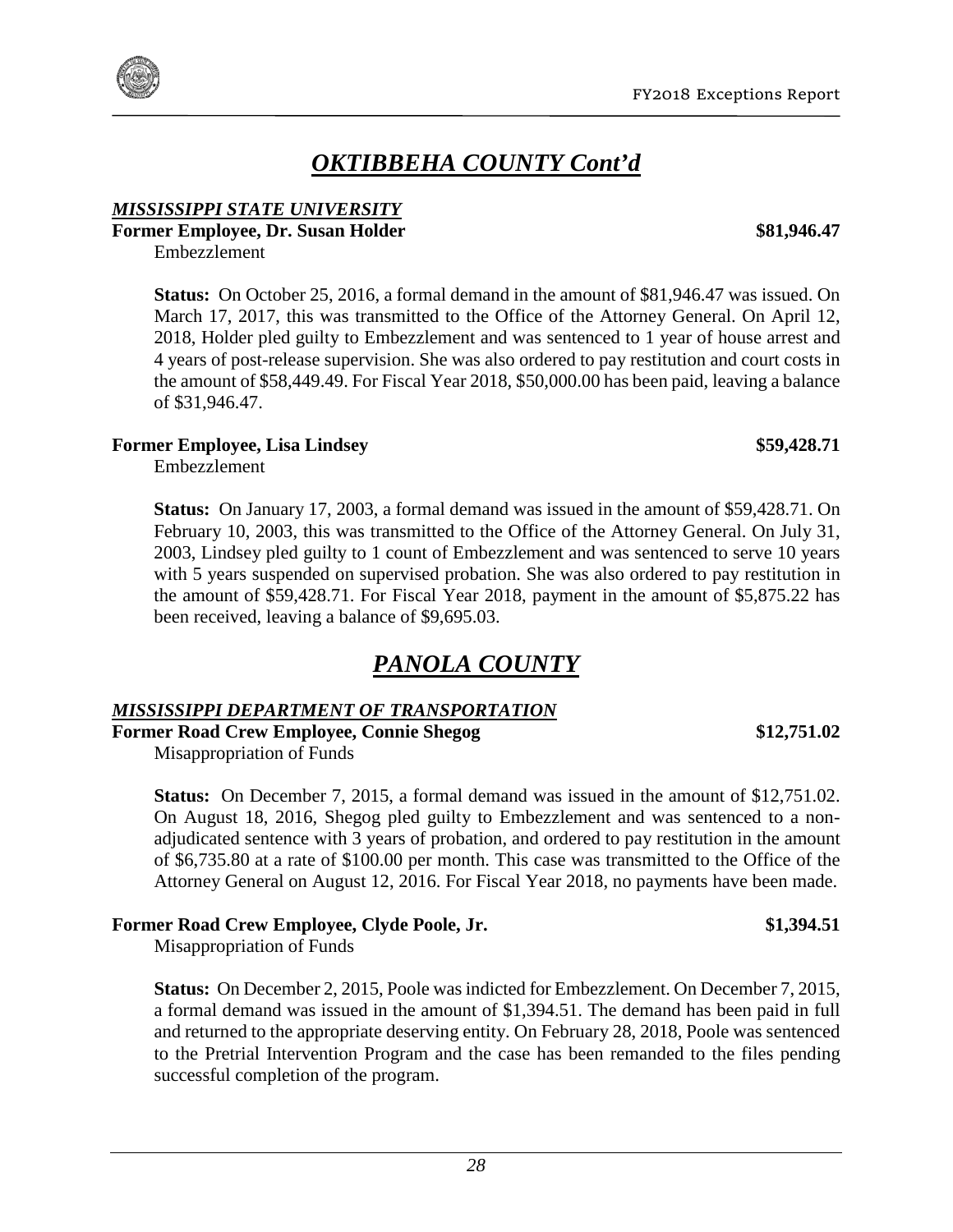## *OKTIBBEHA COUNTY Cont'd*

### *MISSISSIPPI STATE UNIVERSITY*

**Former Employee, Dr. Susan Holder** **$81,946.47**

Embezzlement

**Status:** On October 25, 2016, a formal demand in the amount of $81,946.47 was issued. On March 17, 2017, this was transmitted to the Office of the Attorney General. On April 12, 2018, Holder pled guilty to Embezzlement and was sentenced to 1 year of house arrest and 4 years of post-release supervision. She was also ordered to pay restitution and court costs in the amount of $58,449.49. For Fiscal Year 2018, $50,000.00 has been paid, leaving a balance of $31,946.47.

**Former Employee, Lisa Lindsey** **$59,428.71**

Embezzlement

**Status:** On January 17, 2003, a formal demand was issued in the amount of $59,428.71. On February 10, 2003, this was transmitted to the Office of the Attorney General. On July 31, 2003, Lindsey pled guilty to 1 count of Embezzlement and was sentenced to serve 10 years with 5 years suspended on supervised probation. She was also ordered to pay restitution in the amount of $59,428.71. For Fiscal Year 2018, payment in the amount of $5,875.22 has been received, leaving a balance of $9,695.03.

## *PANOLA COUNTY*

### *MISSISSIPPI DEPARTMENT OF TRANSPORTATION*

**Former Road Crew Employee, Connie Shegog** **$12,751.02**

Misappropriation of Funds

**Status:** On December 7, 2015, a formal demand was issued in the amount of $12,751.02. On August 18, 2016, Shegog pled guilty to Embezzlement and was sentenced to a non-adjudicated sentence with 3 years of probation, and ordered to pay restitution in the amount of $6,735.80 at a rate of $100.00 per month. This case was transmitted to the Office of the Attorney General on August 12, 2016. For Fiscal Year 2018, no payments have been made.

**Former Road Crew Employee, Clyde Poole, Jr.** **$1,394.51**

Misappropriation of Funds

**Status:** On December 2, 2015, Poole was indicted for Embezzlement. On December 7, 2015, a formal demand was issued in the amount of $1,394.51. The demand has been paid in full and returned to the appropriate deserving entity. On February 28, 2018, Poole was sentenced to the Pretrial Intervention Program and the case has been remanded to the files pending successful completion of the program.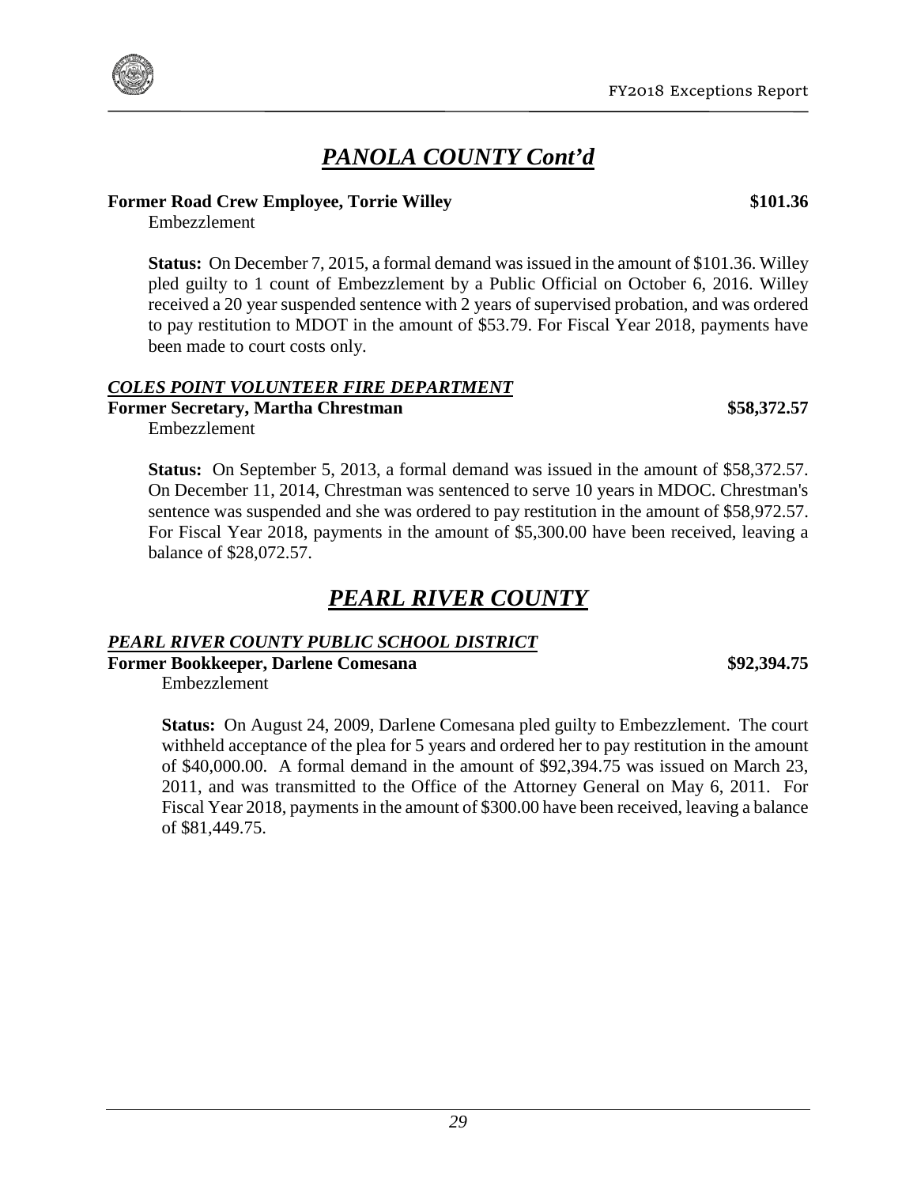# *PANOLA COUNTY Cont'd*

**Former Road Crew Employee, Torrie Willey** **$101.36**

Embezzlement

**Status:** On December 7, 2015, a formal demand was issued in the amount of $101.36. Willey pled guilty to 1 count of Embezzlement by a Public Official on October 6, 2016. Willey received a 20 year suspended sentence with 2 years of supervised probation, and was ordered to pay restitution to MDOT in the amount of $53.79. For Fiscal Year 2018, payments have been made to court costs only.

### *COLES POINT VOLUNTEER FIRE DEPARTMENT*

**Former Secretary, Martha Chrestman** **$58,372.57**

Embezzlement

**Status:** On September 5, 2013, a formal demand was issued in the amount of $58,372.57. On December 11, 2014, Chrestman was sentenced to serve 10 years in MDOC. Chrestman's sentence was suspended and she was ordered to pay restitution in the amount of $58,972.57. For Fiscal Year 2018, payments in the amount of $5,300.00 have been received, leaving a balance of $28,072.57.

# *PEARL RIVER COUNTY*

### *PEARL RIVER COUNTY PUBLIC SCHOOL DISTRICT*

**Former Bookkeeper, Darlene Comesana** **$92,394.75**

Embezzlement

**Status:** On August 24, 2009, Darlene Comesana pled guilty to Embezzlement. The court withheld acceptance of the plea for 5 years and ordered her to pay restitution in the amount of $40,000.00. A formal demand in the amount of $92,394.75 was issued on March 23, 2011, and was transmitted to the Office of the Attorney General on May 6, 2011. For Fiscal Year 2018, payments in the amount of $300.00 have been received, leaving a balance of $81,449.75.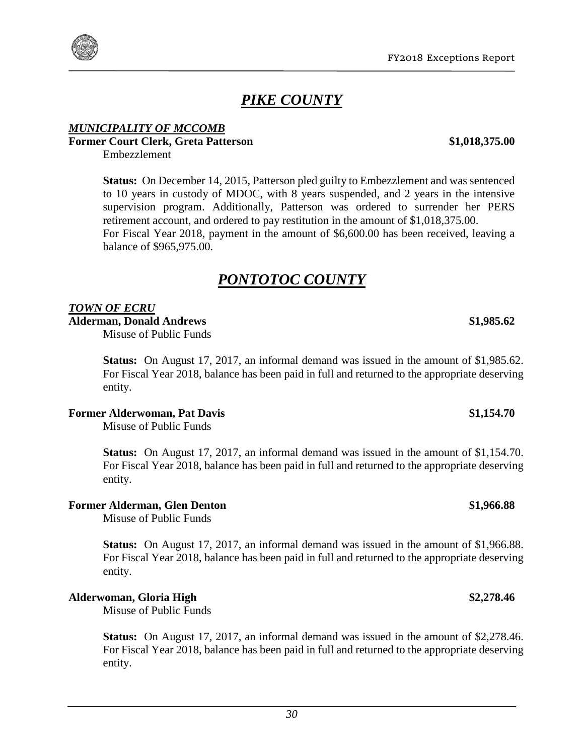# *PIKE COUNTY*

***MUNICIPALITY OF MCCOMB***

**Former Court Clerk, Greta Patterson** **$1,018,375.00**

Embezzlement

**Status:** On December 14, 2015, Patterson pled guilty to Embezzlement and was sentenced to 10 years in custody of MDOC, with 8 years suspended, and 2 years in the intensive supervision program. Additionally, Patterson was ordered to surrender her PERS retirement account, and ordered to pay restitution in the amount of $1,018,375.00.
For Fiscal Year 2018, payment in the amount of $6,600.00 has been received, leaving a balance of $965,975.00.

# *PONTOTOC COUNTY*

***TOWN OF ECRU***

**Alderman, Donald Andrews** **$1,985.62**

Misuse of Public Funds

**Status:** On August 17, 2017, an informal demand was issued in the amount of $1,985.62. For Fiscal Year 2018, balance has been paid in full and returned to the appropriate deserving entity.

**Former Alderwoman, Pat Davis** **$1,154.70**

Misuse of Public Funds

**Status:** On August 17, 2017, an informal demand was issued in the amount of $1,154.70. For Fiscal Year 2018, balance has been paid in full and returned to the appropriate deserving entity.

**Former Alderman, Glen Denton** **$1,966.88**

Misuse of Public Funds

**Status:** On August 17, 2017, an informal demand was issued in the amount of $1,966.88. For Fiscal Year 2018, balance has been paid in full and returned to the appropriate deserving entity.

**Alderwoman, Gloria High** **$2,278.46**

Misuse of Public Funds

**Status:** On August 17, 2017, an informal demand was issued in the amount of $2,278.46. For Fiscal Year 2018, balance has been paid in full and returned to the appropriate deserving entity.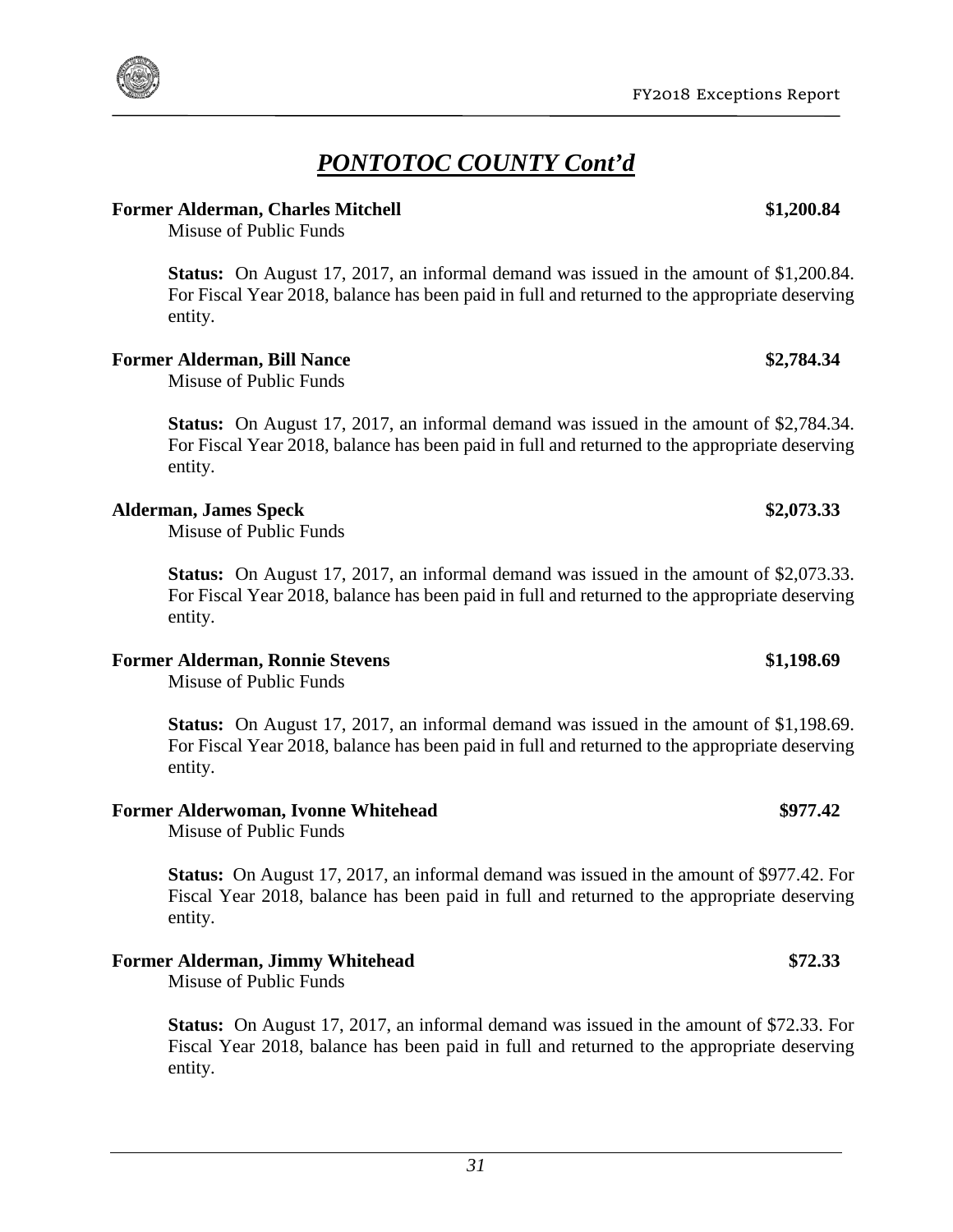## *PONTOTOC COUNTY Cont'd*

**Former Alderman, Charles Mitchell** **$1,200.84**

Misuse of Public Funds

**Status:** On August 17, 2017, an informal demand was issued in the amount of $1,200.84. For Fiscal Year 2018, balance has been paid in full and returned to the appropriate deserving entity.

**Former Alderman, Bill Nance** **$2,784.34**

Misuse of Public Funds

**Status:** On August 17, 2017, an informal demand was issued in the amount of $2,784.34. For Fiscal Year 2018, balance has been paid in full and returned to the appropriate deserving entity.

**Alderman, James Speck** **$2,073.33**

Misuse of Public Funds

**Status:** On August 17, 2017, an informal demand was issued in the amount of $2,073.33. For Fiscal Year 2018, balance has been paid in full and returned to the appropriate deserving entity.

**Former Alderman, Ronnie Stevens** **$1,198.69**

Misuse of Public Funds

**Status:** On August 17, 2017, an informal demand was issued in the amount of $1,198.69. For Fiscal Year 2018, balance has been paid in full and returned to the appropriate deserving entity.

**Former Alderwoman, Ivonne Whitehead** **$977.42**

Misuse of Public Funds

**Status:** On August 17, 2017, an informal demand was issued in the amount of $977.42. For Fiscal Year 2018, balance has been paid in full and returned to the appropriate deserving entity.

**Former Alderman, Jimmy Whitehead** **$72.33**

Misuse of Public Funds

**Status:** On August 17, 2017, an informal demand was issued in the amount of $72.33. For Fiscal Year 2018, balance has been paid in full and returned to the appropriate deserving entity.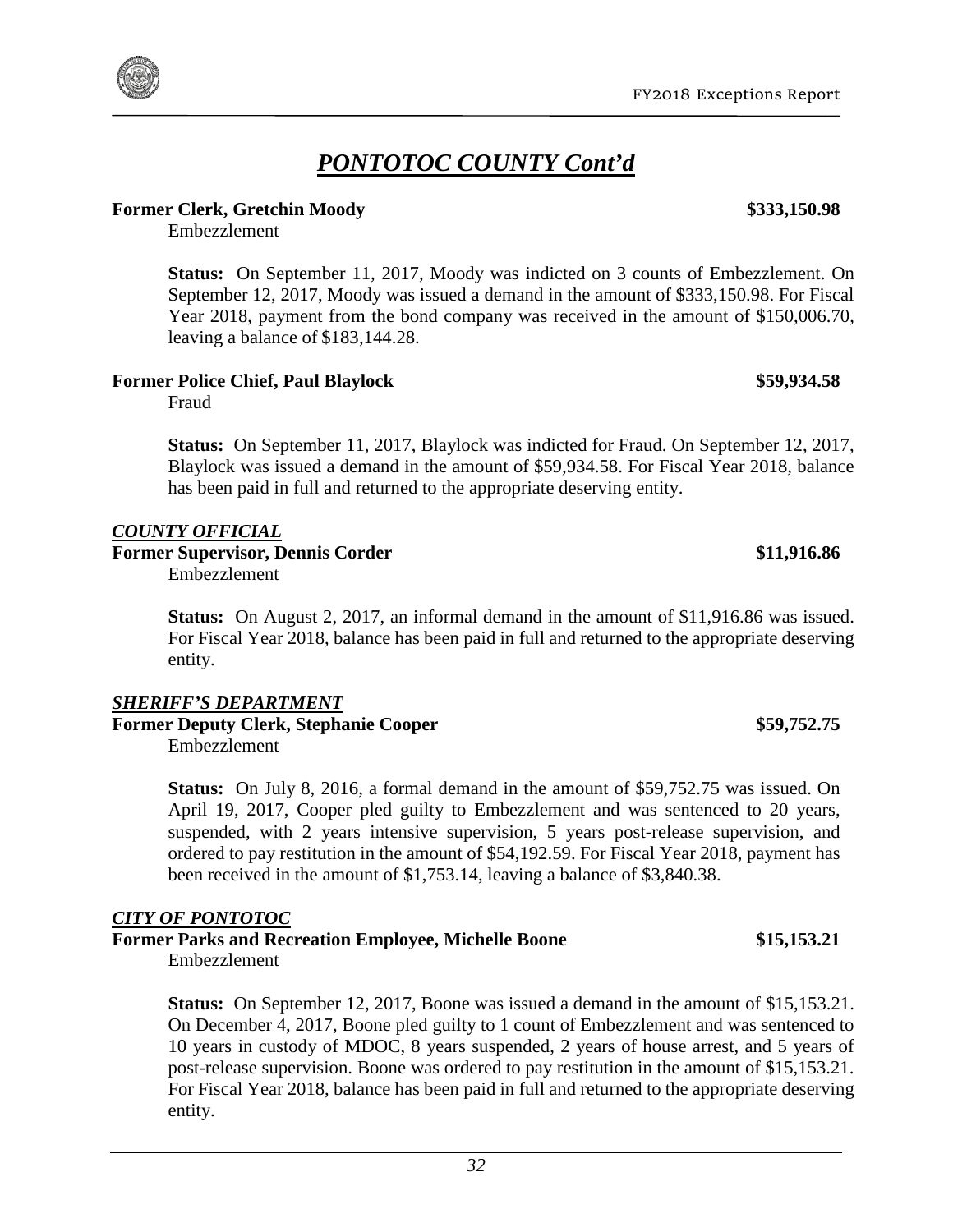# *PONTOTOC COUNTY Cont'd*

**Former Clerk, Gretchin Moody** **$333,150.98**

Embezzlement

**Status:** On September 11, 2017, Moody was indicted on 3 counts of Embezzlement. On September 12, 2017, Moody was issued a demand in the amount of $333,150.98. For Fiscal Year 2018, payment from the bond company was received in the amount of $150,006.70, leaving a balance of $183,144.28.

**Former Police Chief, Paul Blaylock** **$59,934.58**

Fraud

**Status:** On September 11, 2017, Blaylock was indicted for Fraud. On September 12, 2017, Blaylock was issued a demand in the amount of $59,934.58. For Fiscal Year 2018, balance has been paid in full and returned to the appropriate deserving entity.

***COUNTY OFFICIAL***

**Former Supervisor, Dennis Corder** **$11,916.86**

Embezzlement

**Status:** On August 2, 2017, an informal demand in the amount of $11,916.86 was issued. For Fiscal Year 2018, balance has been paid in full and returned to the appropriate deserving entity.

***SHERIFF'S DEPARTMENT***

**Former Deputy Clerk, Stephanie Cooper** **$59,752.75**

Embezzlement

**Status:** On July 8, 2016, a formal demand in the amount of $59,752.75 was issued. On April 19, 2017, Cooper pled guilty to Embezzlement and was sentenced to 20 years, suspended, with 2 years intensive supervision, 5 years post-release supervision, and ordered to pay restitution in the amount of $54,192.59. For Fiscal Year 2018, payment has been received in the amount of $1,753.14, leaving a balance of $3,840.38.

***CITY OF PONTOTOC***

**Former Parks and Recreation Employee, Michelle Boone** **$15,153.21**

Embezzlement

**Status:** On September 12, 2017, Boone was issued a demand in the amount of $15,153.21. On December 4, 2017, Boone pled guilty to 1 count of Embezzlement and was sentenced to 10 years in custody of MDOC, 8 years suspended, 2 years of house arrest, and 5 years of post-release supervision. Boone was ordered to pay restitution in the amount of $15,153.21. For Fiscal Year 2018, balance has been paid in full and returned to the appropriate deserving entity.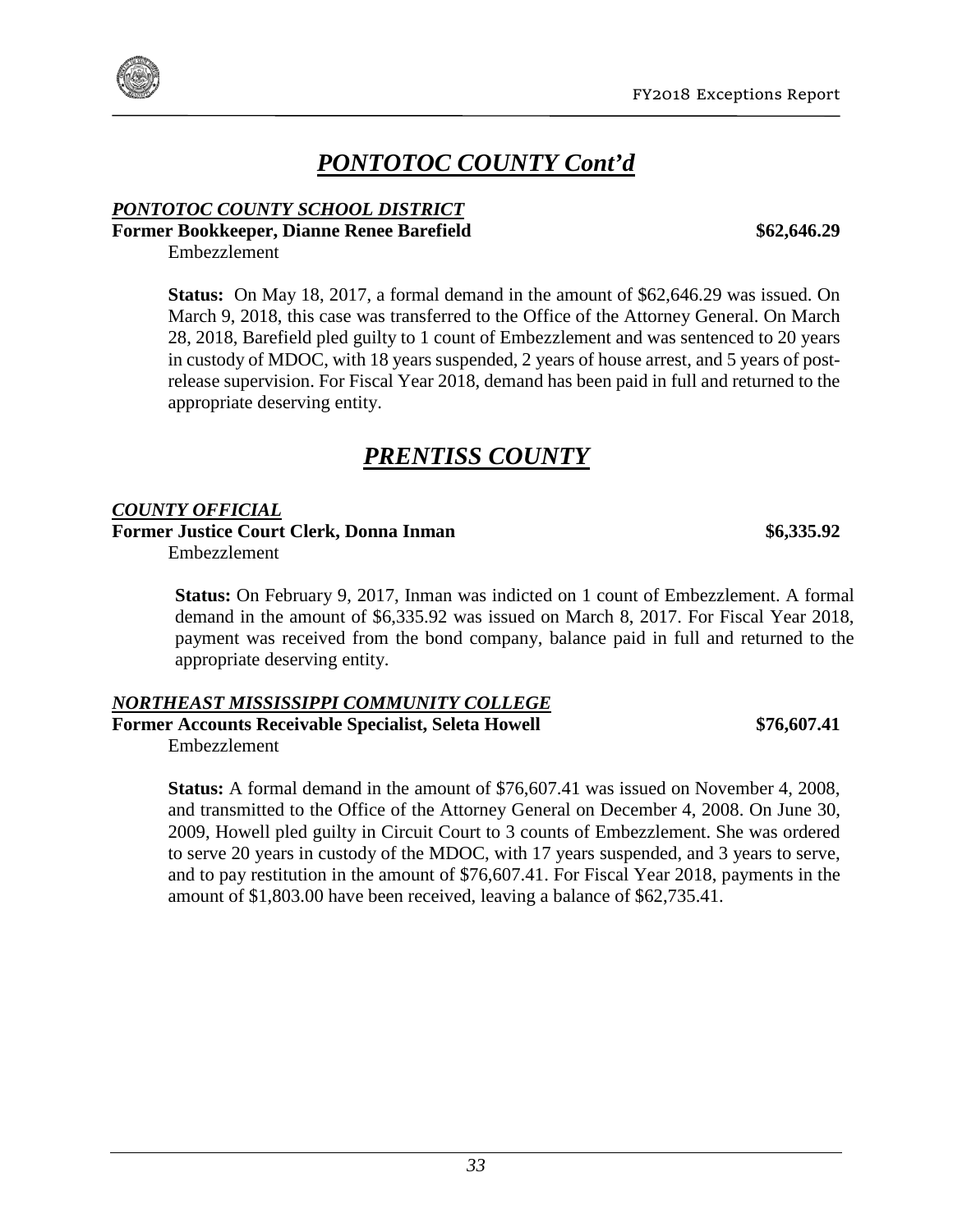# *PONTOTOC COUNTY Cont'd*

***PONTOTOC COUNTY SCHOOL DISTRICT***

**Former Bookkeeper, Dianne Renee Barefield** **$62,646.29**

Embezzlement

**Status:** On May 18, 2017, a formal demand in the amount of $62,646.29 was issued. On March 9, 2018, this case was transferred to the Office of the Attorney General. On March 28, 2018, Barefield pled guilty to 1 count of Embezzlement and was sentenced to 20 years in custody of MDOC, with 18 years suspended, 2 years of house arrest, and 5 years of post-release supervision. For Fiscal Year 2018, demand has been paid in full and returned to the appropriate deserving entity.

# *PRENTISS COUNTY*

***COUNTY OFFICIAL***

**Former Justice Court Clerk, Donna Inman** **$6,335.92**

Embezzlement

**Status:** On February 9, 2017, Inman was indicted on 1 count of Embezzlement. A formal demand in the amount of $6,335.92 was issued on March 8, 2017. For Fiscal Year 2018, payment was received from the bond company, balance paid in full and returned to the appropriate deserving entity.

***NORTHEAST MISSISSIPPI COMMUNITY COLLEGE***

**Former Accounts Receivable Specialist, Seleta Howell** **$76,607.41**

Embezzlement

**Status:** A formal demand in the amount of $76,607.41 was issued on November 4, 2008, and transmitted to the Office of the Attorney General on December 4, 2008. On June 30, 2009, Howell pled guilty in Circuit Court to 3 counts of Embezzlement. She was ordered to serve 20 years in custody of the MDOC, with 17 years suspended, and 3 years to serve, and to pay restitution in the amount of $76,607.41. For Fiscal Year 2018, payments in the amount of $1,803.00 have been received, leaving a balance of $62,735.41.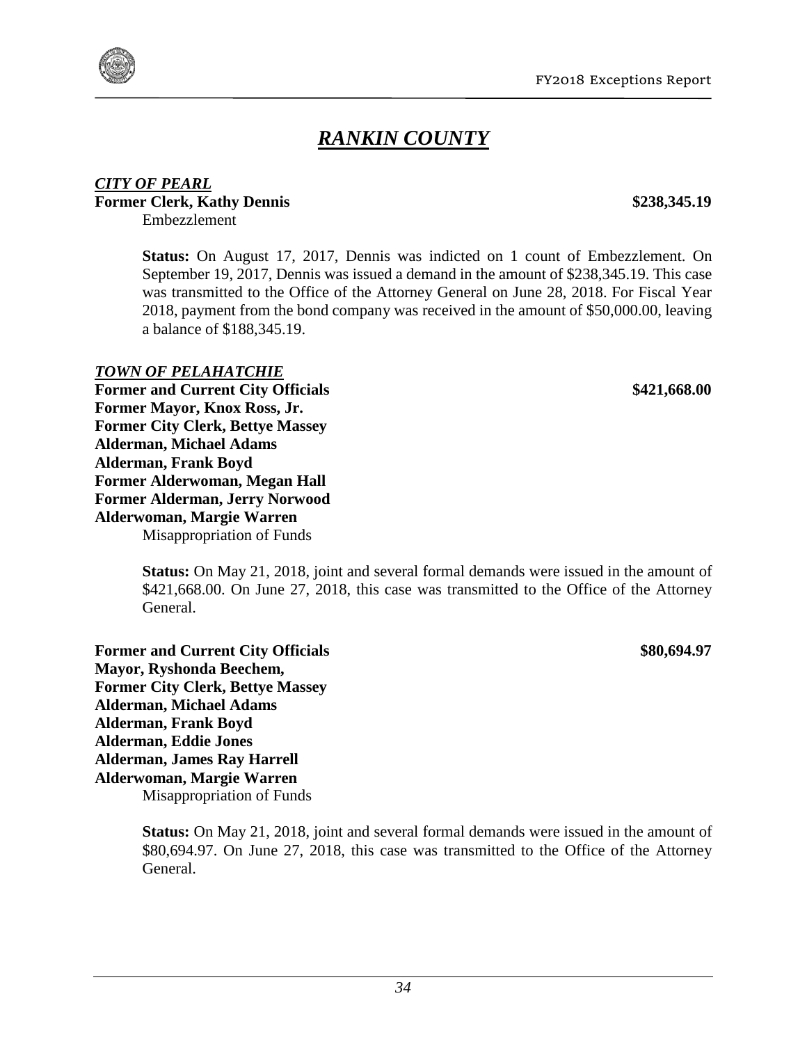# *RANKIN COUNTY*

***CITY OF PEARL***

**Former Clerk, Kathy Dennis** **\$238,345.19**

Embezzlement

**Status:** On August 17, 2017, Dennis was indicted on 1 count of Embezzlement. On September 19, 2017, Dennis was issued a demand in the amount of \$238,345.19. This case was transmitted to the Office of the Attorney General on June 28, 2018. For Fiscal Year 2018, payment from the bond company was received in the amount of \$50,000.00, leaving a balance of \$188,345.19.

***TOWN OF PELAHATCHIE***

**Former and Current City Officials** **\$421,668.00**
**Former Mayor, Knox Ross, Jr.**
**Former City Clerk, Bettye Massey**
**Alderman, Michael Adams**
**Alderman, Frank Boyd**
**Former Alderwoman, Megan Hall**
**Former Alderman, Jerry Norwood**
**Alderwoman, Margie Warren**

Misappropriation of Funds

**Status:** On May 21, 2018, joint and several formal demands were issued in the amount of \$421,668.00. On June 27, 2018, this case was transmitted to the Office of the Attorney General.

**Former and Current City Officials** **\$80,694.97**
**Mayor, Ryshonda Beechem,**
**Former City Clerk, Bettye Massey**
**Alderman, Michael Adams**
**Alderman, Frank Boyd**
**Alderman, Eddie Jones**
**Alderman, James Ray Harrell**
**Alderwoman, Margie Warren**

Misappropriation of Funds

**Status:** On May 21, 2018, joint and several formal demands were issued in the amount of \$80,694.97. On June 27, 2018, this case was transmitted to the Office of the Attorney General.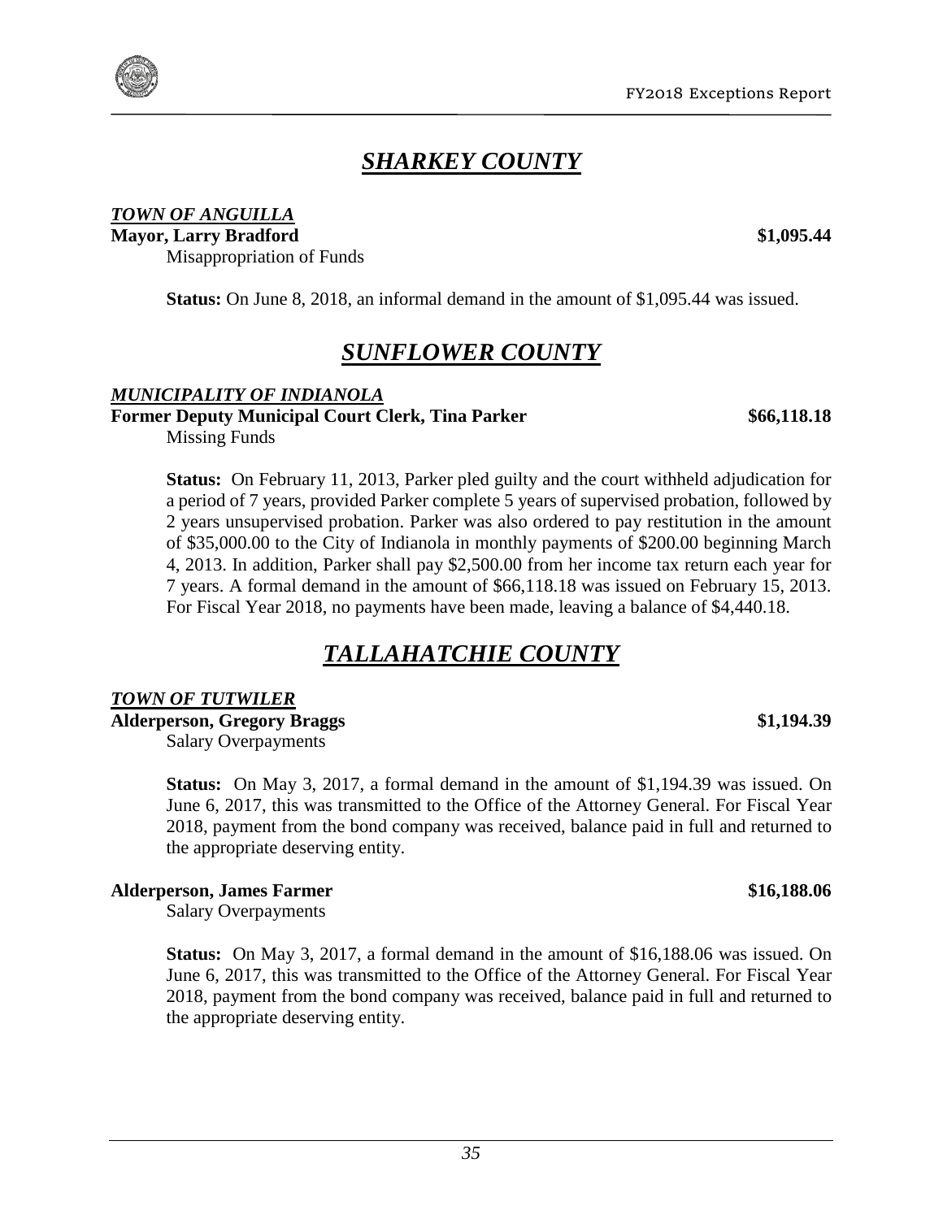# *SHARKEY COUNTY*

***TOWN OF ANGUILLA***

**Mayor, Larry Bradford** **$1,095.44**

Misappropriation of Funds

**Status:** On June 8, 2018, an informal demand in the amount of $1,095.44 was issued.

# *SUNFLOWER COUNTY*

***MUNICIPALITY OF INDIANOLA***

**Former Deputy Municipal Court Clerk, Tina Parker** **$66,118.18**

Missing Funds

**Status:** On February 11, 2013, Parker pled guilty and the court withheld adjudication for a period of 7 years, provided Parker complete 5 years of supervised probation, followed by 2 years unsupervised probation. Parker was also ordered to pay restitution in the amount of $35,000.00 to the City of Indianola in monthly payments of $200.00 beginning March 4, 2013. In addition, Parker shall pay $2,500.00 from her income tax return each year for 7 years. A formal demand in the amount of $66,118.18 was issued on February 15, 2013. For Fiscal Year 2018, no payments have been made, leaving a balance of $4,440.18.

# *TALLAHATCHIE COUNTY*

***TOWN OF TUTWILER***

**Alderperson, Gregory Braggs** **$1,194.39**

Salary Overpayments

**Status:** On May 3, 2017, a formal demand in the amount of $1,194.39 was issued. On June 6, 2017, this was transmitted to the Office of the Attorney General. For Fiscal Year 2018, payment from the bond company was received, balance paid in full and returned to the appropriate deserving entity.

**Alderperson, James Farmer** **$16,188.06**

Salary Overpayments

**Status:** On May 3, 2017, a formal demand in the amount of $16,188.06 was issued. On June 6, 2017, this was transmitted to the Office of the Attorney General. For Fiscal Year 2018, payment from the bond company was received, balance paid in full and returned to the appropriate deserving entity.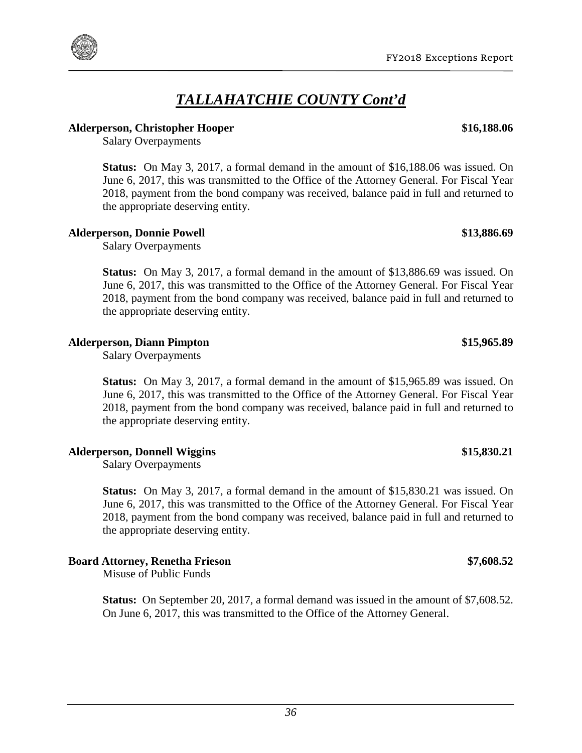# *TALLAHATCHIE COUNTY Cont'd*

**Alderperson, Christopher Hooper** **$16,188.06**

Salary Overpayments

**Status:** On May 3, 2017, a formal demand in the amount of $16,188.06 was issued. On June 6, 2017, this was transmitted to the Office of the Attorney General. For Fiscal Year 2018, payment from the bond company was received, balance paid in full and returned to the appropriate deserving entity.

**Alderperson, Donnie Powell** **$13,886.69**

Salary Overpayments

**Status:** On May 3, 2017, a formal demand in the amount of $13,886.69 was issued. On June 6, 2017, this was transmitted to the Office of the Attorney General. For Fiscal Year 2018, payment from the bond company was received, balance paid in full and returned to the appropriate deserving entity.

**Alderperson, Diann Pimpton** **$15,965.89**

Salary Overpayments

**Status:** On May 3, 2017, a formal demand in the amount of $15,965.89 was issued. On June 6, 2017, this was transmitted to the Office of the Attorney General. For Fiscal Year 2018, payment from the bond company was received, balance paid in full and returned to the appropriate deserving entity.

**Alderperson, Donnell Wiggins** **$15,830.21**

Salary Overpayments

**Status:** On May 3, 2017, a formal demand in the amount of $15,830.21 was issued. On June 6, 2017, this was transmitted to the Office of the Attorney General. For Fiscal Year 2018, payment from the bond company was received, balance paid in full and returned to the appropriate deserving entity.

**Board Attorney, Renetha Frieson** **$7,608.52**

Misuse of Public Funds

**Status:** On September 20, 2017, a formal demand was issued in the amount of $7,608.52. On June 6, 2017, this was transmitted to the Office of the Attorney General.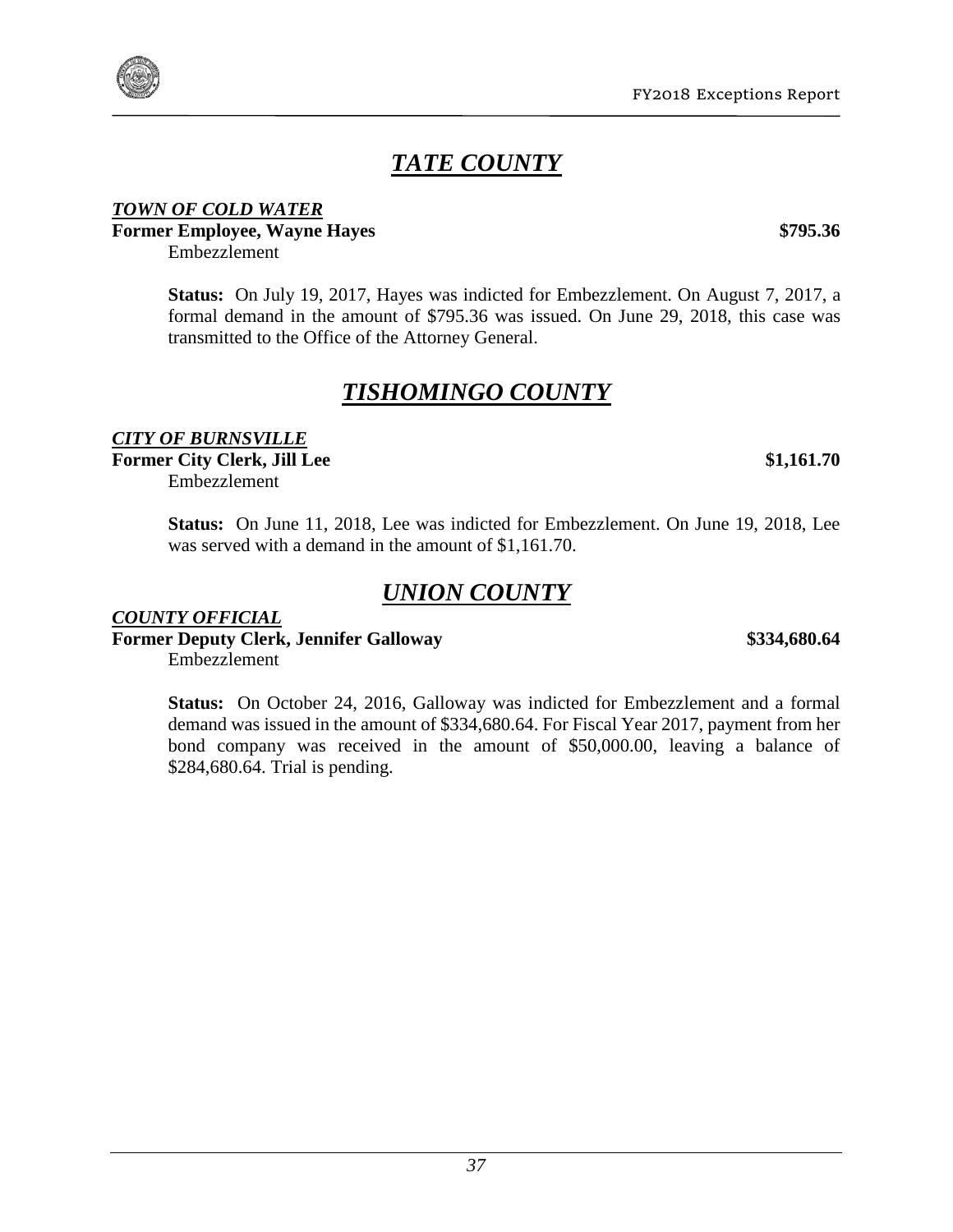## *TATE COUNTY*

***TOWN OF COLD WATER***

**Former Employee, Wayne Hayes** **$795.36**

Embezzlement

**Status:** On July 19, 2017, Hayes was indicted for Embezzlement. On August 7, 2017, a formal demand in the amount of $795.36 was issued. On June 29, 2018, this case was transmitted to the Office of the Attorney General.

## *TISHOMINGO COUNTY*

***CITY OF BURNSVILLE***

**Former City Clerk, Jill Lee** **$1,161.70**

Embezzlement

**Status:** On June 11, 2018, Lee was indicted for Embezzlement. On June 19, 2018, Lee was served with a demand in the amount of $1,161.70.

## *UNION COUNTY*

***COUNTY OFFICIAL***

**Former Deputy Clerk, Jennifer Galloway** **$334,680.64**

Embezzlement

**Status:** On October 24, 2016, Galloway was indicted for Embezzlement and a formal demand was issued in the amount of $334,680.64. For Fiscal Year 2017, payment from her bond company was received in the amount of $50,000.00, leaving a balance of $284,680.64. Trial is pending.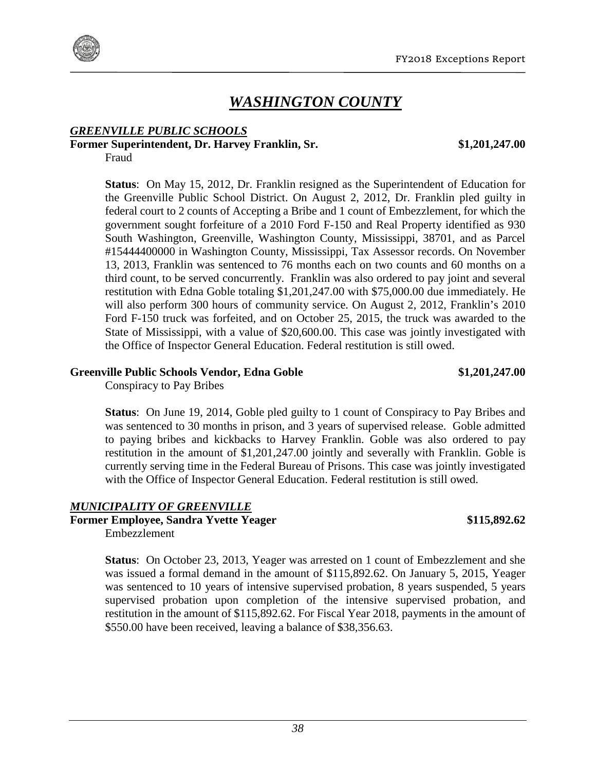# *WASHINGTON COUNTY*

## *GREENVILLE PUBLIC SCHOOLS*

**Former Superintendent, Dr. Harvey Franklin, Sr. — $1,201,247.00**

Fraud

**Status**: On May 15, 2012, Dr. Franklin resigned as the Superintendent of Education for the Greenville Public School District. On August 2, 2012, Dr. Franklin pled guilty in federal court to 2 counts of Accepting a Bribe and 1 count of Embezzlement, for which the government sought forfeiture of a 2010 Ford F-150 and Real Property identified as 930 South Washington, Greenville, Washington County, Mississippi, 38701, and as Parcel #15444400000 in Washington County, Mississippi, Tax Assessor records. On November 13, 2013, Franklin was sentenced to 76 months each on two counts and 60 months on a third count, to be served concurrently. Franklin was also ordered to pay joint and several restitution with Edna Goble totaling $1,201,247.00 with $75,000.00 due immediately. He will also perform 300 hours of community service. On August 2, 2012, Franklin's 2010 Ford F-150 truck was forfeited, and on October 25, 2015, the truck was awarded to the State of Mississippi, with a value of $20,600.00. This case was jointly investigated with the Office of Inspector General Education. Federal restitution is still owed.

**Greenville Public Schools Vendor, Edna Goble — $1,201,247.00**

Conspiracy to Pay Bribes

**Status**: On June 19, 2014, Goble pled guilty to 1 count of Conspiracy to Pay Bribes and was sentenced to 30 months in prison, and 3 years of supervised release. Goble admitted to paying bribes and kickbacks to Harvey Franklin. Goble was also ordered to pay restitution in the amount of $1,201,247.00 jointly and severally with Franklin. Goble is currently serving time in the Federal Bureau of Prisons. This case was jointly investigated with the Office of Inspector General Education. Federal restitution is still owed.

## *MUNICIPALITY OF GREENVILLE*

**Former Employee, Sandra Yvette Yeager — $115,892.62**

Embezzlement

**Status**: On October 23, 2013, Yeager was arrested on 1 count of Embezzlement and she was issued a formal demand in the amount of $115,892.62. On January 5, 2015, Yeager was sentenced to 10 years of intensive supervised probation, 8 years suspended, 5 years supervised probation upon completion of the intensive supervised probation, and restitution in the amount of $115,892.62. For Fiscal Year 2018, payments in the amount of $550.00 have been received, leaving a balance of $38,356.63.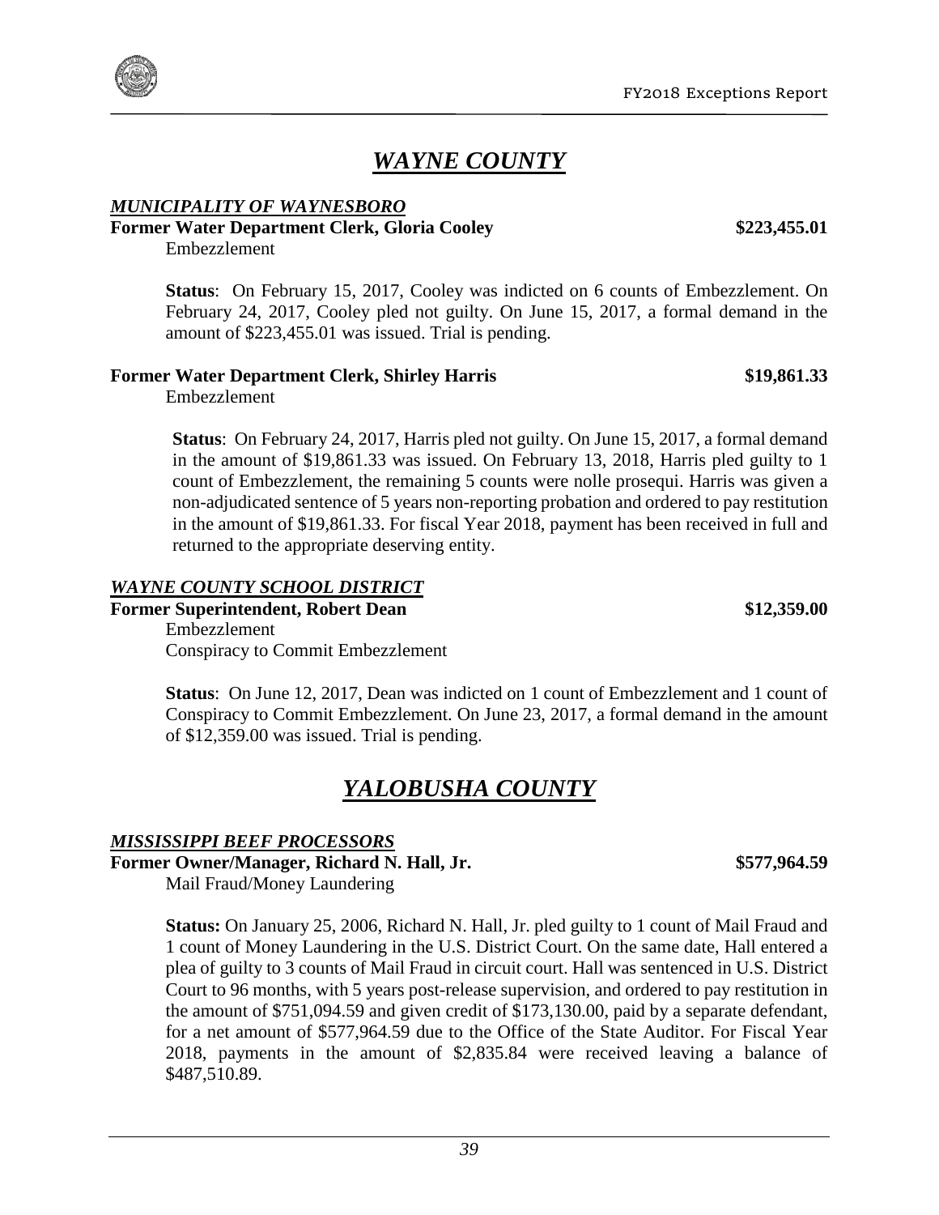# *WAYNE COUNTY*

### *MUNICIPALITY OF WAYNESBORO*

**Former Water Department Clerk, Gloria Cooley** **$223,455.01**

Embezzlement

**Status**: On February 15, 2017, Cooley was indicted on 6 counts of Embezzlement. On February 24, 2017, Cooley pled not guilty. On June 15, 2017, a formal demand in the amount of $223,455.01 was issued. Trial is pending.

**Former Water Department Clerk, Shirley Harris** **$19,861.33**

Embezzlement

**Status**: On February 24, 2017, Harris pled not guilty. On June 15, 2017, a formal demand in the amount of $19,861.33 was issued. On February 13, 2018, Harris pled guilty to 1 count of Embezzlement, the remaining 5 counts were nolle prosequi. Harris was given a non-adjudicated sentence of 5 years non-reporting probation and ordered to pay restitution in the amount of $19,861.33. For fiscal Year 2018, payment has been received in full and returned to the appropriate deserving entity.

### *WAYNE COUNTY SCHOOL DISTRICT*

**Former Superintendent, Robert Dean** **$12,359.00**

Embezzlement
Conspiracy to Commit Embezzlement

**Status**: On June 12, 2017, Dean was indicted on 1 count of Embezzlement and 1 count of Conspiracy to Commit Embezzlement. On June 23, 2017, a formal demand in the amount of $12,359.00 was issued. Trial is pending.

# *YALOBUSHA COUNTY*

### *MISSISSIPPI BEEF PROCESSORS*

**Former Owner/Manager, Richard N. Hall, Jr.** **$577,964.59**

Mail Fraud/Money Laundering

**Status:** On January 25, 2006, Richard N. Hall, Jr. pled guilty to 1 count of Mail Fraud and 1 count of Money Laundering in the U.S. District Court. On the same date, Hall entered a plea of guilty to 3 counts of Mail Fraud in circuit court. Hall was sentenced in U.S. District Court to 96 months, with 5 years post-release supervision, and ordered to pay restitution in the amount of $751,094.59 and given credit of $173,130.00, paid by a separate defendant, for a net amount of $577,964.59 due to the Office of the State Auditor. For Fiscal Year 2018, payments in the amount of $2,835.84 were received leaving a balance of $487,510.89.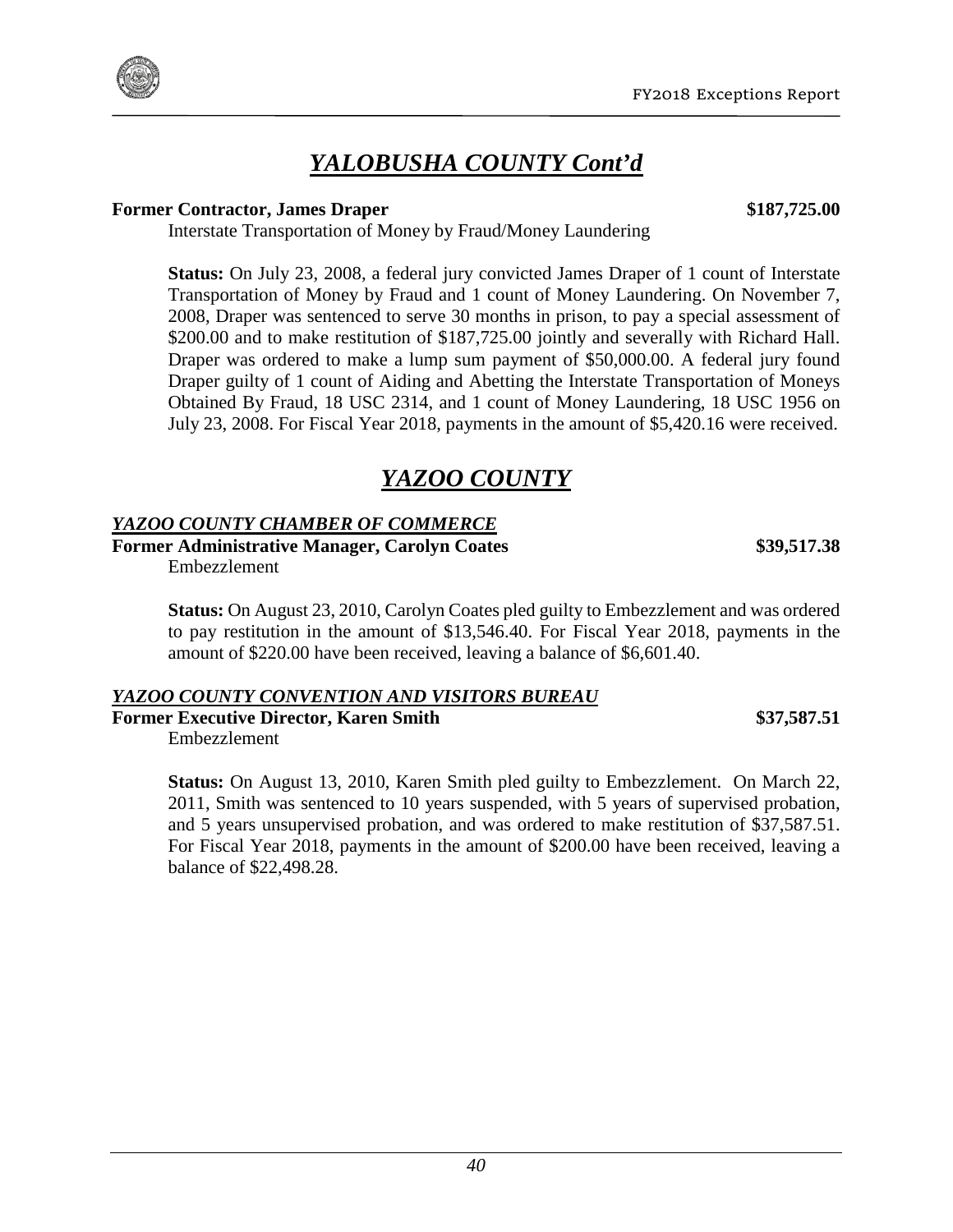# *YALOBUSHA COUNTY Cont'd*

**Former Contractor, James Draper** **$187,725.00**

Interstate Transportation of Money by Fraud/Money Laundering

**Status:** On July 23, 2008, a federal jury convicted James Draper of 1 count of Interstate Transportation of Money by Fraud and 1 count of Money Laundering. On November 7, 2008, Draper was sentenced to serve 30 months in prison, to pay a special assessment of $200.00 and to make restitution of $187,725.00 jointly and severally with Richard Hall. Draper was ordered to make a lump sum payment of $50,000.00. A federal jury found Draper guilty of 1 count of Aiding and Abetting the Interstate Transportation of Moneys Obtained By Fraud, 18 USC 2314, and 1 count of Money Laundering, 18 USC 1956 on July 23, 2008. For Fiscal Year 2018, payments in the amount of $5,420.16 were received.

# *YAZOO COUNTY*

## *YAZOO COUNTY CHAMBER OF COMMERCE*

**Former Administrative Manager, Carolyn Coates** **$39,517.38**

Embezzlement

**Status:** On August 23, 2010, Carolyn Coates pled guilty to Embezzlement and was ordered to pay restitution in the amount of $13,546.40. For Fiscal Year 2018, payments in the amount of $220.00 have been received, leaving a balance of $6,601.40.

## *YAZOO COUNTY CONVENTION AND VISITORS BUREAU*

**Former Executive Director, Karen Smith** **$37,587.51**

Embezzlement

**Status:** On August 13, 2010, Karen Smith pled guilty to Embezzlement. On March 22, 2011, Smith was sentenced to 10 years suspended, with 5 years of supervised probation, and 5 years unsupervised probation, and was ordered to make restitution of $37,587.51. For Fiscal Year 2018, payments in the amount of $200.00 have been received, leaving a balance of $22,498.28.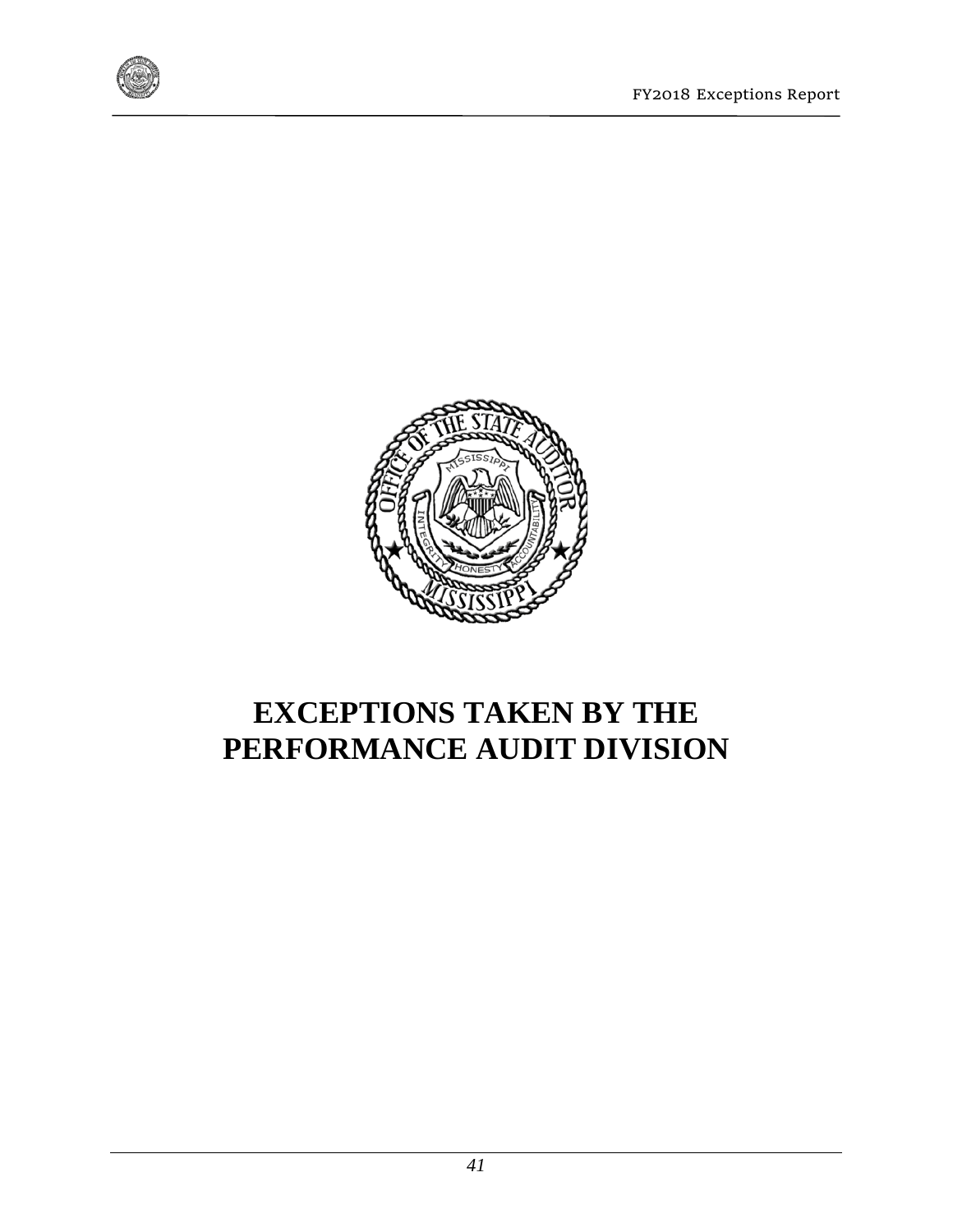# EXCEPTIONS TAKEN BY THE PERFORMANCE AUDIT DIVISION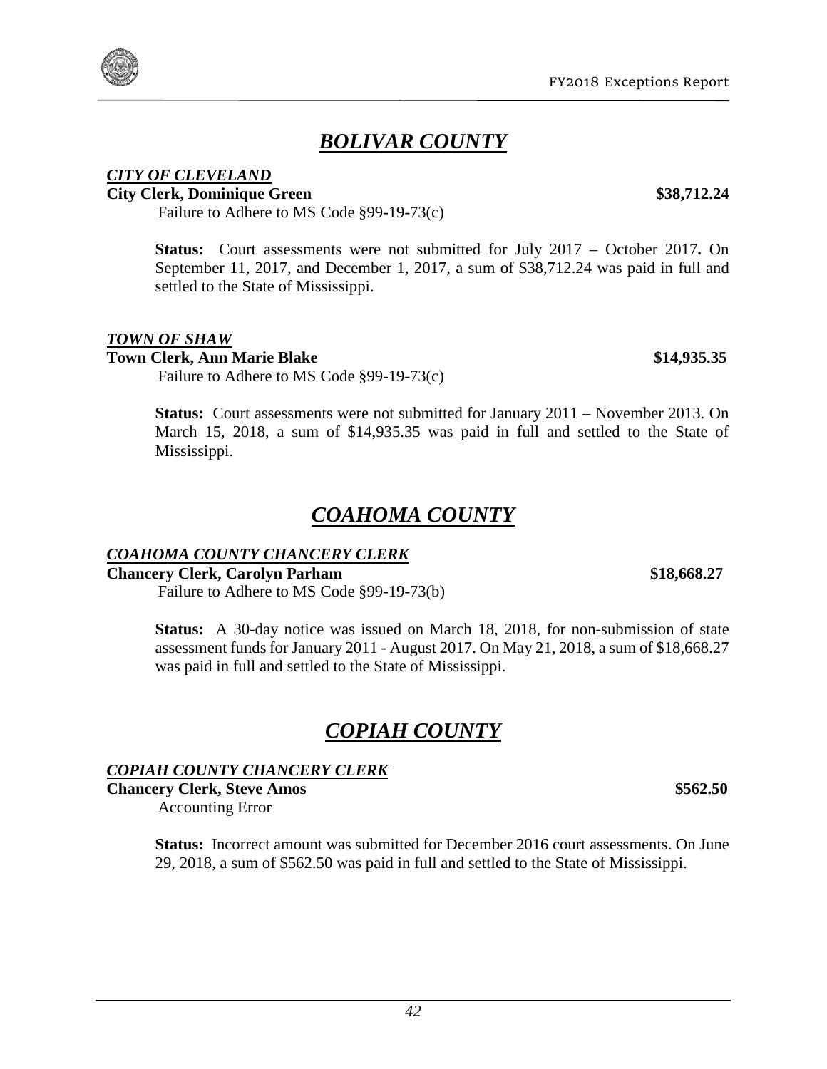## *BOLIVAR COUNTY*

***CITY OF CLEVELAND***

**City Clerk, Dominique Green** **$38,712.24**

Failure to Adhere to MS Code §99-19-73(c)

**Status:** Court assessments were not submitted for July 2017 – October 2017**.** On September 11, 2017, and December 1, 2017, a sum of $38,712.24 was paid in full and settled to the State of Mississippi.

***TOWN OF SHAW***

**Town Clerk, Ann Marie Blake** **$14,935.35**

Failure to Adhere to MS Code §99-19-73(c)

**Status:** Court assessments were not submitted for January 2011 – November 2013. On March 15, 2018, a sum of $14,935.35 was paid in full and settled to the State of Mississippi.

## *COAHOMA COUNTY*

***COAHOMA COUNTY CHANCERY CLERK***

**Chancery Clerk, Carolyn Parham** **$18,668.27**

Failure to Adhere to MS Code §99-19-73(b)

**Status:** A 30-day notice was issued on March 18, 2018, for non-submission of state assessment funds for January 2011 - August 2017. On May 21, 2018, a sum of $18,668.27 was paid in full and settled to the State of Mississippi.

## *COPIAH COUNTY*

***COPIAH COUNTY CHANCERY CLERK***

**Chancery Clerk, Steve Amos** **$562.50**

Accounting Error

**Status:** Incorrect amount was submitted for December 2016 court assessments. On June 29, 2018, a sum of $562.50 was paid in full and settled to the State of Mississippi.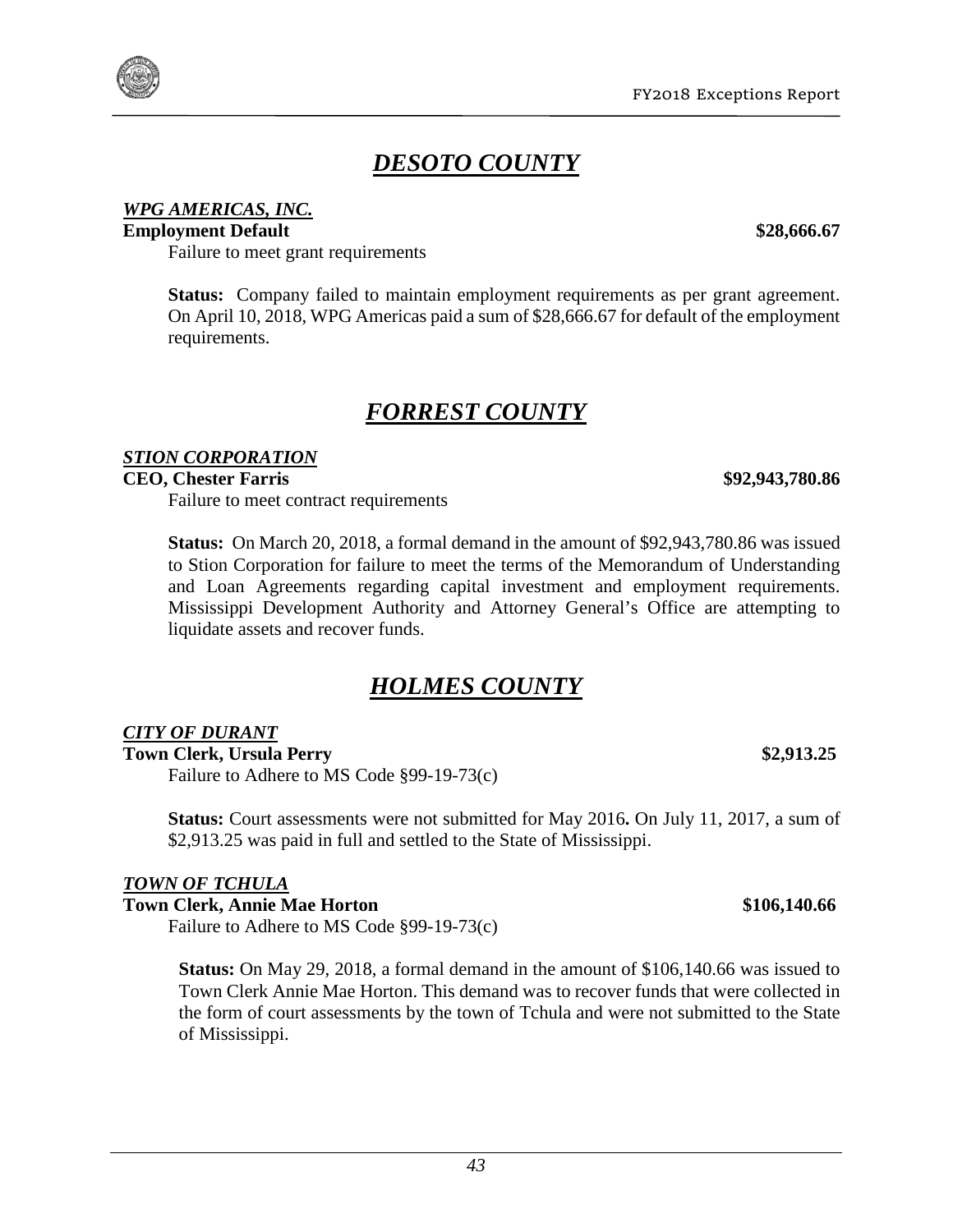## *DESOTO COUNTY*

***WPG AMERICAS, INC.***

**Employment Default** **$28,666.67**

Failure to meet grant requirements

**Status:** Company failed to maintain employment requirements as per grant agreement. On April 10, 2018, WPG Americas paid a sum of $28,666.67 for default of the employment requirements.

## *FORREST COUNTY*

***STION CORPORATION***

**CEO, Chester Farris** **$92,943,780.86**

Failure to meet contract requirements

**Status:** On March 20, 2018, a formal demand in the amount of $92,943,780.86 was issued to Stion Corporation for failure to meet the terms of the Memorandum of Understanding and Loan Agreements regarding capital investment and employment requirements. Mississippi Development Authority and Attorney General's Office are attempting to liquidate assets and recover funds.

## *HOLMES COUNTY*

***CITY OF DURANT***

**Town Clerk, Ursula Perry** **$2,913.25**

Failure to Adhere to MS Code §99-19-73(c)

**Status:** Court assessments were not submitted for May 2016**.** On July 11, 2017, a sum of $2,913.25 was paid in full and settled to the State of Mississippi.

***TOWN OF TCHULA***

**Town Clerk, Annie Mae Horton** **$106,140.66**

Failure to Adhere to MS Code §99-19-73(c)

**Status:** On May 29, 2018, a formal demand in the amount of $106,140.66 was issued to Town Clerk Annie Mae Horton. This demand was to recover funds that were collected in the form of court assessments by the town of Tchula and were not submitted to the State of Mississippi.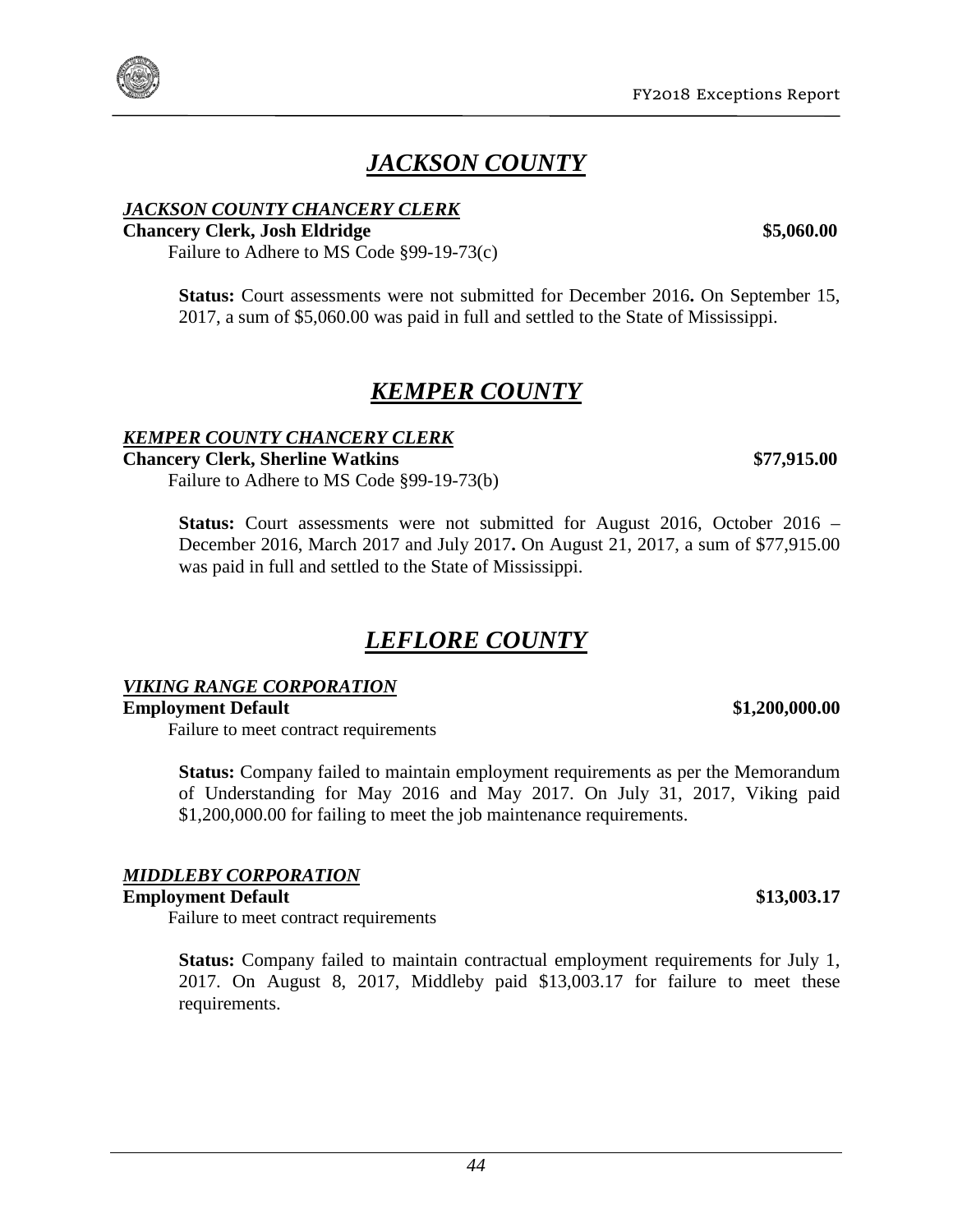# *JACKSON COUNTY*

***JACKSON COUNTY CHANCERY CLERK***

**Chancery Clerk, Josh Eldridge** **\$5,060.00**

Failure to Adhere to MS Code §99-19-73(c)

> **Status:** Court assessments were not submitted for December 2016**.** On September 15, 2017, a sum of \$5,060.00 was paid in full and settled to the State of Mississippi.

# *KEMPER COUNTY*

***KEMPER COUNTY CHANCERY CLERK***

**Chancery Clerk, Sherline Watkins** **\$77,915.00**

Failure to Adhere to MS Code §99-19-73(b)

> **Status:** Court assessments were not submitted for August 2016, October 2016 – December 2016, March 2017 and July 2017**.** On August 21, 2017, a sum of \$77,915.00 was paid in full and settled to the State of Mississippi.

# *LEFLORE COUNTY*

***VIKING RANGE CORPORATION***

**Employment Default** **\$1,200,000.00**

Failure to meet contract requirements

> **Status:** Company failed to maintain employment requirements as per the Memorandum of Understanding for May 2016 and May 2017. On July 31, 2017, Viking paid \$1,200,000.00 for failing to meet the job maintenance requirements.

***MIDDLEBY CORPORATION***

**Employment Default** **\$13,003.17**

Failure to meet contract requirements

> **Status:** Company failed to maintain contractual employment requirements for July 1, 2017. On August 8, 2017, Middleby paid \$13,003.17 for failure to meet these requirements.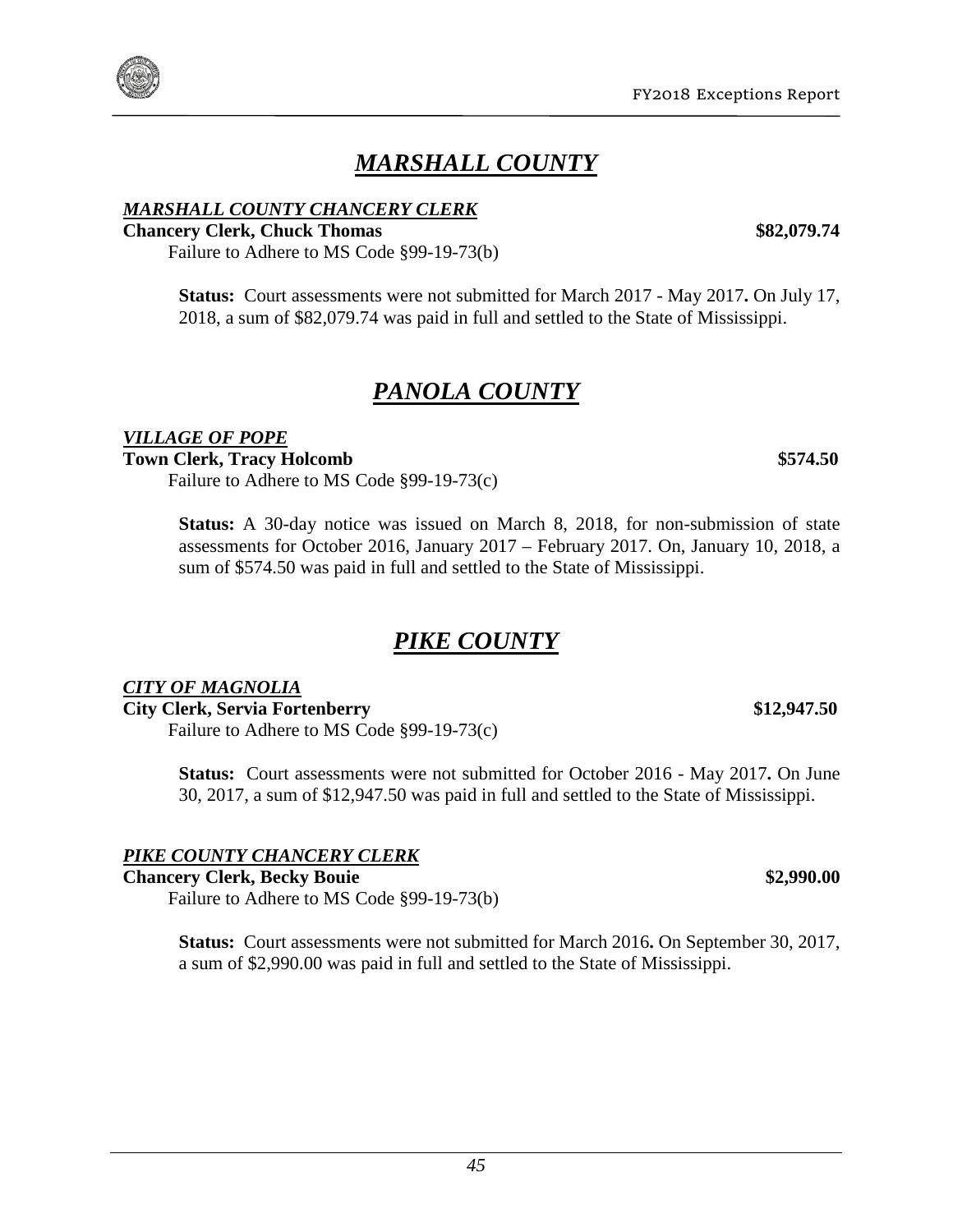# *MARSHALL COUNTY*

***MARSHALL COUNTY CHANCERY CLERK***

**Chancery Clerk, Chuck Thomas** **$82,079.74**

Failure to Adhere to MS Code §99-19-73(b)

> **Status:** Court assessments were not submitted for March 2017 - May 2017**.** On July 17, 2018, a sum of $82,079.74 was paid in full and settled to the State of Mississippi.

# *PANOLA COUNTY*

***VILLAGE OF POPE***

**Town Clerk, Tracy Holcomb** **$574.50**

Failure to Adhere to MS Code §99-19-73(c)

> **Status:** A 30-day notice was issued on March 8, 2018, for non-submission of state assessments for October 2016, January 2017 – February 2017. On, January 10, 2018, a sum of $574.50 was paid in full and settled to the State of Mississippi.

# *PIKE COUNTY*

***CITY OF MAGNOLIA***

**City Clerk, Servia Fortenberry** **$12,947.50**

Failure to Adhere to MS Code §99-19-73(c)

> **Status:** Court assessments were not submitted for October 2016 - May 2017**.** On June 30, 2017, a sum of $12,947.50 was paid in full and settled to the State of Mississippi.

***PIKE COUNTY CHANCERY CLERK***

**Chancery Clerk, Becky Bouie** **$2,990.00**

Failure to Adhere to MS Code §99-19-73(b)

> **Status:** Court assessments were not submitted for March 2016**.** On September 30, 2017, a sum of $2,990.00 was paid in full and settled to the State of Mississippi.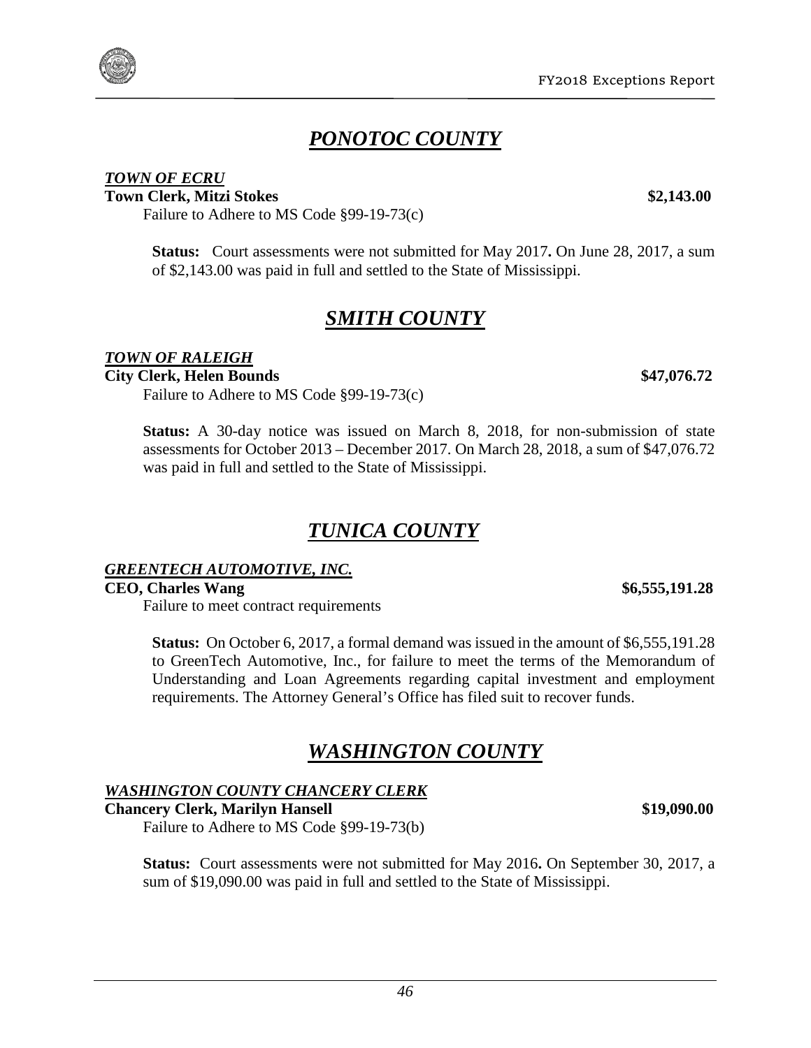# *PONOTOC COUNTY*

***TOWN OF ECRU***

**Town Clerk, Mitzi Stokes** **$2,143.00**

Failure to Adhere to MS Code §99-19-73(c)

**Status:** Court assessments were not submitted for May 2017**.** On June 28, 2017, a sum of $2,143.00 was paid in full and settled to the State of Mississippi.

# *SMITH COUNTY*

***TOWN OF RALEIGH***

**City Clerk, Helen Bounds** **$47,076.72**

Failure to Adhere to MS Code §99-19-73(c)

**Status:** A 30-day notice was issued on March 8, 2018, for non-submission of state assessments for October 2013 – December 2017. On March 28, 2018, a sum of $47,076.72 was paid in full and settled to the State of Mississippi.

# *TUNICA COUNTY*

***GREENTECH AUTOMOTIVE, INC.***

**CEO, Charles Wang** **$6,555,191.28**

Failure to meet contract requirements

**Status:** On October 6, 2017, a formal demand was issued in the amount of $6,555,191.28 to GreenTech Automotive, Inc., for failure to meet the terms of the Memorandum of Understanding and Loan Agreements regarding capital investment and employment requirements. The Attorney General's Office has filed suit to recover funds.

# *WASHINGTON COUNTY*

***WASHINGTON COUNTY CHANCERY CLERK***

**Chancery Clerk, Marilyn Hansell** **$19,090.00**

Failure to Adhere to MS Code §99-19-73(b)

**Status:** Court assessments were not submitted for May 2016**.** On September 30, 2017, a sum of $19,090.00 was paid in full and settled to the State of Mississippi.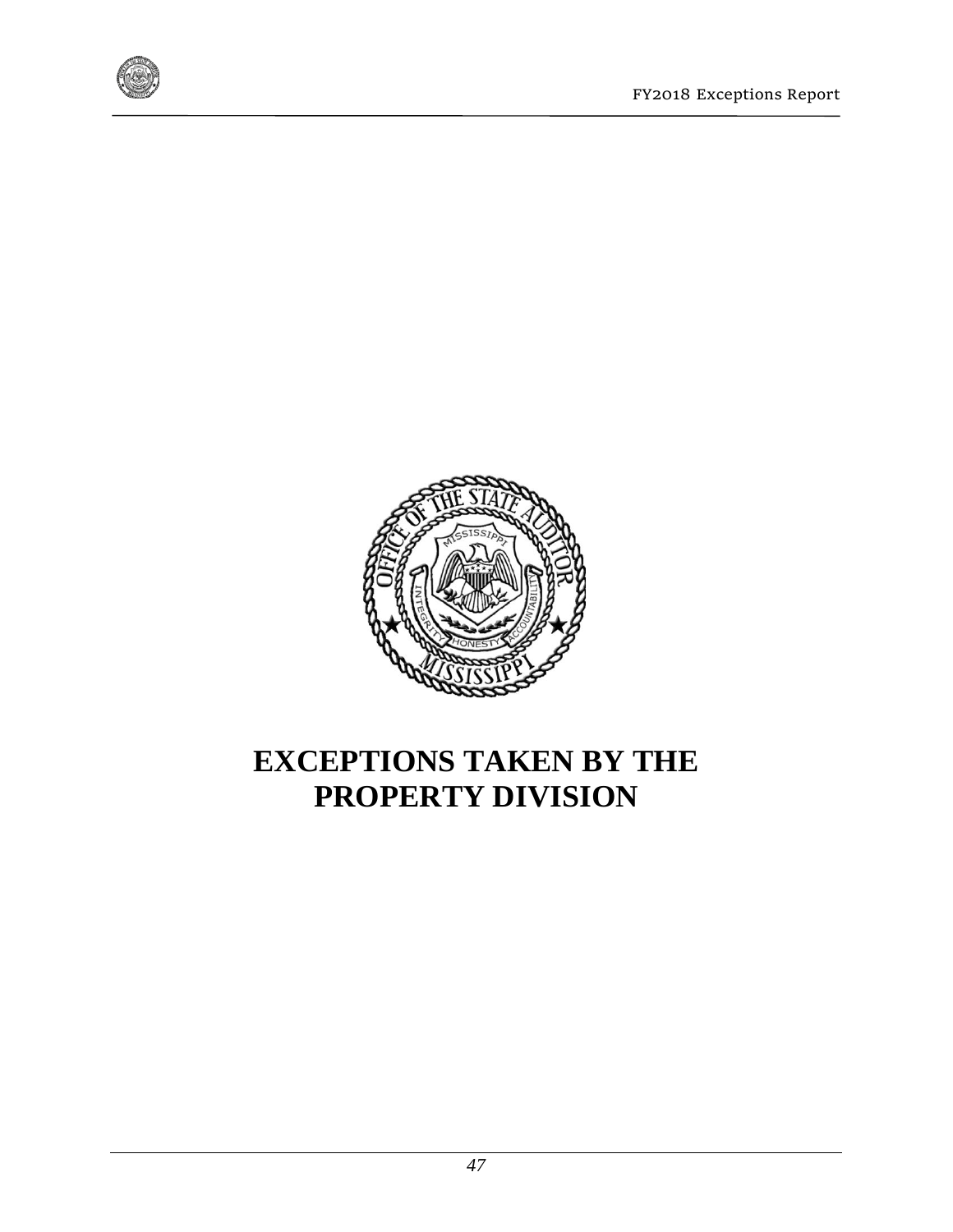# EXCEPTIONS TAKEN BY THE PROPERTY DIVISION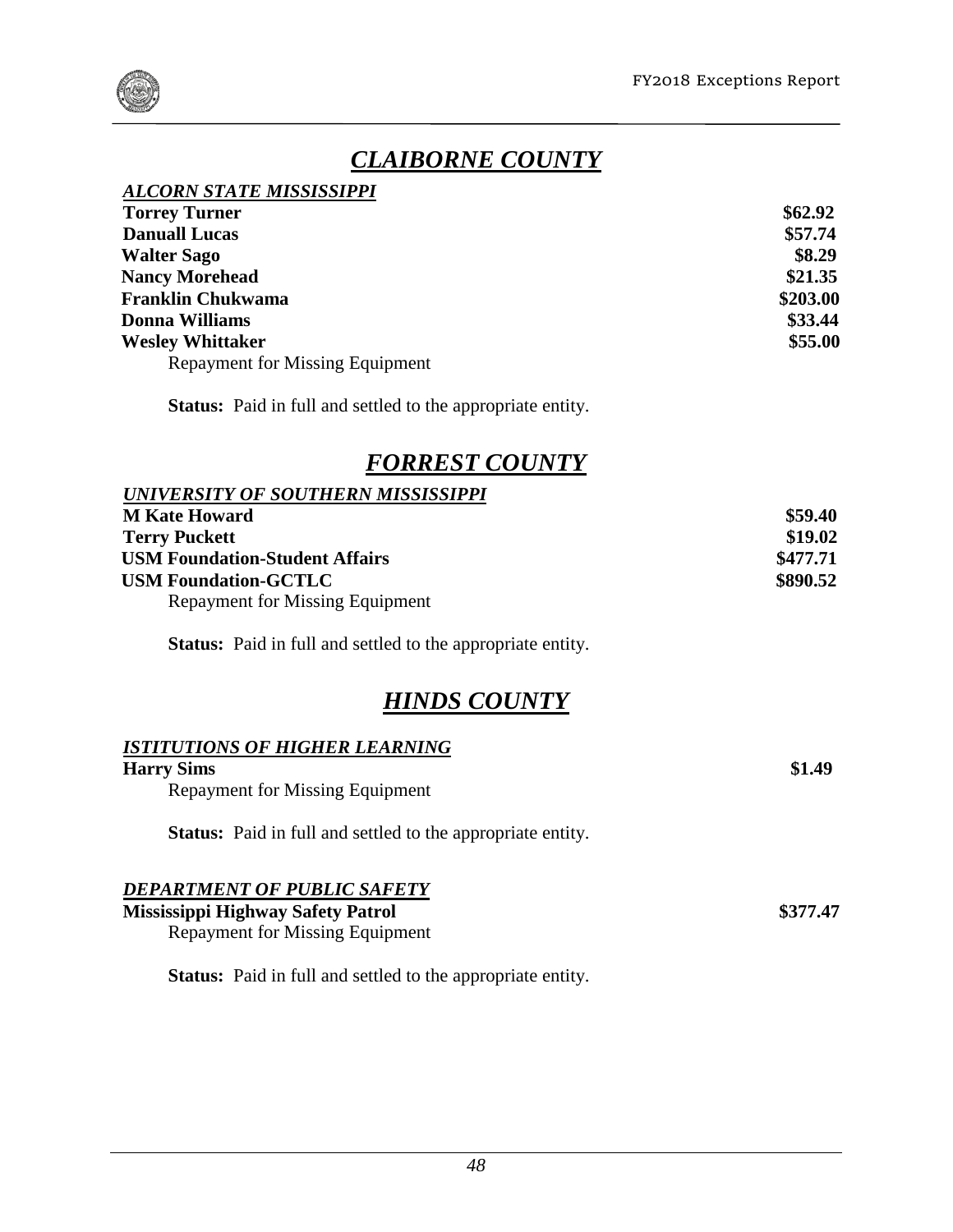## *CLAIBORNE COUNTY*

***ALCORN STATE MISSISSIPPI***

| | |
|---|---|
| **Torrey Turner** | **$62.92** |
| **Danuall Lucas** | **$57.74** |
| **Walter Sago** | **$8.29** |
| **Nancy Morehead** | **$21.35** |
| **Franklin Chukwama** | **$203.00** |
| **Donna Williams** | **$33.44** |
| **Wesley Whittaker** | **$55.00** |

Repayment for Missing Equipment

**Status:** Paid in full and settled to the appropriate entity.

## *FORREST COUNTY*

***UNIVERSITY OF SOUTHERN MISSISSIPPI***

| | |
|---|---|
| **M Kate Howard** | **$59.40** |
| **Terry Puckett** | **$19.02** |
| **USM Foundation-Student Affairs** | **$477.71** |
| **USM Foundation-GCTLC** | **$890.52** |

Repayment for Missing Equipment

**Status:** Paid in full and settled to the appropriate entity.

## *HINDS COUNTY*

***ISTITUTIONS OF HIGHER LEARNING***

**Harry Sims** **$1.49**

Repayment for Missing Equipment

**Status:** Paid in full and settled to the appropriate entity.

***DEPARTMENT OF PUBLIC SAFETY***

**Mississippi Highway Safety Patrol** **$377.47**

Repayment for Missing Equipment

**Status:** Paid in full and settled to the appropriate entity.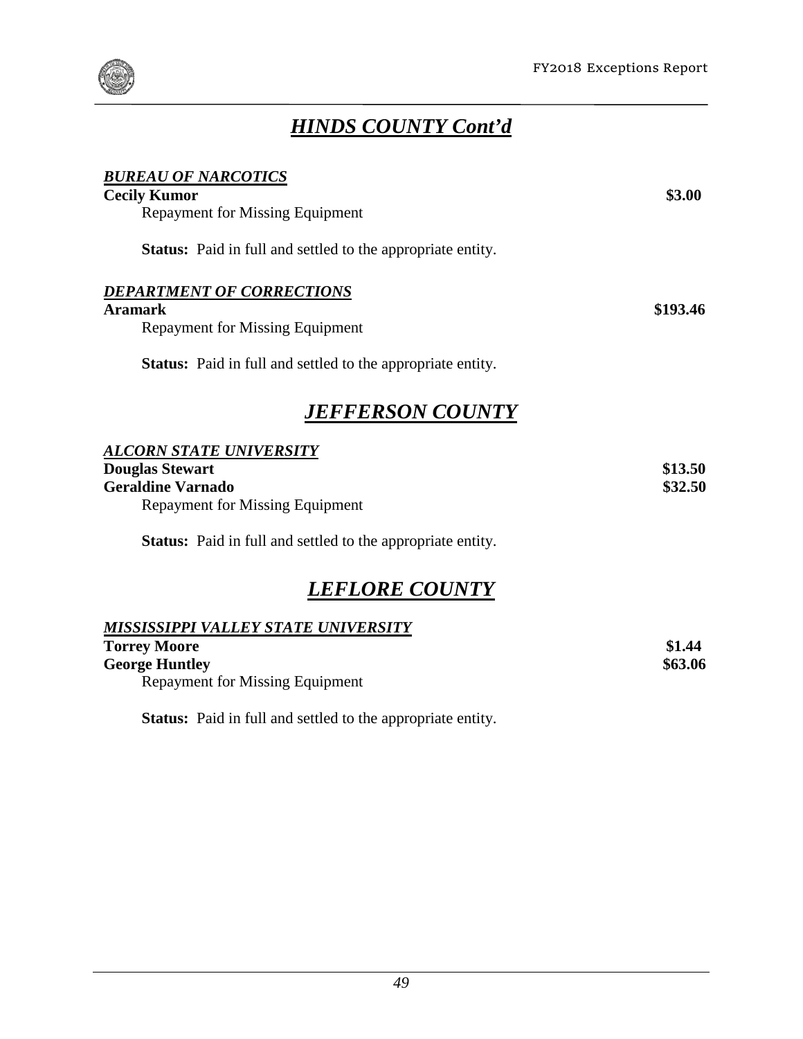## *HINDS COUNTY Cont'd*

***BUREAU OF NARCOTICS***

**Cecily Kumor** **$3.00**

Repayment for Missing Equipment

**Status:** Paid in full and settled to the appropriate entity.

***DEPARTMENT OF CORRECTIONS***

**Aramark** **$193.46**

Repayment for Missing Equipment

**Status:** Paid in full and settled to the appropriate entity.

## *JEFFERSON COUNTY*

***ALCORN STATE UNIVERSITY***

**Douglas Stewart** **$13.50**

**Geraldine Varnado** **$32.50**

Repayment for Missing Equipment

**Status:** Paid in full and settled to the appropriate entity.

## *LEFLORE COUNTY*

***MISSISSIPPI VALLEY STATE UNIVERSITY***

**Torrey Moore** **$1.44**

**George Huntley** **$63.06**

Repayment for Missing Equipment

**Status:** Paid in full and settled to the appropriate entity.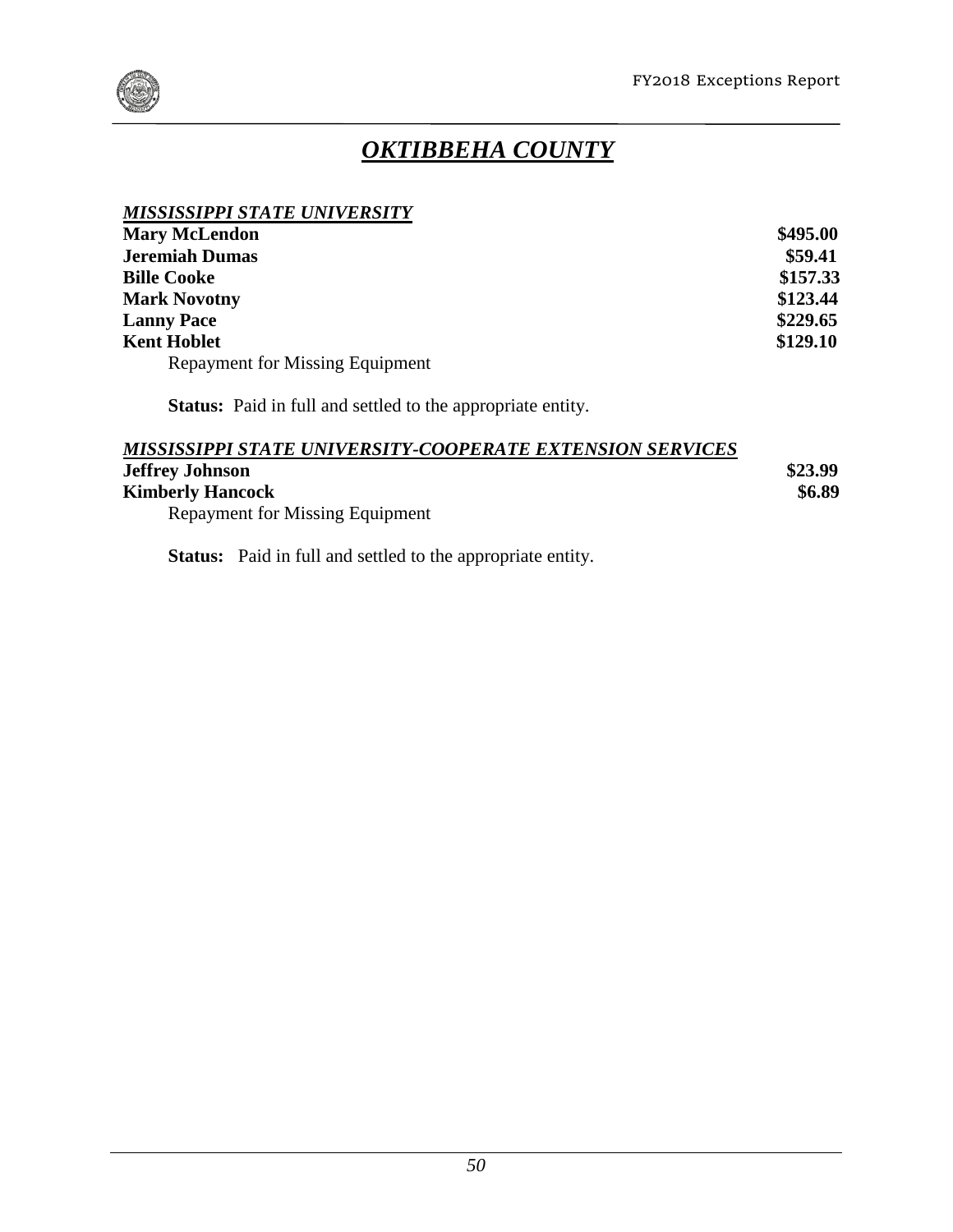# *OKTIBBEHA COUNTY*

***MISSISSIPPI STATE UNIVERSITY***

| | |
|---|---|
| **Mary McLendon** | **$495.00** |
| **Jeremiah Dumas** | **$59.41** |
| **Bille Cooke** | **$157.33** |
| **Mark Novotny** | **$123.44** |
| **Lanny Pace** | **$229.65** |
| **Kent Hoblet** | **$129.10** |

Repayment for Missing Equipment

**Status:** Paid in full and settled to the appropriate entity.

***MISSISSIPPI STATE UNIVERSITY-COOPERATE EXTENSION SERVICES***

| | |
|---|---|
| **Jeffrey Johnson** | **$23.99** |
| **Kimberly Hancock** | **$6.89** |

Repayment for Missing Equipment

**Status:** Paid in full and settled to the appropriate entity.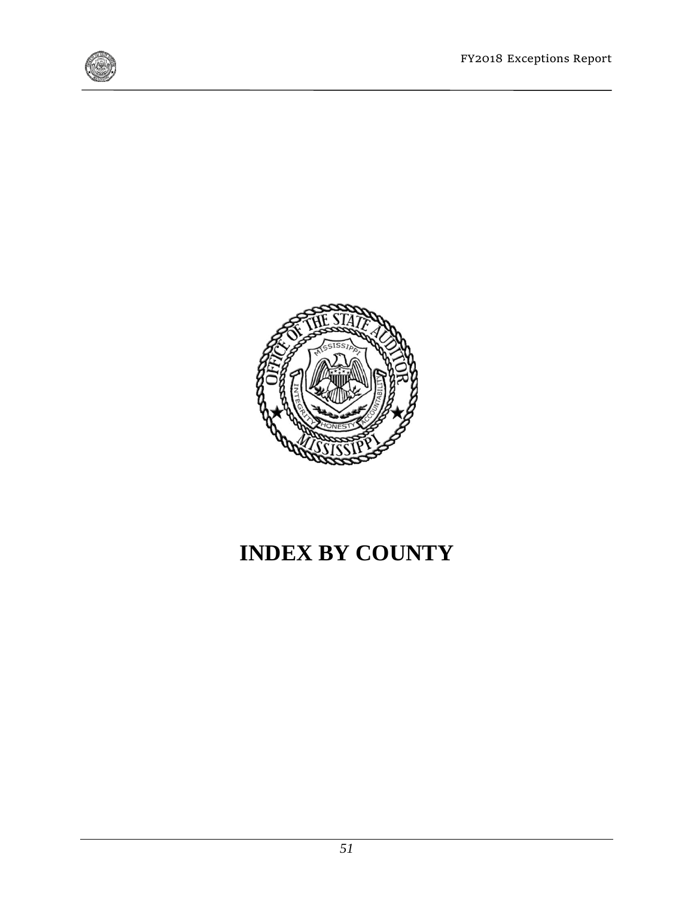# INDEX BY COUNTY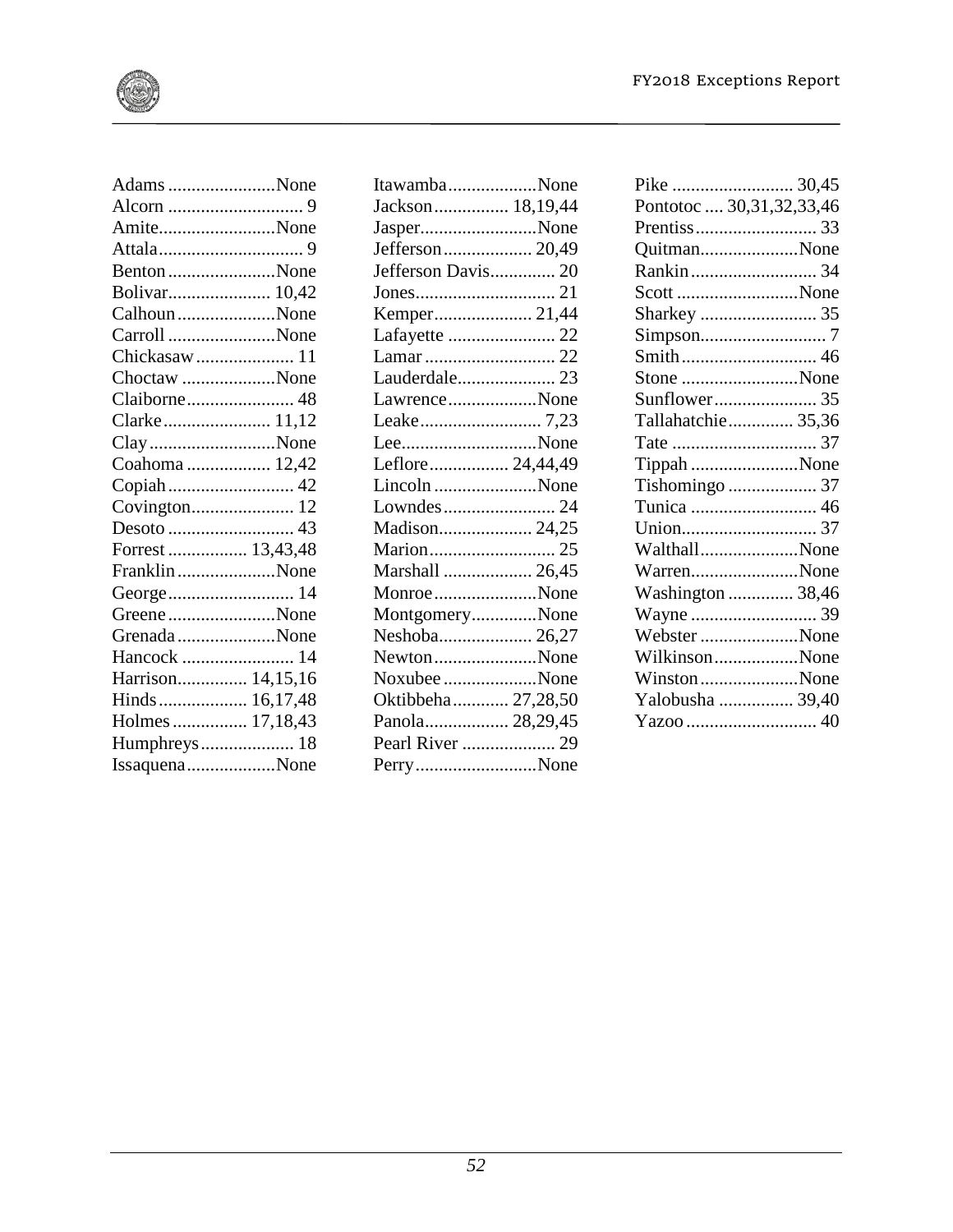| County | Page(s) |
|---|---|
| Adams | None |
| Alcorn | 9 |
| Amite | None |
| Attala | 9 |
| Benton | None |
| Bolivar | 10,42 |
| Calhoun | None |
| Carroll | None |
| Chickasaw | 11 |
| Choctaw | None |
| Claiborne | 48 |
| Clarke | 11,12 |
| Clay | None |
| Coahoma | 12,42 |
| Copiah | 42 |
| Covington | 12 |
| Desoto | 43 |
| Forrest | 13,43,48 |
| Franklin | None |
| George | 14 |
| Greene | None |
| Grenada | None |
| Hancock | 14 |
| Harrison | 14,15,16 |
| Hinds | 16,17,48 |
| Holmes | 17,18,43 |
| Humphreys | 18 |
| Issaquena | None |
| Itawamba | None |
| Jackson | 18,19,44 |
| Jasper | None |
| Jefferson | 20,49 |
| Jefferson Davis | 20 |
| Jones | 21 |
| Kemper | 21,44 |
| Lafayette | 22 |
| Lamar | 22 |
| Lauderdale | 23 |
| Lawrence | None |
| Leake | 7,23 |
| Lee | None |
| Leflore | 24,44,49 |
| Lincoln | None |
| Lowndes | 24 |
| Madison | 24,25 |
| Marion | 25 |
| Marshall | 26,45 |
| Monroe | None |
| Montgomery | None |
| Neshoba | 26,27 |
| Newton | None |
| Noxubee | None |
| Oktibbeha | 27,28,50 |
| Panola | 28,29,45 |
| Pearl River | 29 |
| Perry | None |
| Pike | 30,45 |
| Pontotoc | 30,31,32,33,46 |
| Prentiss | 33 |
| Quitman | None |
| Rankin | 34 |
| Scott | None |
| Sharkey | 35 |
| Simpson | 7 |
| Smith | 46 |
| Stone | None |
| Sunflower | 35 |
| Tallahatchie | 35,36 |
| Tate | 37 |
| Tippah | None |
| Tishomingo | 37 |
| Tunica | 46 |
| Union | 37 |
| Walthall | None |
| Warren | None |
| Washington | 38,46 |
| Wayne | 39 |
| Webster | None |
| Wilkinson | None |
| Winston | None |
| Yalobusha | 39,40 |
| Yazoo | 40 |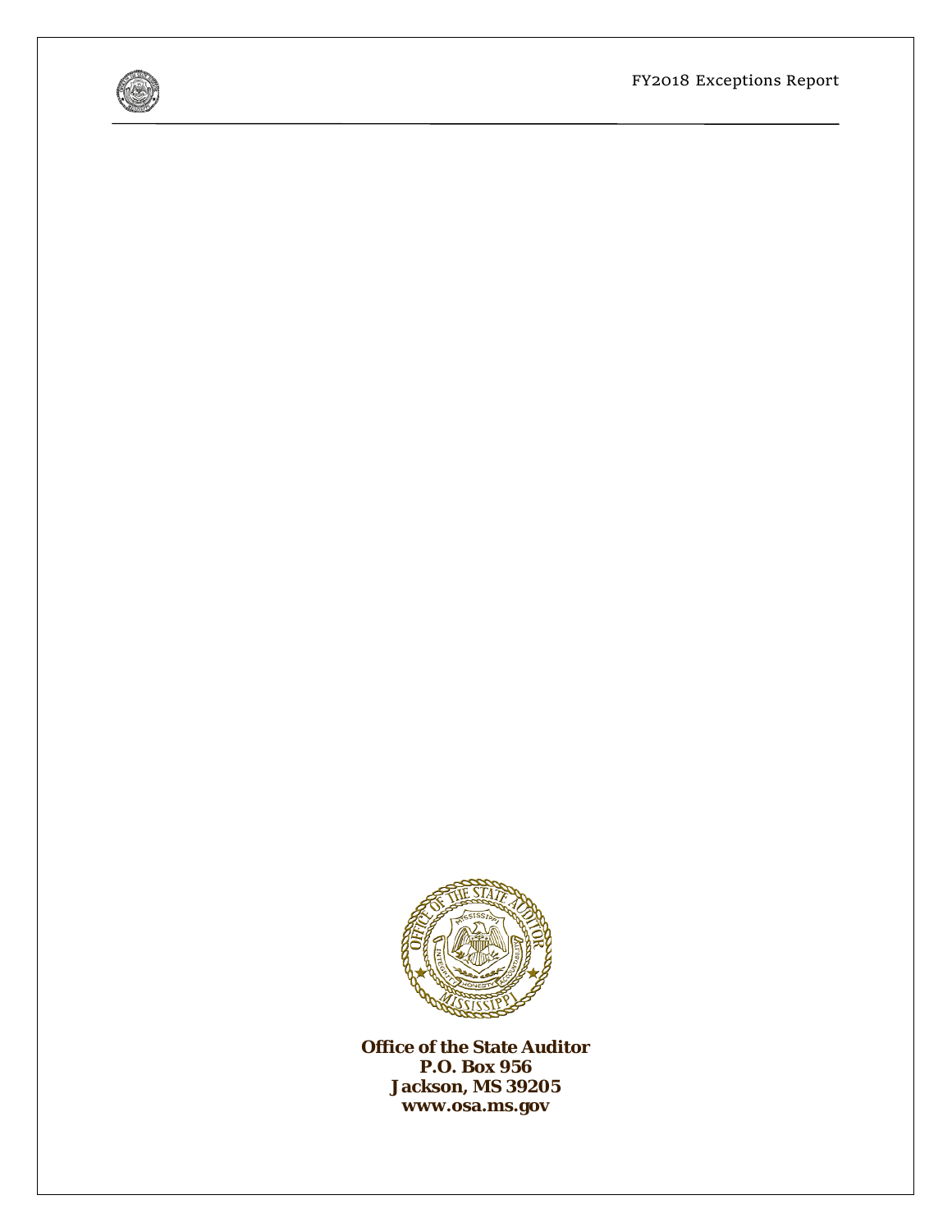**Office of the State Auditor**
**P.O. Box 956**
**Jackson, MS 39205**
**www.osa.ms.gov**